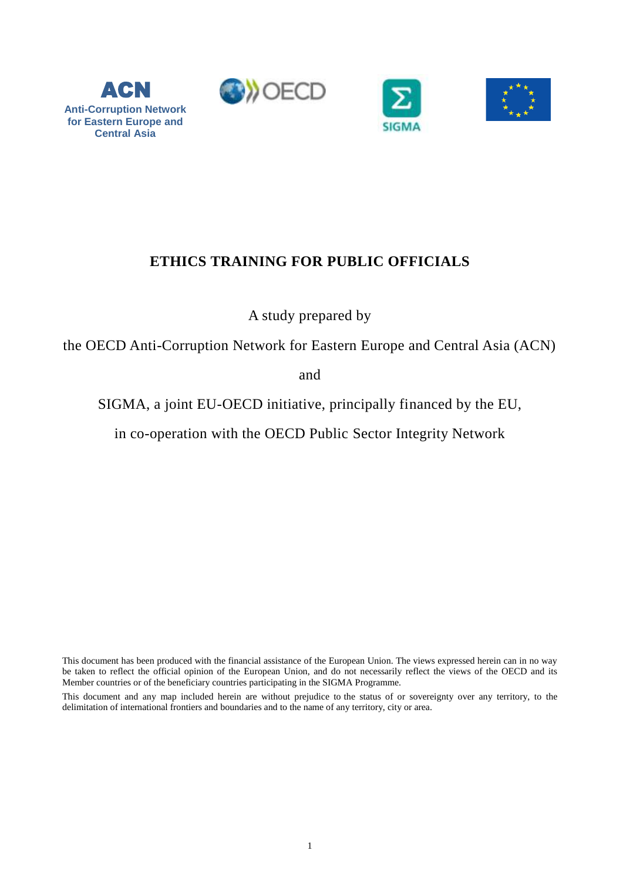**ACN**
Anti-Corruption Network for Eastern Europe and Central Asia

OECD

SIGMA

# ETHICS TRAINING FOR PUBLIC OFFICIALS

A study prepared by

the OECD Anti-Corruption Network for Eastern Europe and Central Asia (ACN)

and

SIGMA, a joint EU-OECD initiative, principally financed by the EU,

in co-operation with the OECD Public Sector Integrity Network

This document has been produced with the financial assistance of the European Union. The views expressed herein can in no way be taken to reflect the official opinion of the European Union, and do not necessarily reflect the views of the OECD and its Member countries or of the beneficiary countries participating in the SIGMA Programme.

This document and any map included herein are without prejudice to the status of or sovereignty over any territory, to the delimitation of international frontiers and boundaries and to the name of any territory, city or area.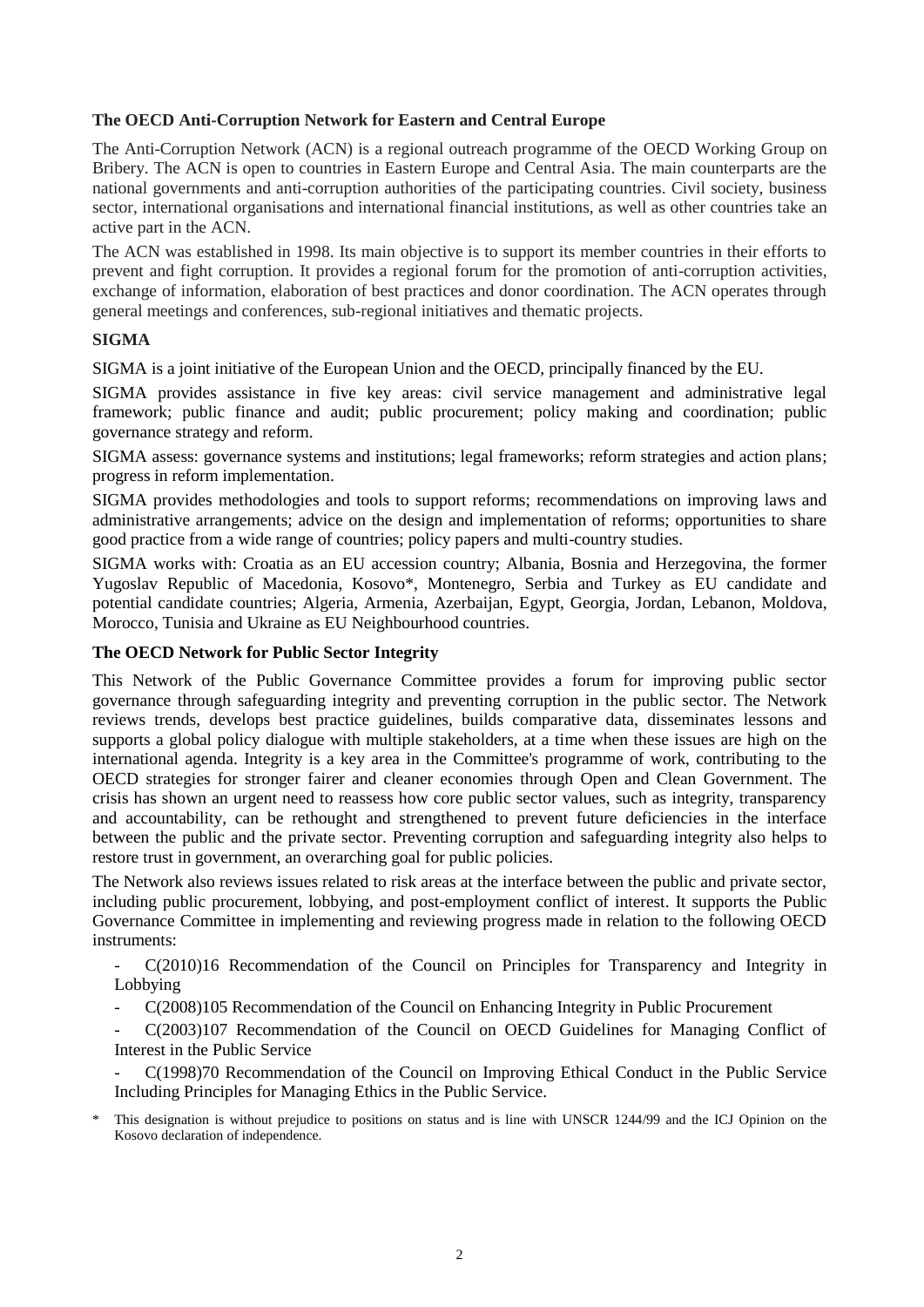**The OECD Anti-Corruption Network for Eastern and Central Europe**

The Anti-Corruption Network (ACN) is a regional outreach programme of the OECD Working Group on Bribery. The ACN is open to countries in Eastern Europe and Central Asia. The main counterparts are the national governments and anti-corruption authorities of the participating countries. Civil society, business sector, international organisations and international financial institutions, as well as other countries take an active part in the ACN.

The ACN was established in 1998. Its main objective is to support its member countries in their efforts to prevent and fight corruption. It provides a regional forum for the promotion of anti-corruption activities, exchange of information, elaboration of best practices and donor coordination. The ACN operates through general meetings and conferences, sub-regional initiatives and thematic projects.

**SIGMA**

SIGMA is a joint initiative of the European Union and the OECD, principally financed by the EU.

SIGMA provides assistance in five key areas: civil service management and administrative legal framework; public finance and audit; public procurement; policy making and coordination; public governance strategy and reform.

SIGMA assess: governance systems and institutions; legal frameworks; reform strategies and action plans; progress in reform implementation.

SIGMA provides methodologies and tools to support reforms; recommendations on improving laws and administrative arrangements; advice on the design and implementation of reforms; opportunities to share good practice from a wide range of countries; policy papers and multi-country studies.

SIGMA works with: Croatia as an EU accession country; Albania, Bosnia and Herzegovina, the former Yugoslav Republic of Macedonia, Kosovo*, Montenegro, Serbia and Turkey as EU candidate and potential candidate countries; Algeria, Armenia, Azerbaijan, Egypt, Georgia, Jordan, Lebanon, Moldova, Morocco, Tunisia and Ukraine as EU Neighbourhood countries.

**The OECD Network for Public Sector Integrity**

This Network of the Public Governance Committee provides a forum for improving public sector governance through safeguarding integrity and preventing corruption in the public sector. The Network reviews trends, develops best practice guidelines, builds comparative data, disseminates lessons and supports a global policy dialogue with multiple stakeholders, at a time when these issues are high on the international agenda. Integrity is a key area in the Committee's programme of work, contributing to the OECD strategies for stronger fairer and cleaner economies through Open and Clean Government. The crisis has shown an urgent need to reassess how core public sector values, such as integrity, transparency and accountability, can be rethought and strengthened to prevent future deficiencies in the interface between the public and the private sector. Preventing corruption and safeguarding integrity also helps to restore trust in government, an overarching goal for public policies.

The Network also reviews issues related to risk areas at the interface between the public and private sector, including public procurement, lobbying, and post-employment conflict of interest. It supports the Public Governance Committee in implementing and reviewing progress made in relation to the following OECD instruments:

- C(2010)16 Recommendation of the Council on Principles for Transparency and Integrity in Lobbying
- C(2008)105 Recommendation of the Council on Enhancing Integrity in Public Procurement
- C(2003)107 Recommendation of the Council on OECD Guidelines for Managing Conflict of Interest in the Public Service
- C(1998)70 Recommendation of the Council on Improving Ethical Conduct in the Public Service Including Principles for Managing Ethics in the Public Service.

\* This designation is without prejudice to positions on status and is line with UNSCR 1244/99 and the ICJ Opinion on the Kosovo declaration of independence.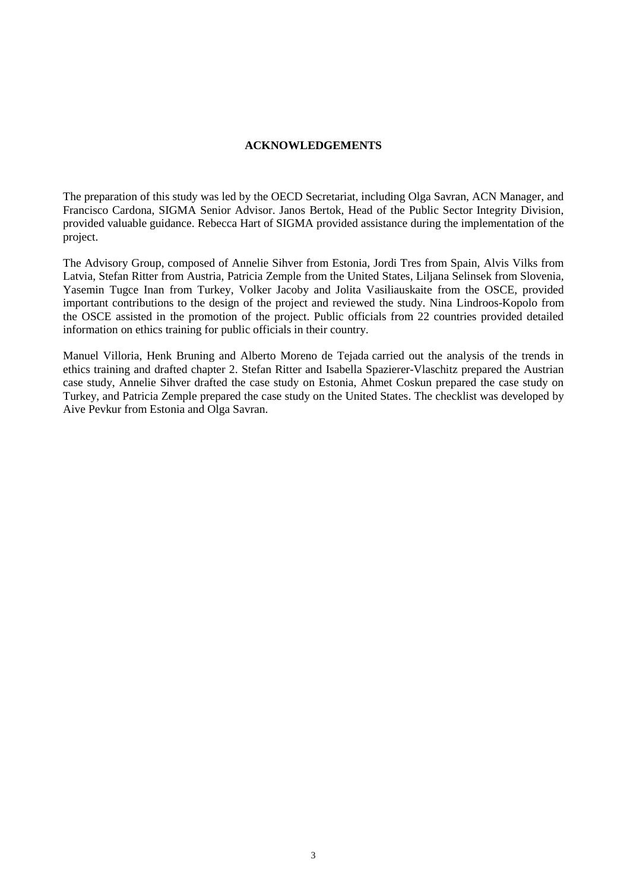# ACKNOWLEDGEMENTS

The preparation of this study was led by the OECD Secretariat, including Olga Savran, ACN Manager, and Francisco Cardona, SIGMA Senior Advisor. Janos Bertok, Head of the Public Sector Integrity Division, provided valuable guidance. Rebecca Hart of SIGMA provided assistance during the implementation of the project.

The Advisory Group, composed of Annelie Sihver from Estonia, Jordi Tres from Spain, Alvis Vilks from Latvia, Stefan Ritter from Austria, Patricia Zemple from the United States, Liljana Selinsek from Slovenia, Yasemin Tugce Inan from Turkey, Volker Jacoby and Jolita Vasiliauskaite from the OSCE, provided important contributions to the design of the project and reviewed the study. Nina Lindroos-Kopolo from the OSCE assisted in the promotion of the project. Public officials from 22 countries provided detailed information on ethics training for public officials in their country.

Manuel Villoria, Henk Bruning and Alberto Moreno de Tejada carried out the analysis of the trends in ethics training and drafted chapter 2. Stefan Ritter and Isabella Spazierer-Vlaschitz prepared the Austrian case study, Annelie Sihver drafted the case study on Estonia, Ahmet Coskun prepared the case study on Turkey, and Patricia Zemple prepared the case study on the United States. The checklist was developed by Aive Pevkur from Estonia and Olga Savran.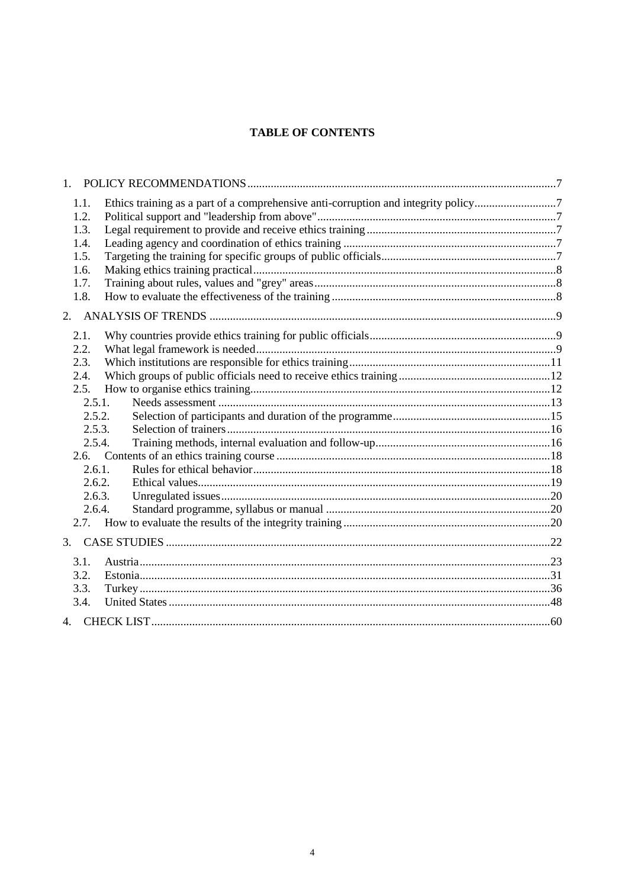**TABLE OF CONTENTS**

1. POLICY RECOMMENDATIONS ..... 7
   - 1.1. Ethics training as a part of a comprehensive anti-corruption and integrity policy ..... 7
   - 1.2. Political support and "leadership from above" ..... 7
   - 1.3. Legal requirement to provide and receive ethics training ..... 7
   - 1.4. Leading agency and coordination of ethics training ..... 7
   - 1.5. Targeting the training for specific groups of public officials ..... 7
   - 1.6. Making ethics training practical ..... 8
   - 1.7. Training about rules, values and "grey" areas ..... 8
   - 1.8. How to evaluate the effectiveness of the training ..... 8
2. ANALYSIS OF TRENDS ..... 9
   - 2.1. Why countries provide ethics training for public officials ..... 9
   - 2.2. What legal framework is needed ..... 9
   - 2.3. Which institutions are responsible for ethics training ..... 11
   - 2.4. Which groups of public officials need to receive ethics training ..... 12
   - 2.5. How to organise ethics training ..... 12
     - 2.5.1. Needs assessment ..... 13
     - 2.5.2. Selection of participants and duration of the programme ..... 15
     - 2.5.3. Selection of trainers ..... 16
     - 2.5.4. Training methods, internal evaluation and follow-up ..... 16
   - 2.6. Contents of an ethics training course ..... 18
     - 2.6.1. Rules for ethical behavior ..... 18
     - 2.6.2. Ethical values ..... 19
     - 2.6.3. Unregulated issues ..... 20
     - 2.6.4. Standard programme, syllabus or manual ..... 20
   - 2.7. How to evaluate the results of the integrity training ..... 20
3. CASE STUDIES ..... 22
   - 3.1. Austria ..... 23
   - 3.2. Estonia ..... 31
   - 3.3. Turkey ..... 36
   - 3.4. United States ..... 48
4. CHECK LIST ..... 60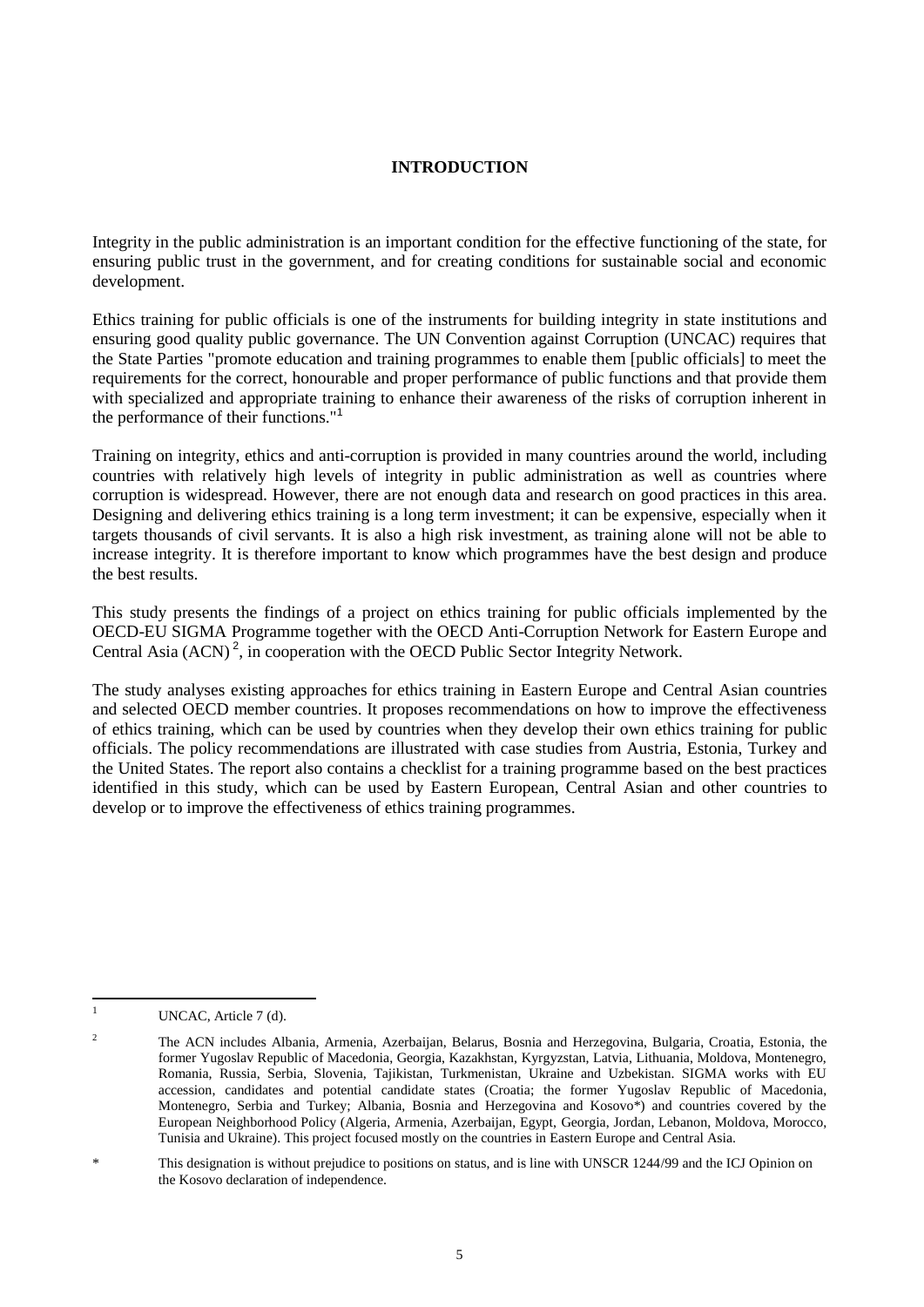# INTRODUCTION

Integrity in the public administration is an important condition for the effective functioning of the state, for ensuring public trust in the government, and for creating conditions for sustainable social and economic development.

Ethics training for public officials is one of the instruments for building integrity in state institutions and ensuring good quality public governance. The UN Convention against Corruption (UNCAC) requires that the State Parties "promote education and training programmes to enable them [public officials] to meet the requirements for the correct, honourable and proper performance of public functions and that provide them with specialized and appropriate training to enhance their awareness of the risks of corruption inherent in the performance of their functions."[1]

Training on integrity, ethics and anti-corruption is provided in many countries around the world, including countries with relatively high levels of integrity in public administration as well as countries where corruption is widespread. However, there are not enough data and research on good practices in this area. Designing and delivering ethics training is a long term investment; it can be expensive, especially when it targets thousands of civil servants. It is also a high risk investment, as training alone will not be able to increase integrity. It is therefore important to know which programmes have the best design and produce the best results.

This study presents the findings of a project on ethics training for public officials implemented by the OECD-EU SIGMA Programme together with the OECD Anti-Corruption Network for Eastern Europe and Central Asia (ACN)[2], in cooperation with the OECD Public Sector Integrity Network.

The study analyses existing approaches for ethics training in Eastern Europe and Central Asian countries and selected OECD member countries. It proposes recommendations on how to improve the effectiveness of ethics training, which can be used by countries when they develop their own ethics training for public officials. The policy recommendations are illustrated with case studies from Austria, Estonia, Turkey and the United States. The report also contains a checklist for a training programme based on the best practices identified in this study, which can be used by Eastern European, Central Asian and other countries to develop or to improve the effectiveness of ethics training programmes.

---

[1] UNCAC, Article 7 (d).

[2] The ACN includes Albania, Armenia, Azerbaijan, Belarus, Bosnia and Herzegovina, Bulgaria, Croatia, Estonia, the former Yugoslav Republic of Macedonia, Georgia, Kazakhstan, Kyrgyzstan, Latvia, Lithuania, Moldova, Montenegro, Romania, Russia, Serbia, Slovenia, Tajikistan, Turkmenistan, Ukraine and Uzbekistan. SIGMA works with EU accession, candidates and potential candidate states (Croatia; the former Yugoslav Republic of Macedonia, Montenegro, Serbia and Turkey; Albania, Bosnia and Herzegovina and Kosovo*) and countries covered by the European Neighborhood Policy (Algeria, Armenia, Azerbaijan, Egypt, Georgia, Jordan, Lebanon, Moldova, Morocco, Tunisia and Ukraine). This project focused mostly on the countries in Eastern Europe and Central Asia.

\* This designation is without prejudice to positions on status, and is line with UNSCR 1244/99 and the ICJ Opinion on the Kosovo declaration of independence.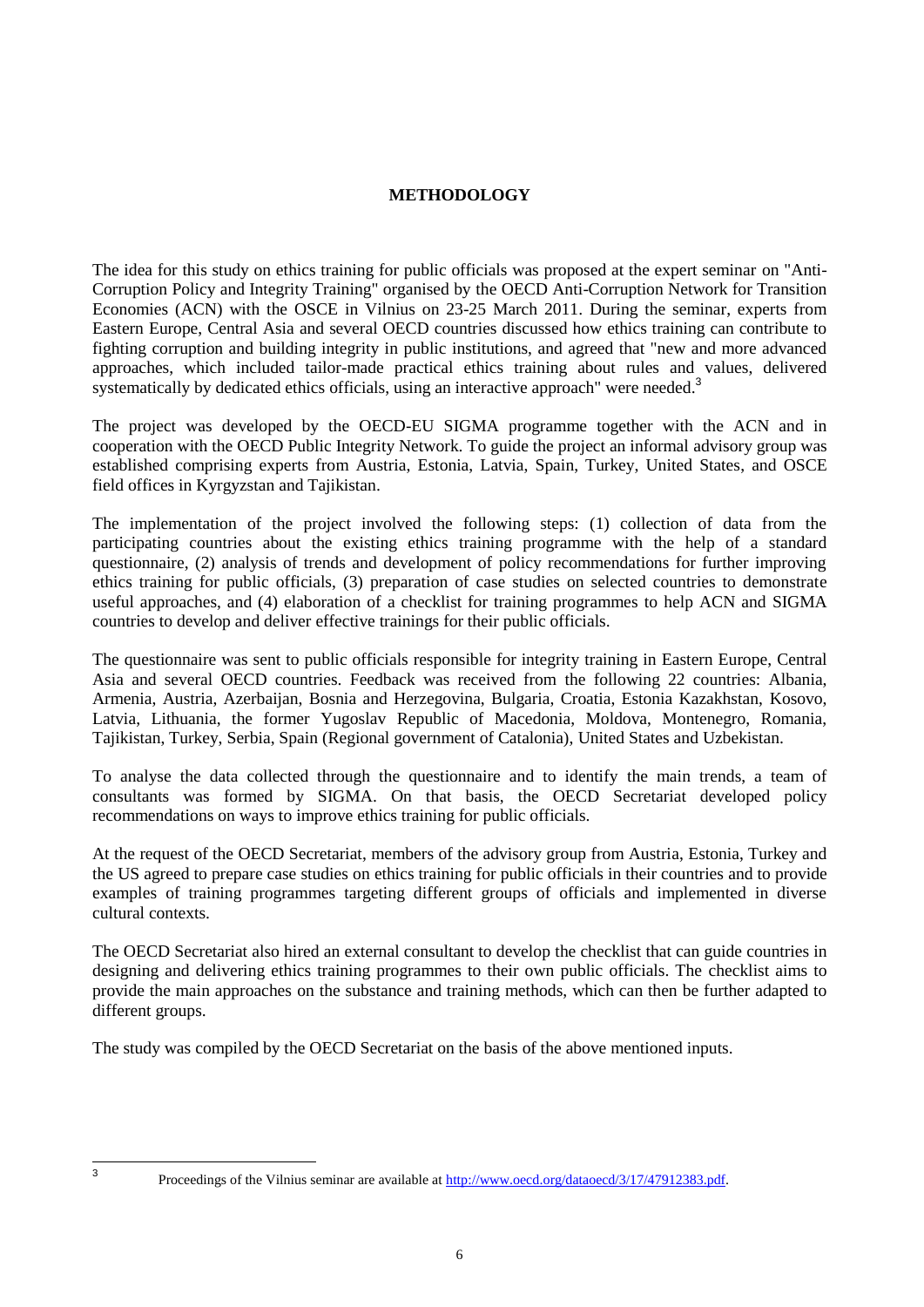## METHODOLOGY

The idea for this study on ethics training for public officials was proposed at the expert seminar on "Anti-Corruption Policy and Integrity Training" organised by the OECD Anti-Corruption Network for Transition Economies (ACN) with the OSCE in Vilnius on 23-25 March 2011. During the seminar, experts from Eastern Europe, Central Asia and several OECD countries discussed how ethics training can contribute to fighting corruption and building integrity in public institutions, and agreed that "new and more advanced approaches, which included tailor-made practical ethics training about rules and values, delivered systematically by dedicated ethics officials, using an interactive approach" were needed.[3]

The project was developed by the OECD-EU SIGMA programme together with the ACN and in cooperation with the OECD Public Integrity Network. To guide the project an informal advisory group was established comprising experts from Austria, Estonia, Latvia, Spain, Turkey, United States, and OSCE field offices in Kyrgyzstan and Tajikistan.

The implementation of the project involved the following steps: (1) collection of data from the participating countries about the existing ethics training programme with the help of a standard questionnaire, (2) analysis of trends and development of policy recommendations for further improving ethics training for public officials, (3) preparation of case studies on selected countries to demonstrate useful approaches, and (4) elaboration of a checklist for training programmes to help ACN and SIGMA countries to develop and deliver effective trainings for their public officials.

The questionnaire was sent to public officials responsible for integrity training in Eastern Europe, Central Asia and several OECD countries. Feedback was received from the following 22 countries: Albania, Armenia, Austria, Azerbaijan, Bosnia and Herzegovina, Bulgaria, Croatia, Estonia Kazakhstan, Kosovo, Latvia, Lithuania, the former Yugoslav Republic of Macedonia, Moldova, Montenegro, Romania, Tajikistan, Turkey, Serbia, Spain (Regional government of Catalonia), United States and Uzbekistan.

To analyse the data collected through the questionnaire and to identify the main trends, a team of consultants was formed by SIGMA. On that basis, the OECD Secretariat developed policy recommendations on ways to improve ethics training for public officials.

At the request of the OECD Secretariat, members of the advisory group from Austria, Estonia, Turkey and the US agreed to prepare case studies on ethics training for public officials in their countries and to provide examples of training programmes targeting different groups of officials and implemented in diverse cultural contexts.

The OECD Secretariat also hired an external consultant to develop the checklist that can guide countries in designing and delivering ethics training programmes to their own public officials. The checklist aims to provide the main approaches on the substance and training methods, which can then be further adapted to different groups.

The study was compiled by the OECD Secretariat on the basis of the above mentioned inputs.

---

[3] Proceedings of the Vilnius seminar are available at http://www.oecd.org/dataoecd/3/17/47912383.pdf.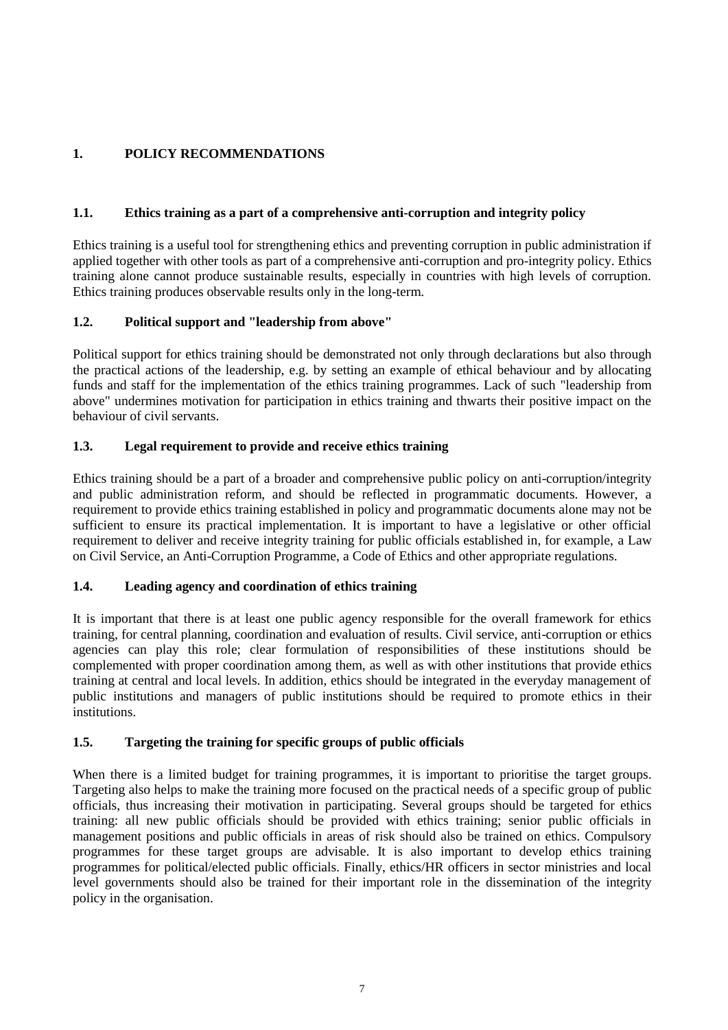# 1. POLICY RECOMMENDATIONS

## 1.1. Ethics training as a part of a comprehensive anti-corruption and integrity policy

Ethics training is a useful tool for strengthening ethics and preventing corruption in public administration if applied together with other tools as part of a comprehensive anti-corruption and pro-integrity policy. Ethics training alone cannot produce sustainable results, especially in countries with high levels of corruption. Ethics training produces observable results only in the long-term.

## 1.2. Political support and "leadership from above"

Political support for ethics training should be demonstrated not only through declarations but also through the practical actions of the leadership, e.g. by setting an example of ethical behaviour and by allocating funds and staff for the implementation of the ethics training programmes. Lack of such "leadership from above" undermines motivation for participation in ethics training and thwarts their positive impact on the behaviour of civil servants.

## 1.3. Legal requirement to provide and receive ethics training

Ethics training should be a part of a broader and comprehensive public policy on anti-corruption/integrity and public administration reform, and should be reflected in programmatic documents. However, a requirement to provide ethics training established in policy and programmatic documents alone may not be sufficient to ensure its practical implementation. It is important to have a legislative or other official requirement to deliver and receive integrity training for public officials established in, for example, a Law on Civil Service, an Anti-Corruption Programme, a Code of Ethics and other appropriate regulations.

## 1.4. Leading agency and coordination of ethics training

It is important that there is at least one public agency responsible for the overall framework for ethics training, for central planning, coordination and evaluation of results. Civil service, anti-corruption or ethics agencies can play this role; clear formulation of responsibilities of these institutions should be complemented with proper coordination among them, as well as with other institutions that provide ethics training at central and local levels. In addition, ethics should be integrated in the everyday management of public institutions and managers of public institutions should be required to promote ethics in their institutions.

## 1.5. Targeting the training for specific groups of public officials

When there is a limited budget for training programmes, it is important to prioritise the target groups. Targeting also helps to make the training more focused on the practical needs of a specific group of public officials, thus increasing their motivation in participating. Several groups should be targeted for ethics training: all new public officials should be provided with ethics training; senior public officials in management positions and public officials in areas of risk should also be trained on ethics. Compulsory programmes for these target groups are advisable. It is also important to develop ethics training programmes for political/elected public officials. Finally, ethics/HR officers in sector ministries and local level governments should also be trained for their important role in the dissemination of the integrity policy in the organisation.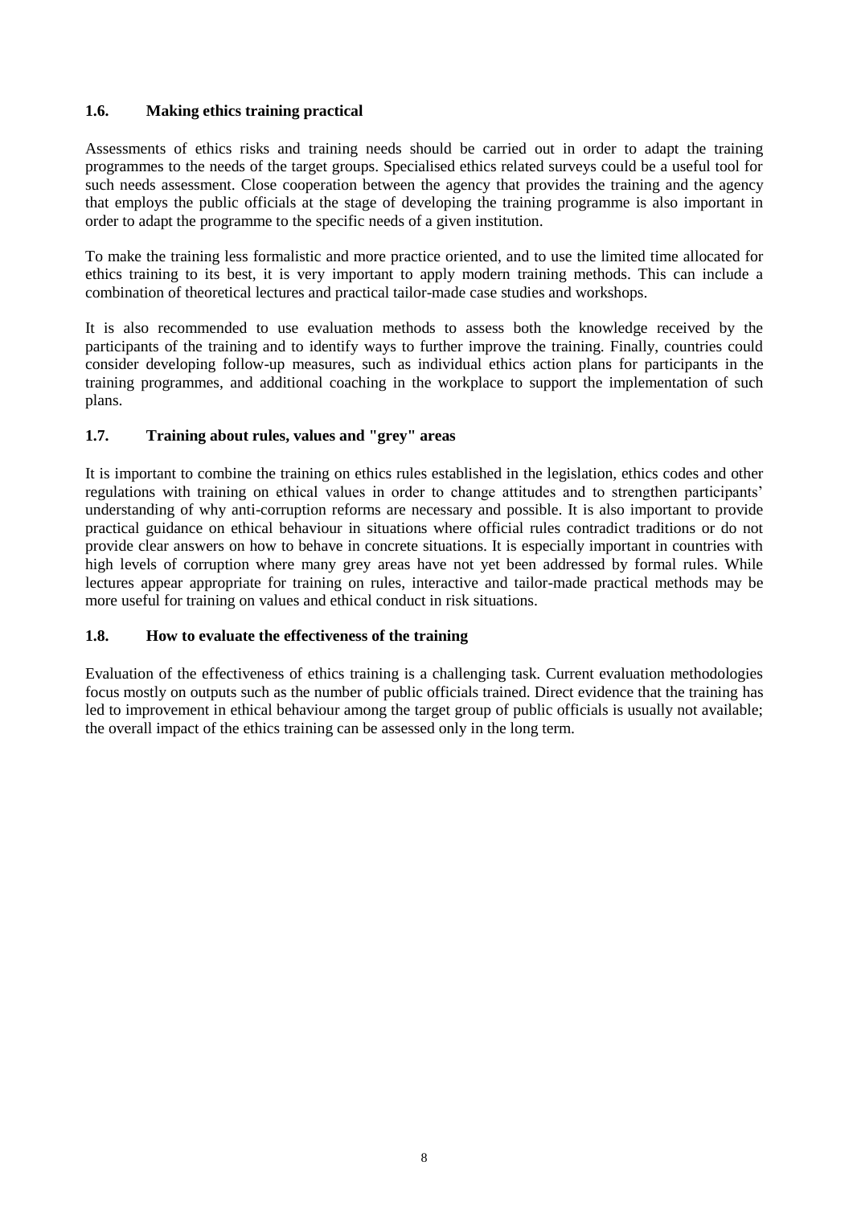### 1.6. Making ethics training practical

Assessments of ethics risks and training needs should be carried out in order to adapt the training programmes to the needs of the target groups. Specialised ethics related surveys could be a useful tool for such needs assessment. Close cooperation between the agency that provides the training and the agency that employs the public officials at the stage of developing the training programme is also important in order to adapt the programme to the specific needs of a given institution.

To make the training less formalistic and more practice oriented, and to use the limited time allocated for ethics training to its best, it is very important to apply modern training methods. This can include a combination of theoretical lectures and practical tailor-made case studies and workshops.

It is also recommended to use evaluation methods to assess both the knowledge received by the participants of the training and to identify ways to further improve the training. Finally, countries could consider developing follow-up measures, such as individual ethics action plans for participants in the training programmes, and additional coaching in the workplace to support the implementation of such plans.

### 1.7. Training about rules, values and "grey" areas

It is important to combine the training on ethics rules established in the legislation, ethics codes and other regulations with training on ethical values in order to change attitudes and to strengthen participants' understanding of why anti-corruption reforms are necessary and possible. It is also important to provide practical guidance on ethical behaviour in situations where official rules contradict traditions or do not provide clear answers on how to behave in concrete situations. It is especially important in countries with high levels of corruption where many grey areas have not yet been addressed by formal rules. While lectures appear appropriate for training on rules, interactive and tailor-made practical methods may be more useful for training on values and ethical conduct in risk situations.

### 1.8. How to evaluate the effectiveness of the training

Evaluation of the effectiveness of ethics training is a challenging task. Current evaluation methodologies focus mostly on outputs such as the number of public officials trained. Direct evidence that the training has led to improvement in ethical behaviour among the target group of public officials is usually not available; the overall impact of the ethics training can be assessed only in the long term.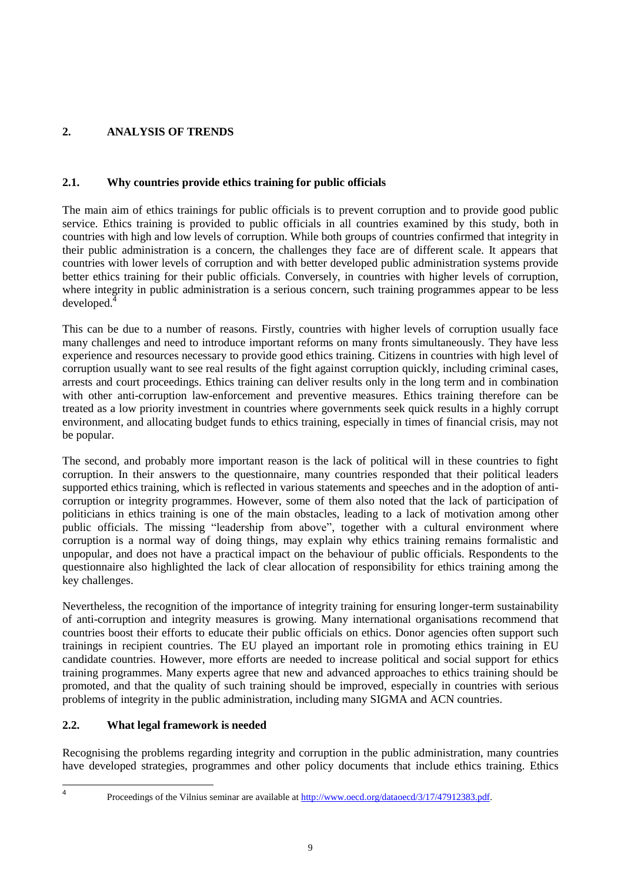## 2. ANALYSIS OF TRENDS

### 2.1. Why countries provide ethics training for public officials

The main aim of ethics trainings for public officials is to prevent corruption and to provide good public service. Ethics training is provided to public officials in all countries examined by this study, both in countries with high and low levels of corruption. While both groups of countries confirmed that integrity in their public administration is a concern, the challenges they face are of different scale. It appears that countries with lower levels of corruption and with better developed public administration systems provide better ethics training for their public officials. Conversely, in countries with higher levels of corruption, where integrity in public administration is a serious concern, such training programmes appear to be less developed.[4]

This can be due to a number of reasons. Firstly, countries with higher levels of corruption usually face many challenges and need to introduce important reforms on many fronts simultaneously. They have less experience and resources necessary to provide good ethics training. Citizens in countries with high level of corruption usually want to see real results of the fight against corruption quickly, including criminal cases, arrests and court proceedings. Ethics training can deliver results only in the long term and in combination with other anti-corruption law-enforcement and preventive measures. Ethics training therefore can be treated as a low priority investment in countries where governments seek quick results in a highly corrupt environment, and allocating budget funds to ethics training, especially in times of financial crisis, may not be popular.

The second, and probably more important reason is the lack of political will in these countries to fight corruption. In their answers to the questionnaire, many countries responded that their political leaders supported ethics training, which is reflected in various statements and speeches and in the adoption of anti-corruption or integrity programmes. However, some of them also noted that the lack of participation of politicians in ethics training is one of the main obstacles, leading to a lack of motivation among other public officials. The missing "leadership from above", together with a cultural environment where corruption is a normal way of doing things, may explain why ethics training remains formalistic and unpopular, and does not have a practical impact on the behaviour of public officials. Respondents to the questionnaire also highlighted the lack of clear allocation of responsibility for ethics training among the key challenges.

Nevertheless, the recognition of the importance of integrity training for ensuring longer-term sustainability of anti-corruption and integrity measures is growing. Many international organisations recommend that countries boost their efforts to educate their public officials on ethics. Donor agencies often support such trainings in recipient countries. The EU played an important role in promoting ethics training in EU candidate countries. However, more efforts are needed to increase political and social support for ethics training programmes. Many experts agree that new and advanced approaches to ethics training should be promoted, and that the quality of such training should be improved, especially in countries with serious problems of integrity in the public administration, including many SIGMA and ACN countries.

### 2.2. What legal framework is needed

Recognising the problems regarding integrity and corruption in the public administration, many countries have developed strategies, programmes and other policy documents that include ethics training. Ethics

[4] Proceedings of the Vilnius seminar are available at http://www.oecd.org/dataoecd/3/17/47912383.pdf.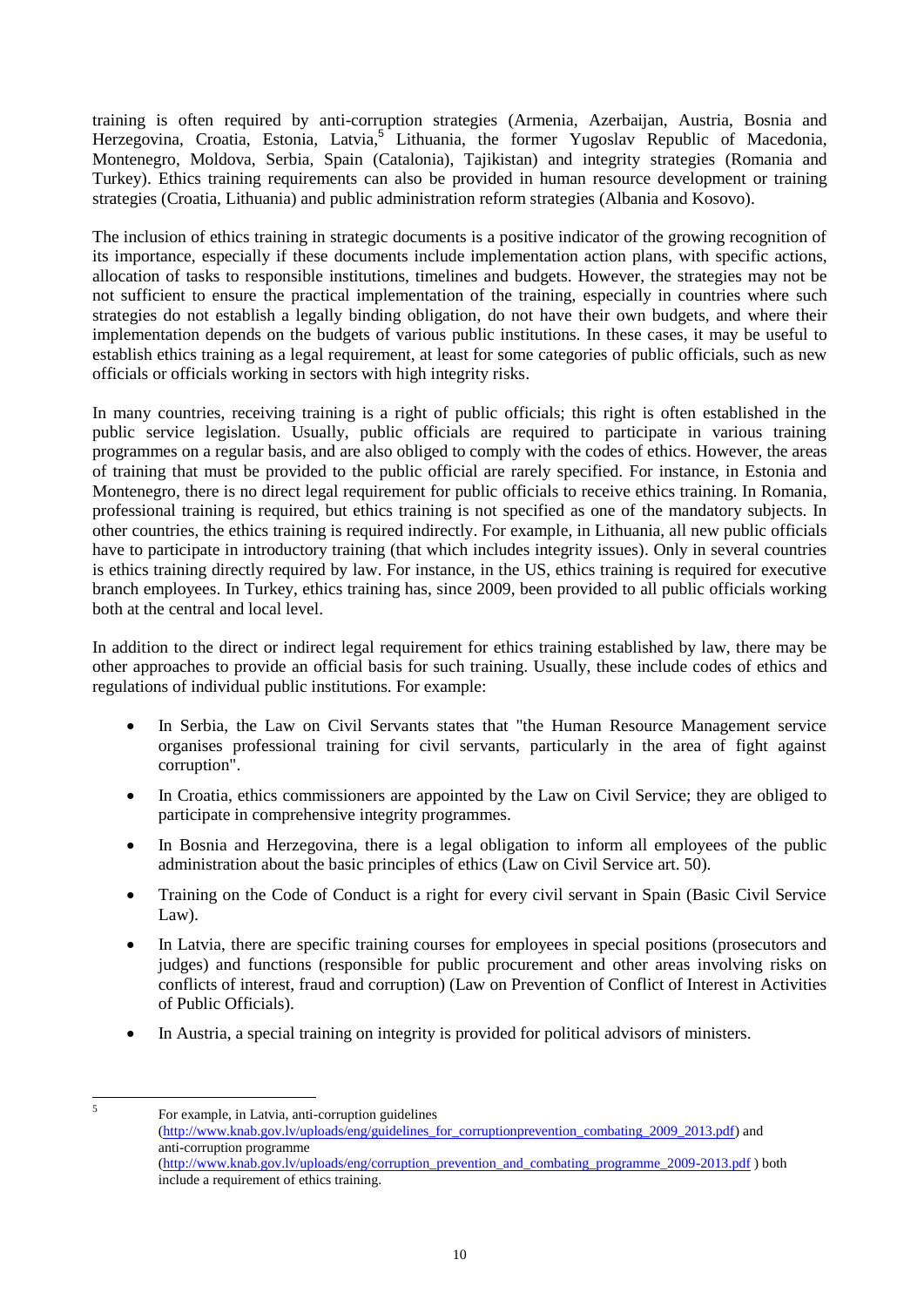training is often required by anti-corruption strategies (Armenia, Azerbaijan, Austria, Bosnia and Herzegovina, Croatia, Estonia, Latvia,[5] Lithuania, the former Yugoslav Republic of Macedonia, Montenegro, Moldova, Serbia, Spain (Catalonia), Tajikistan) and integrity strategies (Romania and Turkey). Ethics training requirements can also be provided in human resource development or training strategies (Croatia, Lithuania) and public administration reform strategies (Albania and Kosovo).

The inclusion of ethics training in strategic documents is a positive indicator of the growing recognition of its importance, especially if these documents include implementation action plans, with specific actions, allocation of tasks to responsible institutions, timelines and budgets. However, the strategies may not be not sufficient to ensure the practical implementation of the training, especially in countries where such strategies do not establish a legally binding obligation, do not have their own budgets, and where their implementation depends on the budgets of various public institutions. In these cases, it may be useful to establish ethics training as a legal requirement, at least for some categories of public officials, such as new officials or officials working in sectors with high integrity risks.

In many countries, receiving training is a right of public officials; this right is often established in the public service legislation. Usually, public officials are required to participate in various training programmes on a regular basis, and are also obliged to comply with the codes of ethics. However, the areas of training that must be provided to the public official are rarely specified. For instance, in Estonia and Montenegro, there is no direct legal requirement for public officials to receive ethics training. In Romania, professional training is required, but ethics training is not specified as one of the mandatory subjects. In other countries, the ethics training is required indirectly. For example, in Lithuania, all new public officials have to participate in introductory training (that which includes integrity issues). Only in several countries is ethics training directly required by law. For instance, in the US, ethics training is required for executive branch employees. In Turkey, ethics training has, since 2009, been provided to all public officials working both at the central and local level.

In addition to the direct or indirect legal requirement for ethics training established by law, there may be other approaches to provide an official basis for such training. Usually, these include codes of ethics and regulations of individual public institutions. For example:

- In Serbia, the Law on Civil Servants states that "the Human Resource Management service organises professional training for civil servants, particularly in the area of fight against corruption".
- In Croatia, ethics commissioners are appointed by the Law on Civil Service; they are obliged to participate in comprehensive integrity programmes.
- In Bosnia and Herzegovina, there is a legal obligation to inform all employees of the public administration about the basic principles of ethics (Law on Civil Service art. 50).
- Training on the Code of Conduct is a right for every civil servant in Spain (Basic Civil Service Law).
- In Latvia, there are specific training courses for employees in special positions (prosecutors and judges) and functions (responsible for public procurement and other areas involving risks on conflicts of interest, fraud and corruption) (Law on Prevention of Conflict of Interest in Activities of Public Officials).
- In Austria, a special training on integrity is provided for political advisors of ministers.

---

[5] For example, in Latvia, anti-corruption guidelines (http://www.knab.gov.lv/uploads/eng/guidelines_for_corruptionprevention_combating_2009_2013.pdf) and anti-corruption programme (http://www.knab.gov.lv/uploads/eng/corruption_prevention_and_combating_programme_2009-2013.pdf ) both include a requirement of ethics training.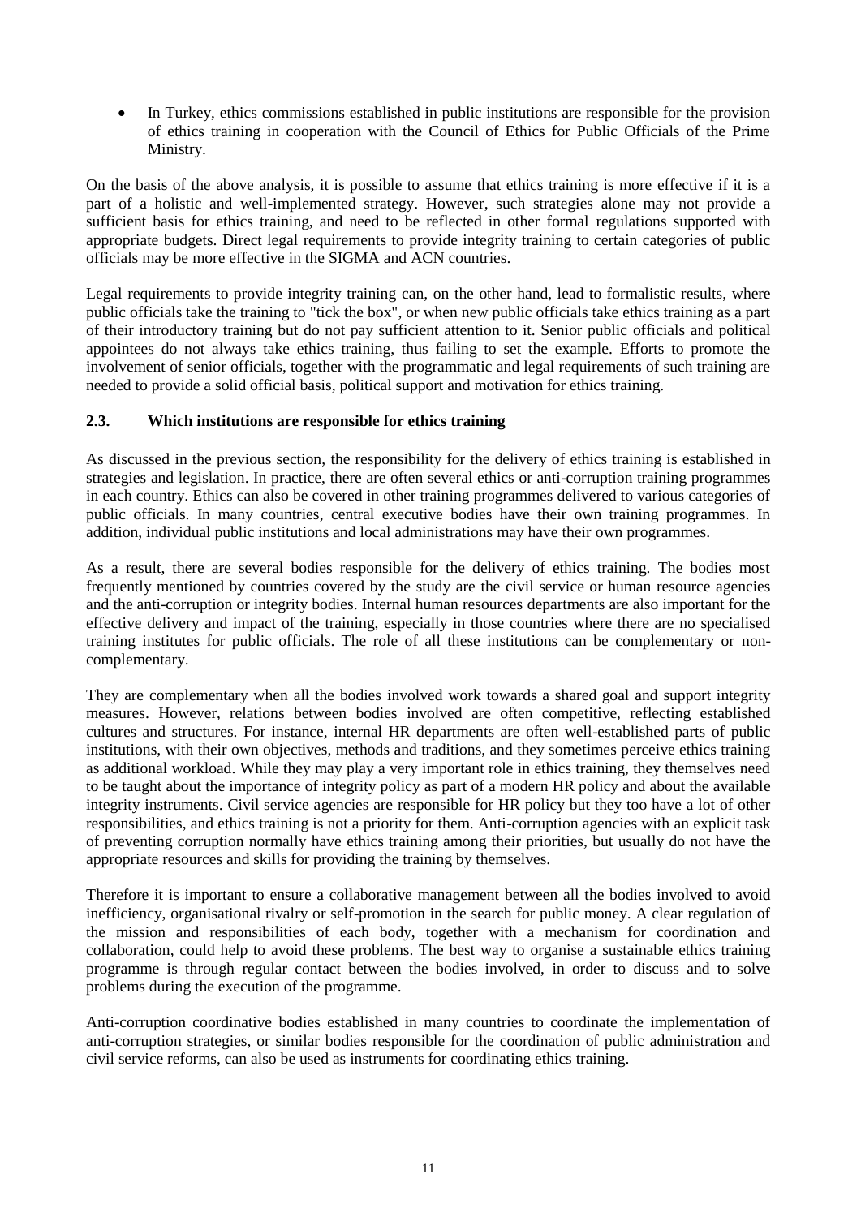- In Turkey, ethics commissions established in public institutions are responsible for the provision of ethics training in cooperation with the Council of Ethics for Public Officials of the Prime Ministry.

On the basis of the above analysis, it is possible to assume that ethics training is more effective if it is a part of a holistic and well-implemented strategy. However, such strategies alone may not provide a sufficient basis for ethics training, and need to be reflected in other formal regulations supported with appropriate budgets. Direct legal requirements to provide integrity training to certain categories of public officials may be more effective in the SIGMA and ACN countries.

Legal requirements to provide integrity training can, on the other hand, lead to formalistic results, where public officials take the training to "tick the box", or when new public officials take ethics training as a part of their introductory training but do not pay sufficient attention to it. Senior public officials and political appointees do not always take ethics training, thus failing to set the example. Efforts to promote the involvement of senior officials, together with the programmatic and legal requirements of such training are needed to provide a solid official basis, political support and motivation for ethics training.

### 2.3. Which institutions are responsible for ethics training

As discussed in the previous section, the responsibility for the delivery of ethics training is established in strategies and legislation. In practice, there are often several ethics or anti-corruption training programmes in each country. Ethics can also be covered in other training programmes delivered to various categories of public officials. In many countries, central executive bodies have their own training programmes. In addition, individual public institutions and local administrations may have their own programmes.

As a result, there are several bodies responsible for the delivery of ethics training. The bodies most frequently mentioned by countries covered by the study are the civil service or human resource agencies and the anti-corruption or integrity bodies. Internal human resources departments are also important for the effective delivery and impact of the training, especially in those countries where there are no specialised training institutes for public officials. The role of all these institutions can be complementary or non-complementary.

They are complementary when all the bodies involved work towards a shared goal and support integrity measures. However, relations between bodies involved are often competitive, reflecting established cultures and structures. For instance, internal HR departments are often well-established parts of public institutions, with their own objectives, methods and traditions, and they sometimes perceive ethics training as additional workload. While they may play a very important role in ethics training, they themselves need to be taught about the importance of integrity policy as part of a modern HR policy and about the available integrity instruments. Civil service agencies are responsible for HR policy but they too have a lot of other responsibilities, and ethics training is not a priority for them. Anti-corruption agencies with an explicit task of preventing corruption normally have ethics training among their priorities, but usually do not have the appropriate resources and skills for providing the training by themselves.

Therefore it is important to ensure a collaborative management between all the bodies involved to avoid inefficiency, organisational rivalry or self-promotion in the search for public money. A clear regulation of the mission and responsibilities of each body, together with a mechanism for coordination and collaboration, could help to avoid these problems. The best way to organise a sustainable ethics training programme is through regular contact between the bodies involved, in order to discuss and to solve problems during the execution of the programme.

Anti-corruption coordinative bodies established in many countries to coordinate the implementation of anti-corruption strategies, or similar bodies responsible for the coordination of public administration and civil service reforms, can also be used as instruments for coordinating ethics training.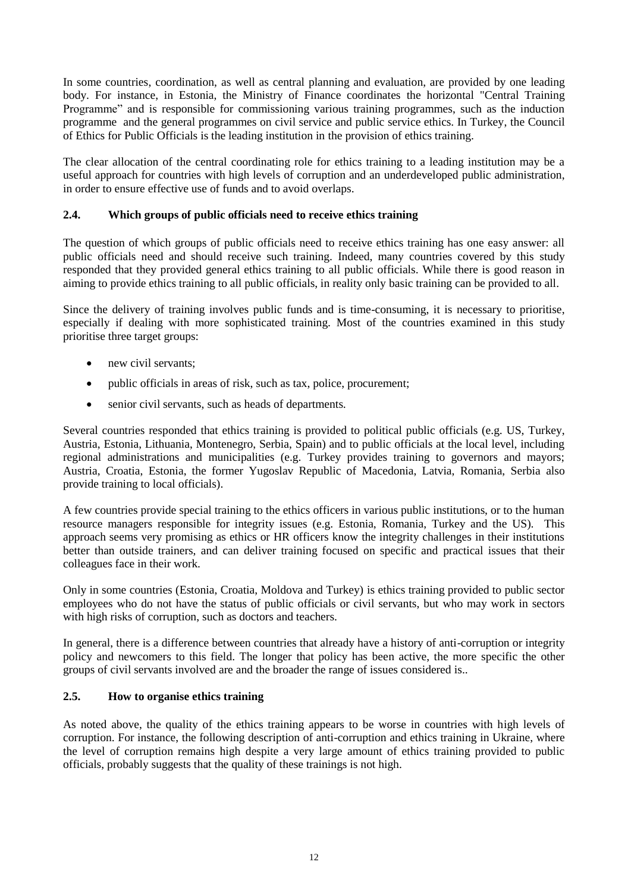In some countries, coordination, as well as central planning and evaluation, are provided by one leading body. For instance, in Estonia, the Ministry of Finance coordinates the horizontal "Central Training Programme" and is responsible for commissioning various training programmes, such as the induction programme and the general programmes on civil service and public service ethics. In Turkey, the Council of Ethics for Public Officials is the leading institution in the provision of ethics training.

The clear allocation of the central coordinating role for ethics training to a leading institution may be a useful approach for countries with high levels of corruption and an underdeveloped public administration, in order to ensure effective use of funds and to avoid overlaps.

### 2.4. Which groups of public officials need to receive ethics training

The question of which groups of public officials need to receive ethics training has one easy answer: all public officials need and should receive such training. Indeed, many countries covered by this study responded that they provided general ethics training to all public officials. While there is good reason in aiming to provide ethics training to all public officials, in reality only basic training can be provided to all.

Since the delivery of training involves public funds and is time-consuming, it is necessary to prioritise, especially if dealing with more sophisticated training. Most of the countries examined in this study prioritise three target groups:

- new civil servants;
- public officials in areas of risk, such as tax, police, procurement;
- senior civil servants, such as heads of departments.

Several countries responded that ethics training is provided to political public officials (e.g. US, Turkey, Austria, Estonia, Lithuania, Montenegro, Serbia, Spain) and to public officials at the local level, including regional administrations and municipalities (e.g. Turkey provides training to governors and mayors; Austria, Croatia, Estonia, the former Yugoslav Republic of Macedonia, Latvia, Romania, Serbia also provide training to local officials).

A few countries provide special training to the ethics officers in various public institutions, or to the human resource managers responsible for integrity issues (e.g. Estonia, Romania, Turkey and the US). This approach seems very promising as ethics or HR officers know the integrity challenges in their institutions better than outside trainers, and can deliver training focused on specific and practical issues that their colleagues face in their work.

Only in some countries (Estonia, Croatia, Moldova and Turkey) is ethics training provided to public sector employees who do not have the status of public officials or civil servants, but who may work in sectors with high risks of corruption, such as doctors and teachers.

In general, there is a difference between countries that already have a history of anti-corruption or integrity policy and newcomers to this field. The longer that policy has been active, the more specific the other groups of civil servants involved are and the broader the range of issues considered is..

### 2.5. How to organise ethics training

As noted above, the quality of the ethics training appears to be worse in countries with high levels of corruption. For instance, the following description of anti-corruption and ethics training in Ukraine, where the level of corruption remains high despite a very large amount of ethics training provided to public officials, probably suggests that the quality of these trainings is not high.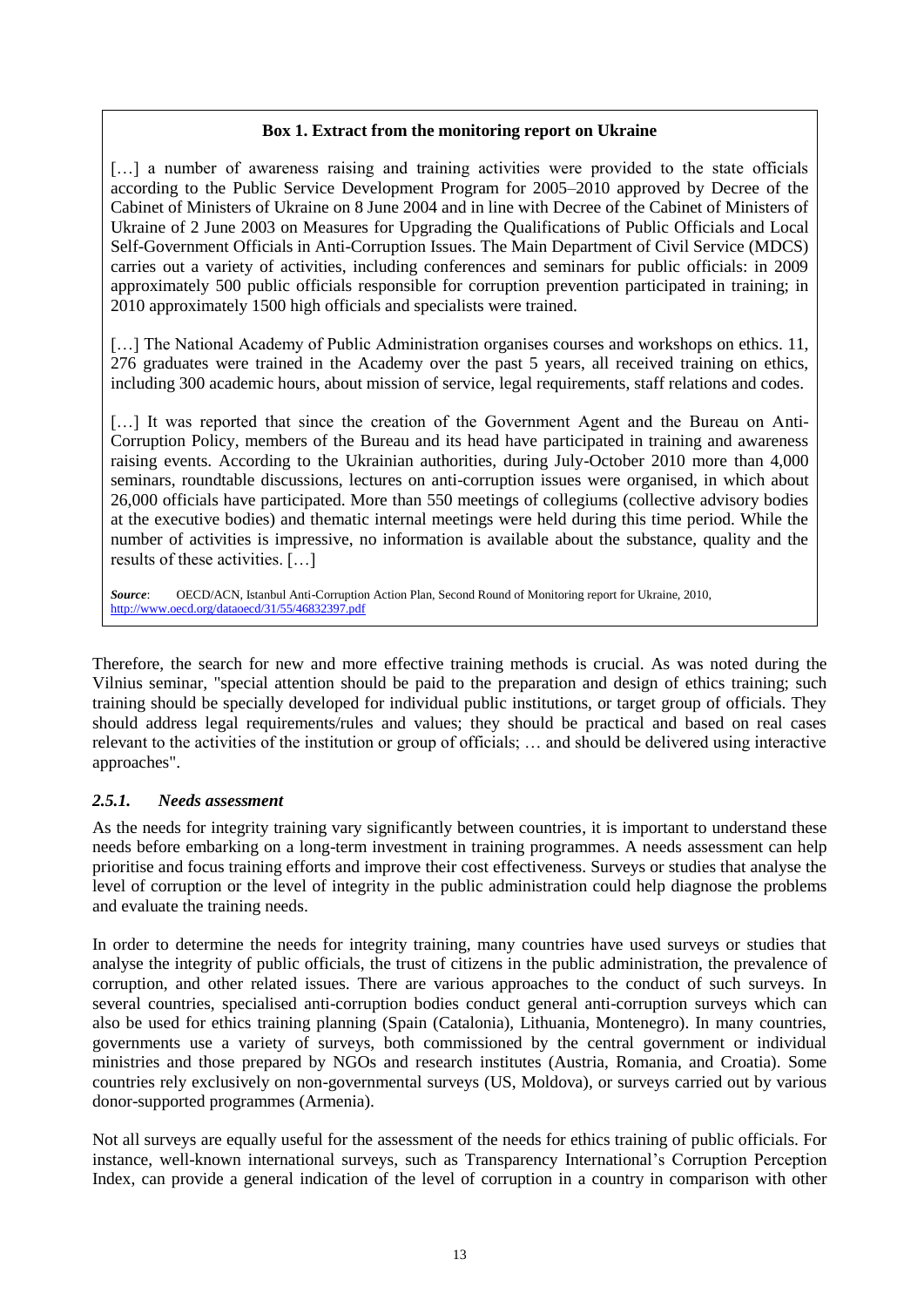**Box 1. Extract from the monitoring report on Ukraine**

[…] a number of awareness raising and training activities were provided to the state officials according to the Public Service Development Program for 2005–2010 approved by Decree of the Cabinet of Ministers of Ukraine on 8 June 2004 and in line with Decree of the Cabinet of Ministers of Ukraine of 2 June 2003 on Measures for Upgrading the Qualifications of Public Officials and Local Self-Government Officials in Anti-Corruption Issues. The Main Department of Civil Service (MDCS) carries out a variety of activities, including conferences and seminars for public officials: in 2009 approximately 500 public officials responsible for corruption prevention participated in training; in 2010 approximately 1500 high officials and specialists were trained.

[…] The National Academy of Public Administration organises courses and workshops on ethics. 11, 276 graduates were trained in the Academy over the past 5 years, all received training on ethics, including 300 academic hours, about mission of service, legal requirements, staff relations and codes.

[…] It was reported that since the creation of the Government Agent and the Bureau on Anti-Corruption Policy, members of the Bureau and its head have participated in training and awareness raising events. According to the Ukrainian authorities, during July-October 2010 more than 4,000 seminars, roundtable discussions, lectures on anti-corruption issues were organised, in which about 26,000 officials have participated. More than 550 meetings of collegiums (collective advisory bodies at the executive bodies) and thematic internal meetings were held during this time period. While the number of activities is impressive, no information is available about the substance, quality and the results of these activities. […]

***Source***: OECD/ACN, Istanbul Anti-Corruption Action Plan, Second Round of Monitoring report for Ukraine, 2010, http://www.oecd.org/dataoecd/31/55/46832397.pdf

Therefore, the search for new and more effective training methods is crucial. As was noted during the Vilnius seminar, "special attention should be paid to the preparation and design of ethics training; such training should be specially developed for individual public institutions, or target group of officials. They should address legal requirements/rules and values; they should be practical and based on real cases relevant to the activities of the institution or group of officials; … and should be delivered using interactive approaches".

### *2.5.1. Needs assessment*

As the needs for integrity training vary significantly between countries, it is important to understand these needs before embarking on a long-term investment in training programmes. A needs assessment can help prioritise and focus training efforts and improve their cost effectiveness. Surveys or studies that analyse the level of corruption or the level of integrity in the public administration could help diagnose the problems and evaluate the training needs.

In order to determine the needs for integrity training, many countries have used surveys or studies that analyse the integrity of public officials, the trust of citizens in the public administration, the prevalence of corruption, and other related issues. There are various approaches to the conduct of such surveys. In several countries, specialised anti-corruption bodies conduct general anti-corruption surveys which can also be used for ethics training planning (Spain (Catalonia), Lithuania, Montenegro). In many countries, governments use a variety of surveys, both commissioned by the central government or individual ministries and those prepared by NGOs and research institutes (Austria, Romania, and Croatia). Some countries rely exclusively on non-governmental surveys (US, Moldova), or surveys carried out by various donor-supported programmes (Armenia).

Not all surveys are equally useful for the assessment of the needs for ethics training of public officials. For instance, well-known international surveys, such as Transparency International's Corruption Perception Index, can provide a general indication of the level of corruption in a country in comparison with other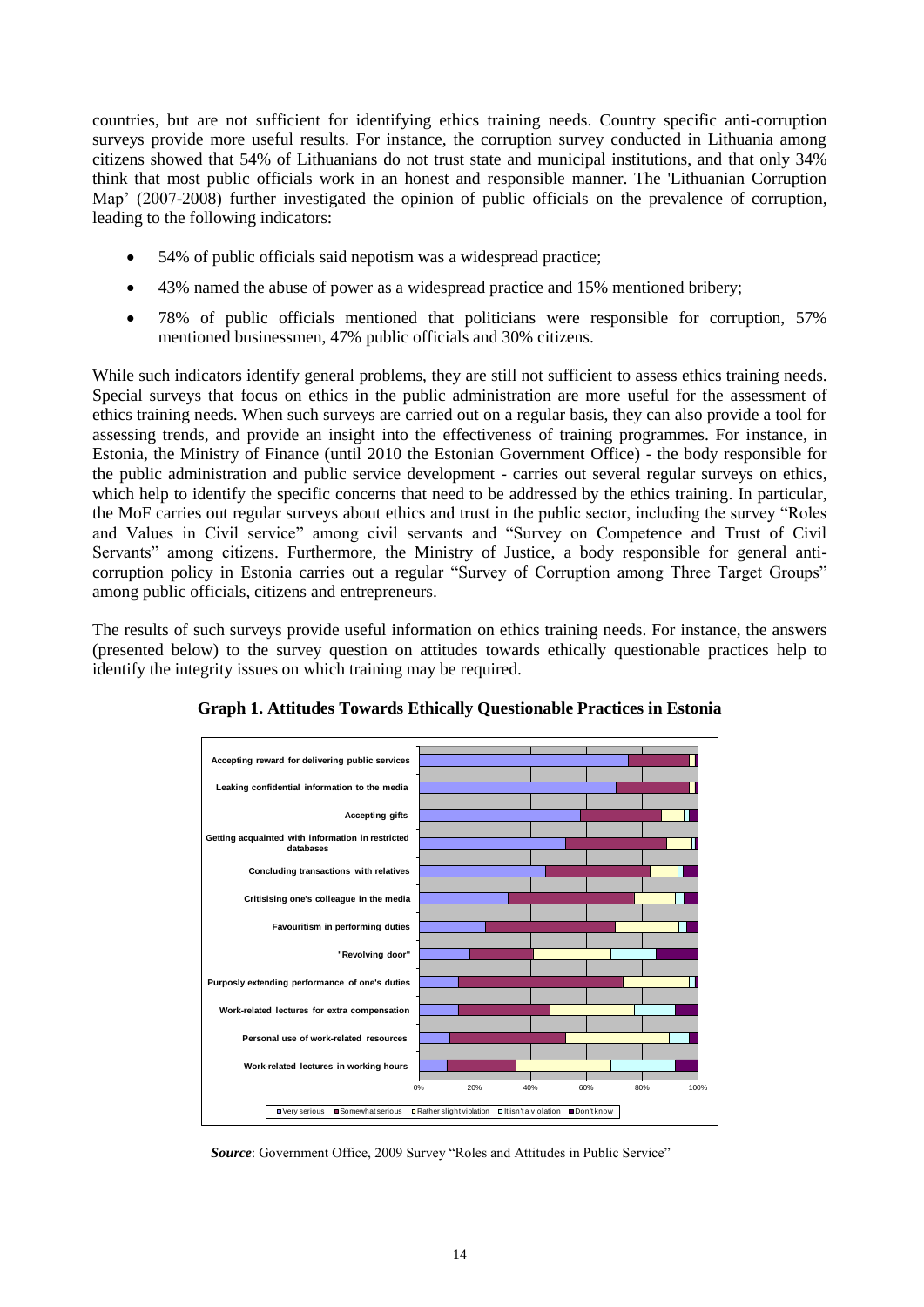countries, but are not sufficient for identifying ethics training needs. Country specific anti-corruption surveys provide more useful results. For instance, the corruption survey conducted in Lithuania among citizens showed that 54% of Lithuanians do not trust state and municipal institutions, and that only 34% think that most public officials work in an honest and responsible manner. The 'Lithuanian Corruption Map' (2007-2008) further investigated the opinion of public officials on the prevalence of corruption, leading to the following indicators:

- 54% of public officials said nepotism was a widespread practice;
- 43% named the abuse of power as a widespread practice and 15% mentioned bribery;
- 78% of public officials mentioned that politicians were responsible for corruption, 57% mentioned businessmen, 47% public officials and 30% citizens.

While such indicators identify general problems, they are still not sufficient to assess ethics training needs. Special surveys that focus on ethics in the public administration are more useful for the assessment of ethics training needs. When such surveys are carried out on a regular basis, they can also provide a tool for assessing trends, and provide an insight into the effectiveness of training programmes. For instance, in Estonia, the Ministry of Finance (until 2010 the Estonian Government Office) - the body responsible for the public administration and public service development - carries out several regular surveys on ethics, which help to identify the specific concerns that need to be addressed by the ethics training. In particular, the MoF carries out regular surveys about ethics and trust in the public sector, including the survey "Roles and Values in Civil service" among civil servants and "Survey on Competence and Trust of Civil Servants" among citizens. Furthermore, the Ministry of Justice, a body responsible for general anti-corruption policy in Estonia carries out a regular "Survey of Corruption among Three Target Groups" among public officials, citizens and entrepreneurs.

The results of such surveys provide useful information on ethics training needs. For instance, the answers (presented below) to the survey question on attitudes towards ethically questionable practices help to identify the integrity issues on which training may be required.

**Graph 1. Attitudes Towards Ethically Questionable Practices in Estonia**

Accepting reward for delivering public services
Leaking confidential information to the media
Accepting gifts
Getting acquainted with information in restricted databases
Concluding transactions with relatives
Critisising one's colleague in the media
Favouritism in performing duties
"Revolving door"
Purposly extending performance of one's duties
Work-related lectures for extra compensation
Personal use of work-related resources
Work-related lectures in working hours

0% 20% 40% 60% 80% 100%

Very serious | Somewhat serious | Rather slight violation | It isn't a violation | Don't know

***Source***: Government Office, 2009 Survey "Roles and Attitudes in Public Service"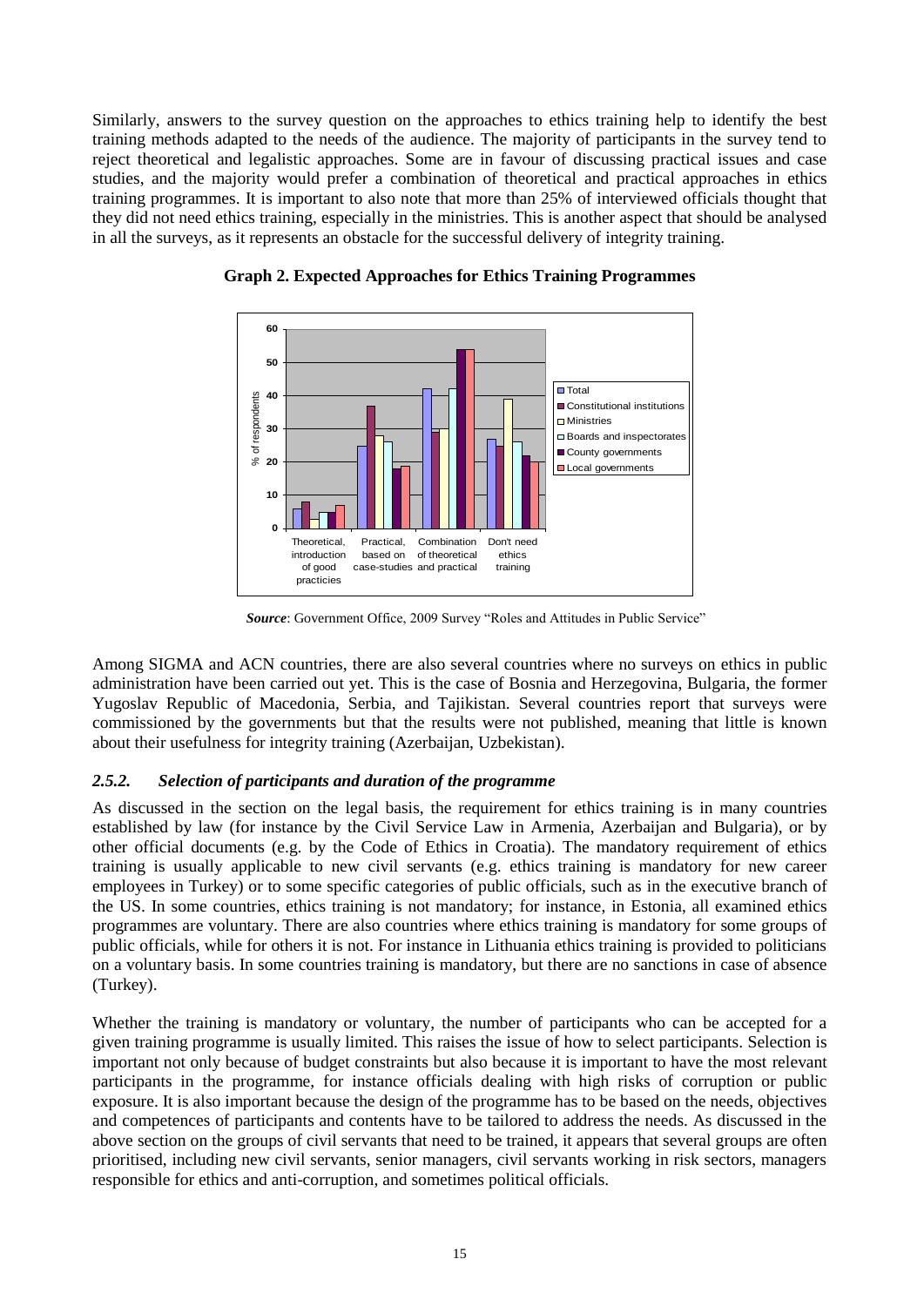Similarly, answers to the survey question on the approaches to ethics training help to identify the best training methods adapted to the needs of the audience. The majority of participants in the survey tend to reject theoretical and legalistic approaches. Some are in favour of discussing practical issues and case studies, and the majority would prefer a combination of theoretical and practical approaches in ethics training programmes. It is important to also note that more than 25% of interviewed officials thought that they did not need ethics training, especially in the ministries. This is another aspect that should be analysed in all the surveys, as it represents an obstacle for the successful delivery of integrity training.

**Graph 2. Expected Approaches for Ethics Training Programmes**

***Source***: Government Office, 2009 Survey "Roles and Attitudes in Public Service"

Among SIGMA and ACN countries, there are also several countries where no surveys on ethics in public administration have been carried out yet. This is the case of Bosnia and Herzegovina, Bulgaria, the former Yugoslav Republic of Macedonia, Serbia, and Tajikistan. Several countries report that surveys were commissioned by the governments but that the results were not published, meaning that little is known about their usefulness for integrity training (Azerbaijan, Uzbekistan).

### *2.5.2. Selection of participants and duration of the programme*

As discussed in the section on the legal basis, the requirement for ethics training is in many countries established by law (for instance by the Civil Service Law in Armenia, Azerbaijan and Bulgaria), or by other official documents (e.g. by the Code of Ethics in Croatia). The mandatory requirement of ethics training is usually applicable to new civil servants (e.g. ethics training is mandatory for new career employees in Turkey) or to some specific categories of public officials, such as in the executive branch of the US. In some countries, ethics training is not mandatory; for instance, in Estonia, all examined ethics programmes are voluntary. There are also countries where ethics training is mandatory for some groups of public officials, while for others it is not. For instance in Lithuania ethics training is provided to politicians on a voluntary basis. In some countries training is mandatory, but there are no sanctions in case of absence (Turkey).

Whether the training is mandatory or voluntary, the number of participants who can be accepted for a given training programme is usually limited. This raises the issue of how to select participants. Selection is important not only because of budget constraints but also because it is important to have the most relevant participants in the programme, for instance officials dealing with high risks of corruption or public exposure. It is also important because the design of the programme has to be based on the needs, objectives and competences of participants and contents have to be tailored to address the needs. As discussed in the above section on the groups of civil servants that need to be trained, it appears that several groups are often prioritised, including new civil servants, senior managers, civil servants working in risk sectors, managers responsible for ethics and anti-corruption, and sometimes political officials.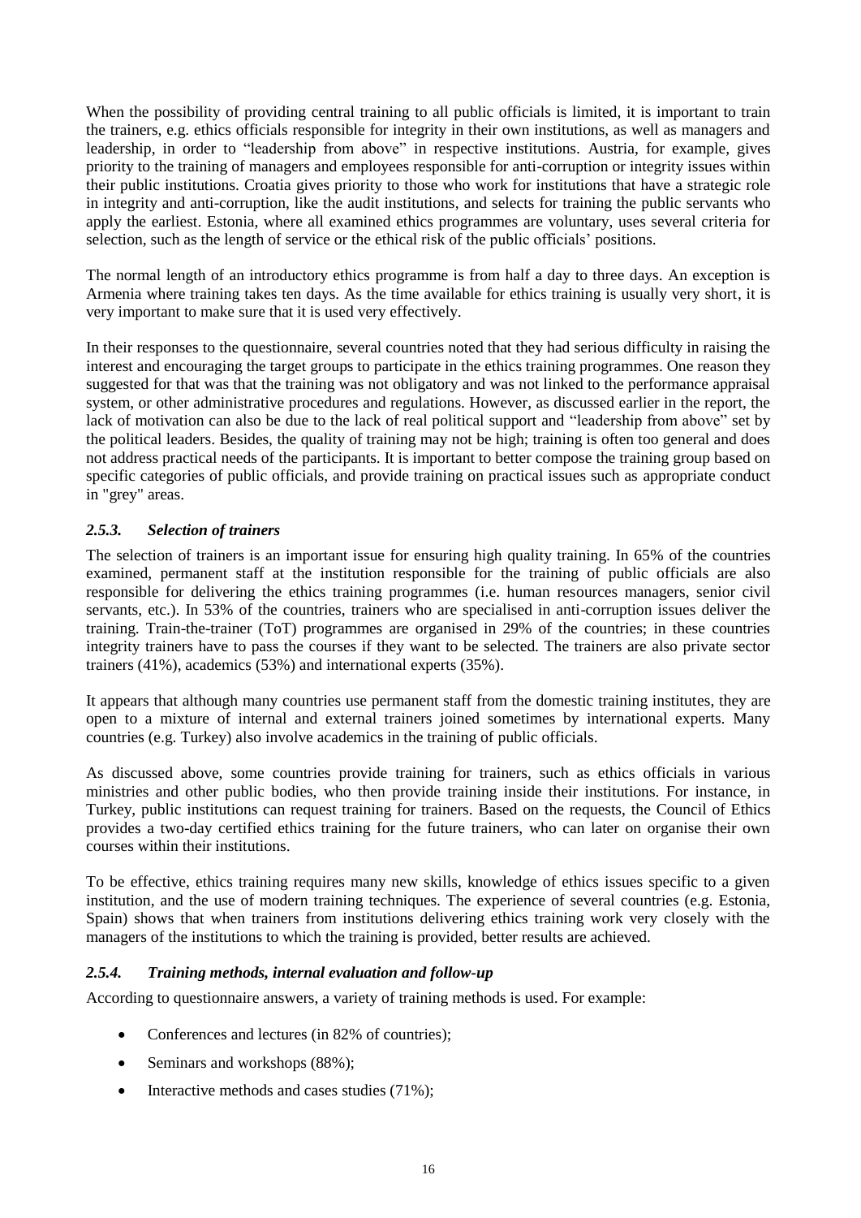When the possibility of providing central training to all public officials is limited, it is important to train the trainers, e.g. ethics officials responsible for integrity in their own institutions, as well as managers and leadership, in order to "leadership from above" in respective institutions. Austria, for example, gives priority to the training of managers and employees responsible for anti-corruption or integrity issues within their public institutions. Croatia gives priority to those who work for institutions that have a strategic role in integrity and anti-corruption, like the audit institutions, and selects for training the public servants who apply the earliest. Estonia, where all examined ethics programmes are voluntary, uses several criteria for selection, such as the length of service or the ethical risk of the public officials' positions.

The normal length of an introductory ethics programme is from half a day to three days. An exception is Armenia where training takes ten days. As the time available for ethics training is usually very short, it is very important to make sure that it is used very effectively.

In their responses to the questionnaire, several countries noted that they had serious difficulty in raising the interest and encouraging the target groups to participate in the ethics training programmes. One reason they suggested for that was that the training was not obligatory and was not linked to the performance appraisal system, or other administrative procedures and regulations. However, as discussed earlier in the report, the lack of motivation can also be due to the lack of real political support and "leadership from above" set by the political leaders. Besides, the quality of training may not be high; training is often too general and does not address practical needs of the participants. It is important to better compose the training group based on specific categories of public officials, and provide training on practical issues such as appropriate conduct in "grey" areas.

### *2.5.3. Selection of trainers*

The selection of trainers is an important issue for ensuring high quality training. In 65% of the countries examined, permanent staff at the institution responsible for the training of public officials are also responsible for delivering the ethics training programmes (i.e. human resources managers, senior civil servants, etc.). In 53% of the countries, trainers who are specialised in anti-corruption issues deliver the training. Train-the-trainer (ToT) programmes are organised in 29% of the countries; in these countries integrity trainers have to pass the courses if they want to be selected. The trainers are also private sector trainers (41%), academics (53%) and international experts (35%).

It appears that although many countries use permanent staff from the domestic training institutes, they are open to a mixture of internal and external trainers joined sometimes by international experts. Many countries (e.g. Turkey) also involve academics in the training of public officials.

As discussed above, some countries provide training for trainers, such as ethics officials in various ministries and other public bodies, who then provide training inside their institutions. For instance, in Turkey, public institutions can request training for trainers. Based on the requests, the Council of Ethics provides a two-day certified ethics training for the future trainers, who can later on organise their own courses within their institutions.

To be effective, ethics training requires many new skills, knowledge of ethics issues specific to a given institution, and the use of modern training techniques. The experience of several countries (e.g. Estonia, Spain) shows that when trainers from institutions delivering ethics training work very closely with the managers of the institutions to which the training is provided, better results are achieved.

### *2.5.4. Training methods, internal evaluation and follow-up*

According to questionnaire answers, a variety of training methods is used. For example:

- Conferences and lectures (in 82% of countries);
- Seminars and workshops (88%);
- Interactive methods and cases studies (71%);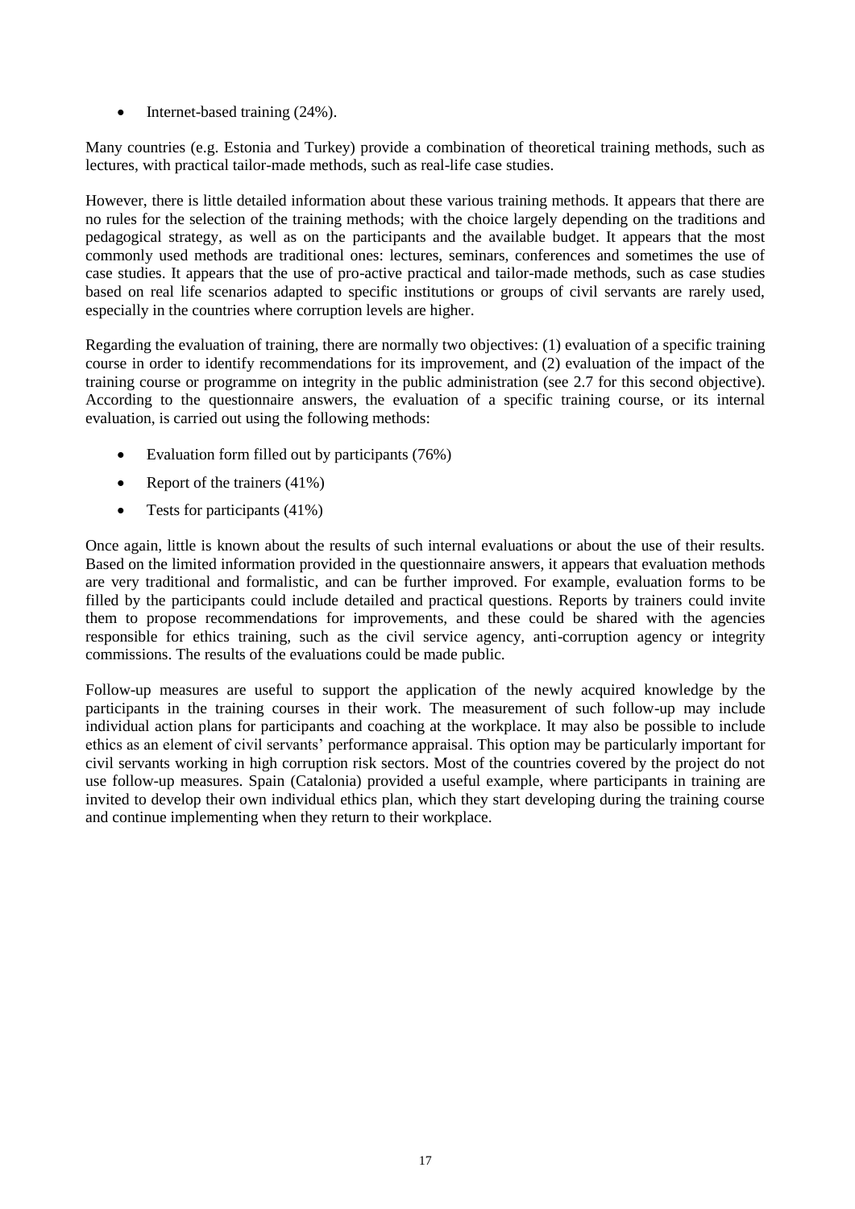- Internet-based training (24%).

Many countries (e.g. Estonia and Turkey) provide a combination of theoretical training methods, such as lectures, with practical tailor-made methods, such as real-life case studies.

However, there is little detailed information about these various training methods. It appears that there are no rules for the selection of the training methods; with the choice largely depending on the traditions and pedagogical strategy, as well as on the participants and the available budget. It appears that the most commonly used methods are traditional ones: lectures, seminars, conferences and sometimes the use of case studies. It appears that the use of pro-active practical and tailor-made methods, such as case studies based on real life scenarios adapted to specific institutions or groups of civil servants are rarely used, especially in the countries where corruption levels are higher.

Regarding the evaluation of training, there are normally two objectives: (1) evaluation of a specific training course in order to identify recommendations for its improvement, and (2) evaluation of the impact of the training course or programme on integrity in the public administration (see 2.7 for this second objective). According to the questionnaire answers, the evaluation of a specific training course, or its internal evaluation, is carried out using the following methods:

- Evaluation form filled out by participants (76%)
- Report of the trainers (41%)
- Tests for participants (41%)

Once again, little is known about the results of such internal evaluations or about the use of their results. Based on the limited information provided in the questionnaire answers, it appears that evaluation methods are very traditional and formalistic, and can be further improved. For example, evaluation forms to be filled by the participants could include detailed and practical questions. Reports by trainers could invite them to propose recommendations for improvements, and these could be shared with the agencies responsible for ethics training, such as the civil service agency, anti-corruption agency or integrity commissions. The results of the evaluations could be made public.

Follow-up measures are useful to support the application of the newly acquired knowledge by the participants in the training courses in their work. The measurement of such follow-up may include individual action plans for participants and coaching at the workplace. It may also be possible to include ethics as an element of civil servants' performance appraisal. This option may be particularly important for civil servants working in high corruption risk sectors. Most of the countries covered by the project do not use follow-up measures. Spain (Catalonia) provided a useful example, where participants in training are invited to develop their own individual ethics plan, which they start developing during the training course and continue implementing when they return to their workplace.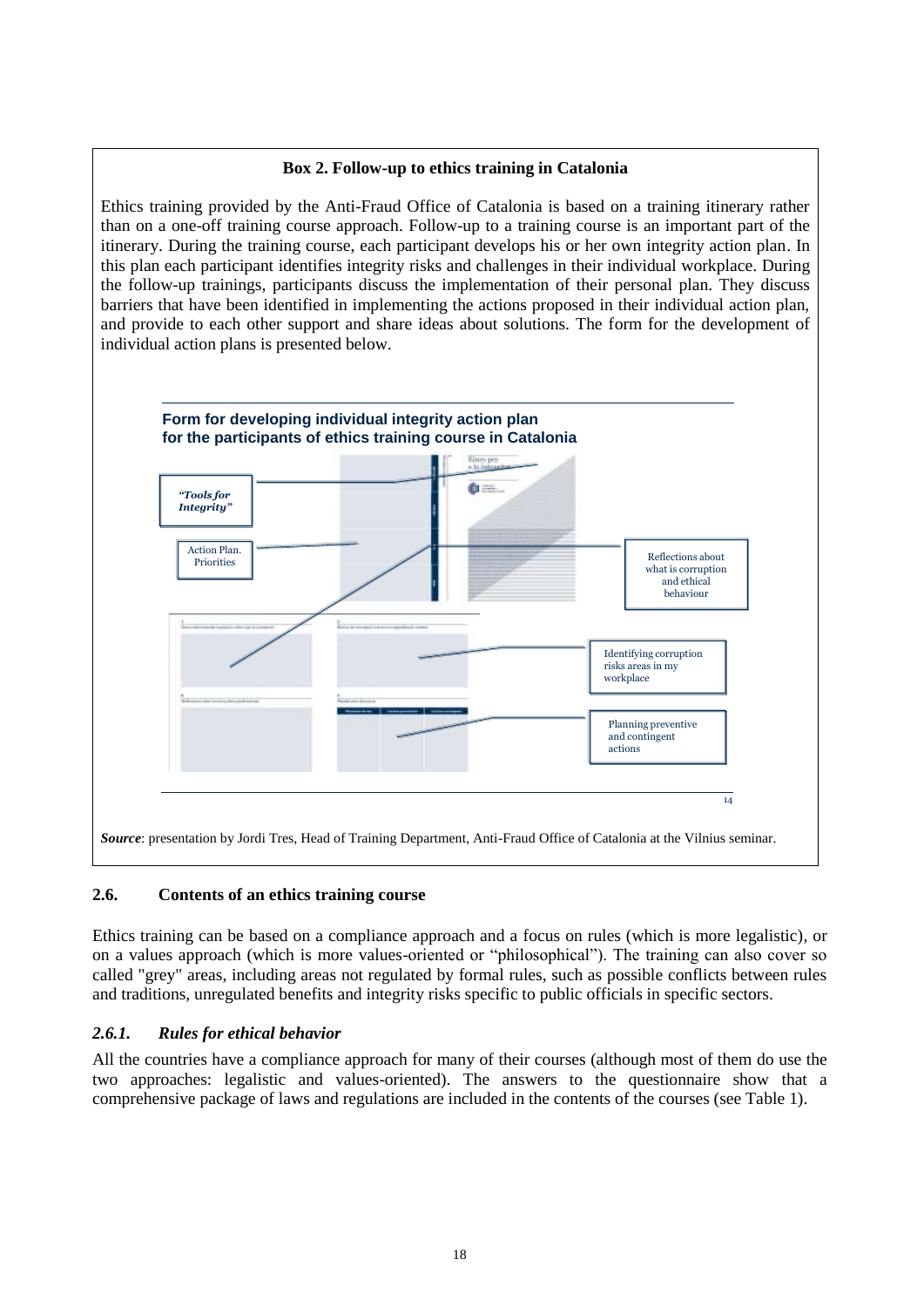**Box 2. Follow-up to ethics training in Catalonia**

Ethics training provided by the Anti-Fraud Office of Catalonia is based on a training itinerary rather than on a one-off training course approach. Follow-up to a training course is an important part of the itinerary. During the training course, each participant develops his or her own integrity action plan. In this plan each participant identifies integrity risks and challenges in their individual workplace. During the follow-up trainings, participants discuss the implementation of their personal plan. They discuss barriers that have been identified in implementing the actions proposed in their individual action plan, and provide to each other support and share ideas about solutions. The form for the development of individual action plans is presented below.

**Form for developing individual integrity action plan for the participants of ethics training course in Catalonia**

*"Tools for Integrity"*

Action Plan. Priorities

Reflections about what is corruption and ethical behaviour

Identifying corruption risks areas in my workplace

Planning preventive and contingent actions

*Source*: presentation by Jordi Tres, Head of Training Department, Anti-Fraud Office of Catalonia at the Vilnius seminar.

## 2.6. Contents of an ethics training course

Ethics training can be based on a compliance approach and a focus on rules (which is more legalistic), or on a values approach (which is more values-oriented or "philosophical"). The training can also cover so called "grey" areas, including areas not regulated by formal rules, such as possible conflicts between rules and traditions, unregulated benefits and integrity risks specific to public officials in specific sectors.

### *2.6.1. Rules for ethical behavior*

All the countries have a compliance approach for many of their courses (although most of them do use the two approaches: legalistic and values-oriented). The answers to the questionnaire show that a comprehensive package of laws and regulations are included in the contents of the courses (see Table 1).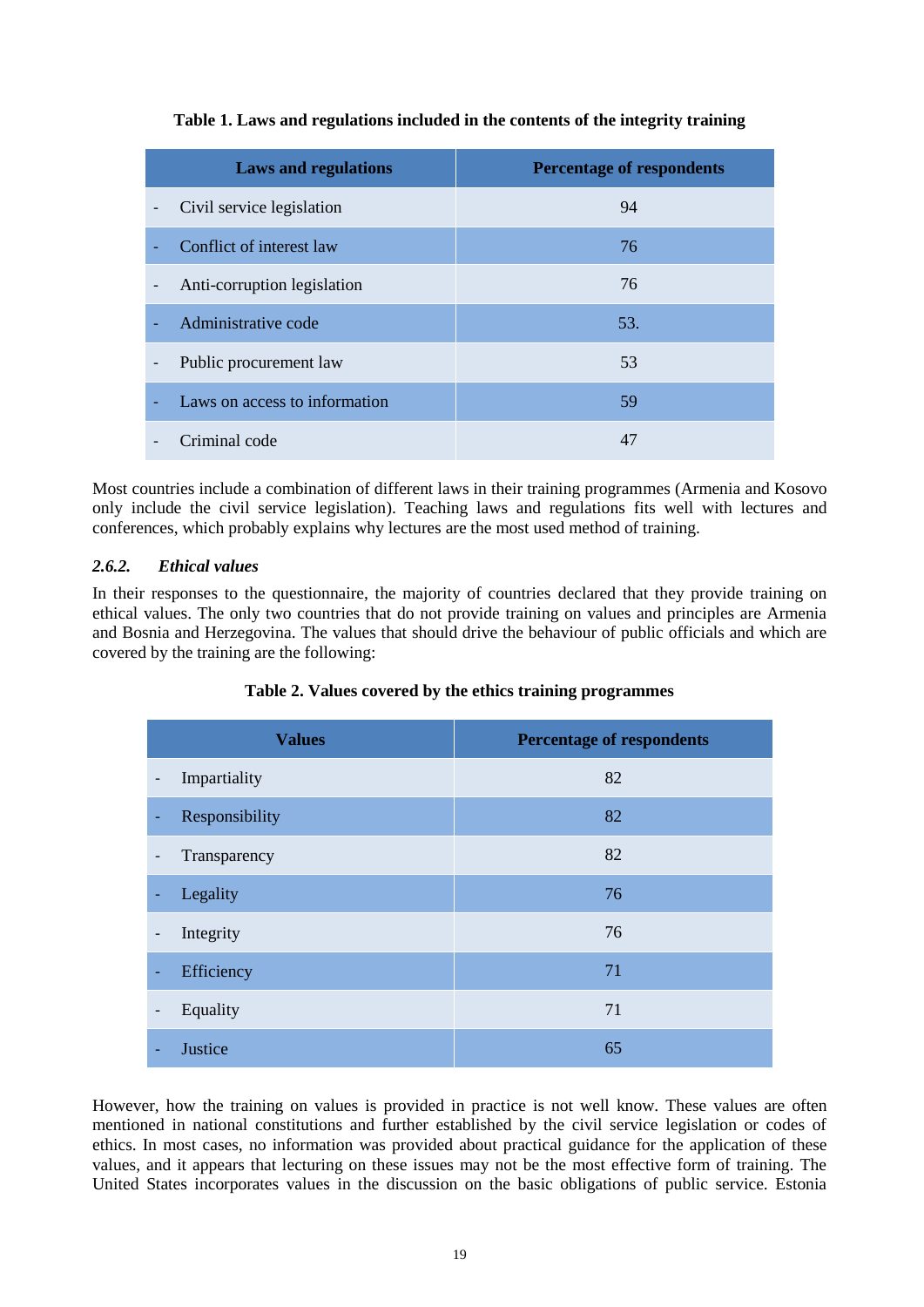**Table 1. Laws and regulations included in the contents of the integrity training**

| Laws and regulations | Percentage of respondents |
|---|---|
| - Civil service legislation | 94 |
| - Conflict of interest law | 76 |
| - Anti-corruption legislation | 76 |
| - Administrative code | 53. |
| - Public procurement law | 53 |
| - Laws on access to information | 59 |
| - Criminal code | 47 |

Most countries include a combination of different laws in their training programmes (Armenia and Kosovo only include the civil service legislation). Teaching laws and regulations fits well with lectures and conferences, which probably explains why lectures are the most used method of training.

### *2.6.2. Ethical values*

In their responses to the questionnaire, the majority of countries declared that they provide training on ethical values. The only two countries that do not provide training on values and principles are Armenia and Bosnia and Herzegovina. The values that should drive the behaviour of public officials and which are covered by the training are the following:

**Table 2. Values covered by the ethics training programmes**

| Values | Percentage of respondents |
|---|---|
| - Impartiality | 82 |
| - Responsibility | 82 |
| - Transparency | 82 |
| - Legality | 76 |
| - Integrity | 76 |
| - Efficiency | 71 |
| - Equality | 71 |
| - Justice | 65 |

However, how the training on values is provided in practice is not well know. These values are often mentioned in national constitutions and further established by the civil service legislation or codes of ethics. In most cases, no information was provided about practical guidance for the application of these values, and it appears that lecturing on these issues may not be the most effective form of training. The United States incorporates values in the discussion on the basic obligations of public service. Estonia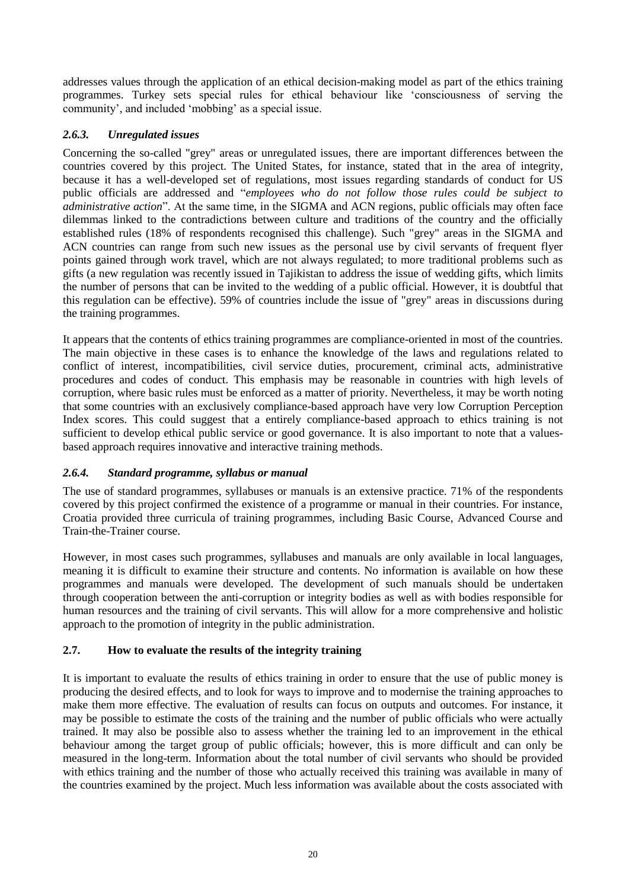addresses values through the application of an ethical decision-making model as part of the ethics training programmes. Turkey sets special rules for ethical behaviour like 'consciousness of serving the community', and included 'mobbing' as a special issue.

### *2.6.3. Unregulated issues*

Concerning the so-called "grey" areas or unregulated issues, there are important differences between the countries covered by this project. The United States, for instance, stated that in the area of integrity, because it has a well-developed set of regulations, most issues regarding standards of conduct for US public officials are addressed and "*employees who do not follow those rules could be subject to administrative action*". At the same time, in the SIGMA and ACN regions, public officials may often face dilemmas linked to the contradictions between culture and traditions of the country and the officially established rules (18% of respondents recognised this challenge). Such "grey" areas in the SIGMA and ACN countries can range from such new issues as the personal use by civil servants of frequent flyer points gained through work travel, which are not always regulated; to more traditional problems such as gifts (a new regulation was recently issued in Tajikistan to address the issue of wedding gifts, which limits the number of persons that can be invited to the wedding of a public official. However, it is doubtful that this regulation can be effective). 59% of countries include the issue of "grey" areas in discussions during the training programmes.

It appears that the contents of ethics training programmes are compliance-oriented in most of the countries. The main objective in these cases is to enhance the knowledge of the laws and regulations related to conflict of interest, incompatibilities, civil service duties, procurement, criminal acts, administrative procedures and codes of conduct. This emphasis may be reasonable in countries with high levels of corruption, where basic rules must be enforced as a matter of priority. Nevertheless, it may be worth noting that some countries with an exclusively compliance-based approach have very low Corruption Perception Index scores. This could suggest that a entirely compliance-based approach to ethics training is not sufficient to develop ethical public service or good governance. It is also important to note that a values-based approach requires innovative and interactive training methods.

### *2.6.4. Standard programme, syllabus or manual*

The use of standard programmes, syllabuses or manuals is an extensive practice. 71% of the respondents covered by this project confirmed the existence of a programme or manual in their countries. For instance, Croatia provided three curricula of training programmes, including Basic Course, Advanced Course and Train-the-Trainer course.

However, in most cases such programmes, syllabuses and manuals are only available in local languages, meaning it is difficult to examine their structure and contents. No information is available on how these programmes and manuals were developed. The development of such manuals should be undertaken through cooperation between the anti-corruption or integrity bodies as well as with bodies responsible for human resources and the training of civil servants. This will allow for a more comprehensive and holistic approach to the promotion of integrity in the public administration.

## **2.7. How to evaluate the results of the integrity training**

It is important to evaluate the results of ethics training in order to ensure that the use of public money is producing the desired effects, and to look for ways to improve and to modernise the training approaches to make them more effective. The evaluation of results can focus on outputs and outcomes. For instance, it may be possible to estimate the costs of the training and the number of public officials who were actually trained. It may also be possible also to assess whether the training led to an improvement in the ethical behaviour among the target group of public officials; however, this is more difficult and can only be measured in the long-term. Information about the total number of civil servants who should be provided with ethics training and the number of those who actually received this training was available in many of the countries examined by the project. Much less information was available about the costs associated with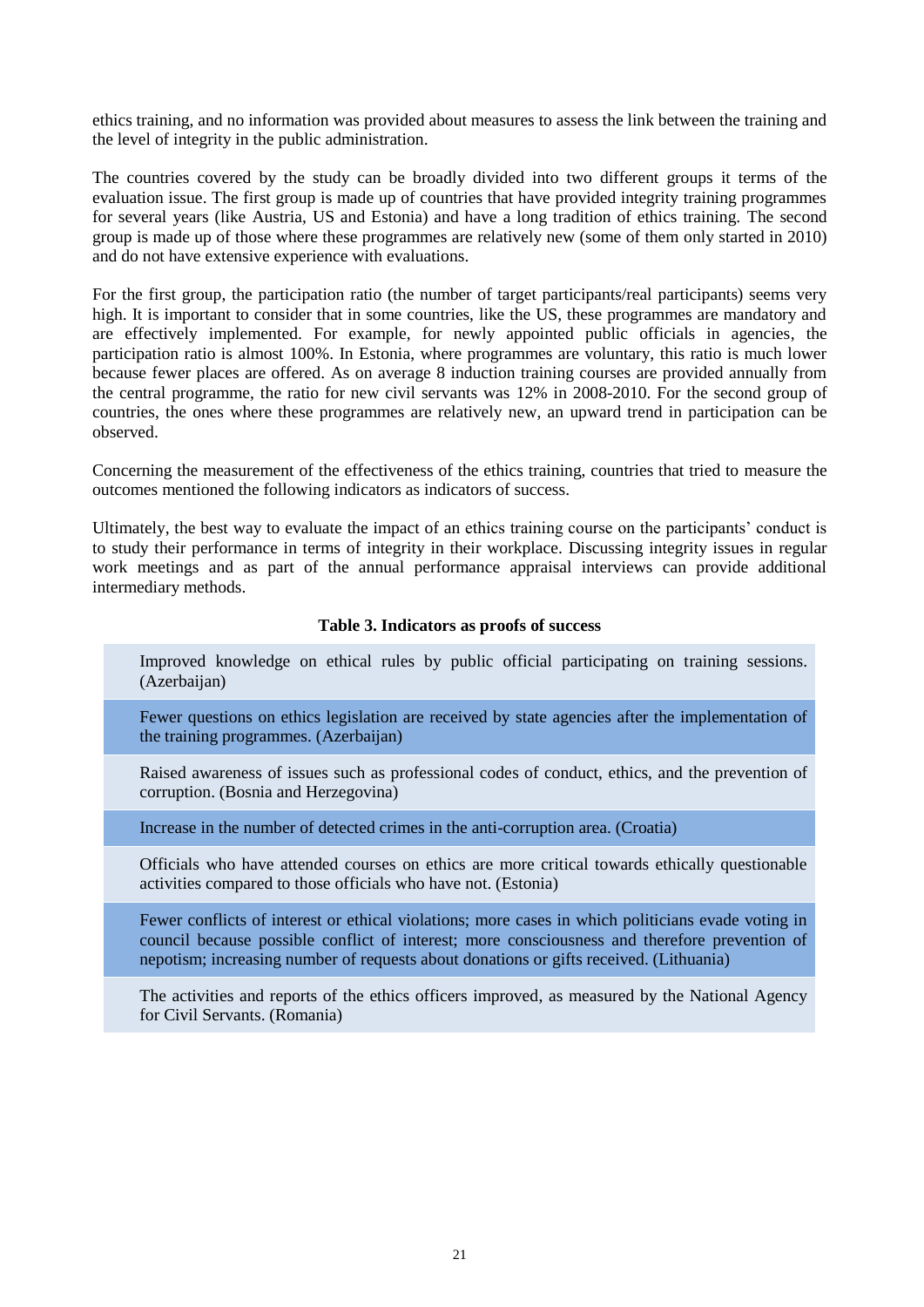ethics training, and no information was provided about measures to assess the link between the training and the level of integrity in the public administration.

The countries covered by the study can be broadly divided into two different groups it terms of the evaluation issue. The first group is made up of countries that have provided integrity training programmes for several years (like Austria, US and Estonia) and have a long tradition of ethics training. The second group is made up of those where these programmes are relatively new (some of them only started in 2010) and do not have extensive experience with evaluations.

For the first group, the participation ratio (the number of target participants/real participants) seems very high. It is important to consider that in some countries, like the US, these programmes are mandatory and are effectively implemented. For example, for newly appointed public officials in agencies, the participation ratio is almost 100%. In Estonia, where programmes are voluntary, this ratio is much lower because fewer places are offered. As on average 8 induction training courses are provided annually from the central programme, the ratio for new civil servants was 12% in 2008-2010. For the second group of countries, the ones where these programmes are relatively new, an upward trend in participation can be observed.

Concerning the measurement of the effectiveness of the ethics training, countries that tried to measure the outcomes mentioned the following indicators as indicators of success.

Ultimately, the best way to evaluate the impact of an ethics training course on the participants' conduct is to study their performance in terms of integrity in their workplace. Discussing integrity issues in regular work meetings and as part of the annual performance appraisal interviews can provide additional intermediary methods.

**Table 3. Indicators as proofs of success**

| |
|---|
| Improved knowledge on ethical rules by public official participating on training sessions. (Azerbaijan) |
| Fewer questions on ethics legislation are received by state agencies after the implementation of the training programmes. (Azerbaijan) |
| Raised awareness of issues such as professional codes of conduct, ethics, and the prevention of corruption. (Bosnia and Herzegovina) |
| Increase in the number of detected crimes in the anti-corruption area. (Croatia) |
| Officials who have attended courses on ethics are more critical towards ethically questionable activities compared to those officials who have not. (Estonia) |
| Fewer conflicts of interest or ethical violations; more cases in which politicians evade voting in council because possible conflict of interest; more consciousness and therefore prevention of nepotism; increasing number of requests about donations or gifts received. (Lithuania) |
| The activities and reports of the ethics officers improved, as measured by the National Agency for Civil Servants. (Romania) |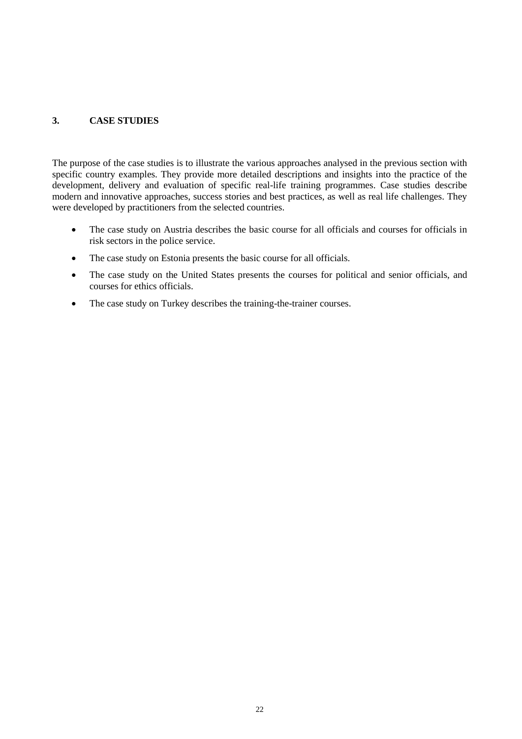# 3. CASE STUDIES

The purpose of the case studies is to illustrate the various approaches analysed in the previous section with specific country examples. They provide more detailed descriptions and insights into the practice of the development, delivery and evaluation of specific real-life training programmes. Case studies describe modern and innovative approaches, success stories and best practices, as well as real life challenges. They were developed by practitioners from the selected countries.

- The case study on Austria describes the basic course for all officials and courses for officials in risk sectors in the police service.
- The case study on Estonia presents the basic course for all officials.
- The case study on the United States presents the courses for political and senior officials, and courses for ethics officials.
- The case study on Turkey describes the training-the-trainer courses.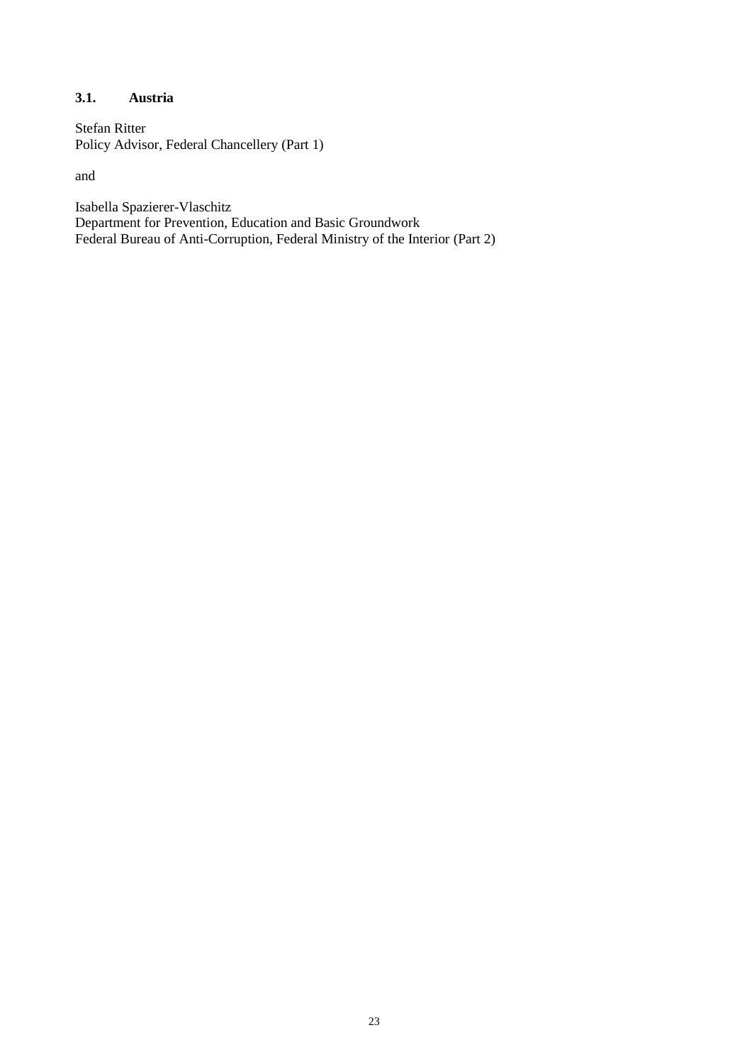### 3.1. Austria

Stefan Ritter  
Policy Advisor, Federal Chancellery (Part 1)

and

Isabella Spazierer-Vlaschitz  
Department for Prevention, Education and Basic Groundwork  
Federal Bureau of Anti-Corruption, Federal Ministry of the Interior (Part 2)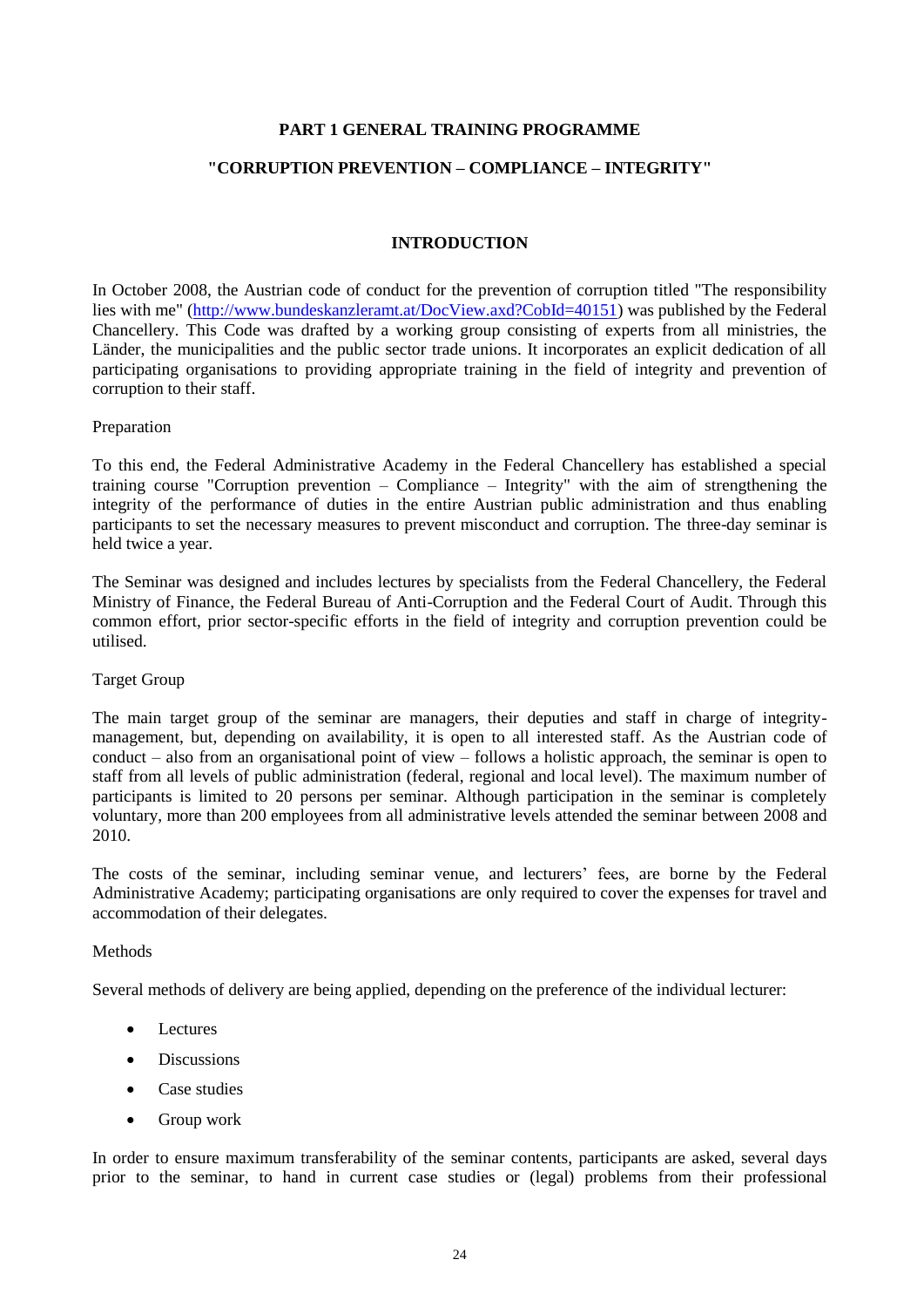**PART 1 GENERAL TRAINING PROGRAMME**

**"CORRUPTION PREVENTION – COMPLIANCE – INTEGRITY"**

**INTRODUCTION**

In October 2008, the Austrian code of conduct for the prevention of corruption titled "The responsibility lies with me" (http://www.bundeskanzleramt.at/DocView.axd?CobId=40151) was published by the Federal Chancellery. This Code was drafted by a working group consisting of experts from all ministries, the Länder, the municipalities and the public sector trade unions. It incorporates an explicit dedication of all participating organisations to providing appropriate training in the field of integrity and prevention of corruption to their staff.

Preparation

To this end, the Federal Administrative Academy in the Federal Chancellery has established a special training course "Corruption prevention – Compliance – Integrity" with the aim of strengthening the integrity of the performance of duties in the entire Austrian public administration and thus enabling participants to set the necessary measures to prevent misconduct and corruption. The three-day seminar is held twice a year.

The Seminar was designed and includes lectures by specialists from the Federal Chancellery, the Federal Ministry of Finance, the Federal Bureau of Anti-Corruption and the Federal Court of Audit. Through this common effort, prior sector-specific efforts in the field of integrity and corruption prevention could be utilised.

Target Group

The main target group of the seminar are managers, their deputies and staff in charge of integrity-management, but, depending on availability, it is open to all interested staff. As the Austrian code of conduct – also from an organisational point of view – follows a holistic approach, the seminar is open to staff from all levels of public administration (federal, regional and local level). The maximum number of participants is limited to 20 persons per seminar. Although participation in the seminar is completely voluntary, more than 200 employees from all administrative levels attended the seminar between 2008 and 2010.

The costs of the seminar, including seminar venue, and lecturers' fees, are borne by the Federal Administrative Academy; participating organisations are only required to cover the expenses for travel and accommodation of their delegates.

Methods

Several methods of delivery are being applied, depending on the preference of the individual lecturer:

- Lectures
- Discussions
- Case studies
- Group work

In order to ensure maximum transferability of the seminar contents, participants are asked, several days prior to the seminar, to hand in current case studies or (legal) problems from their professional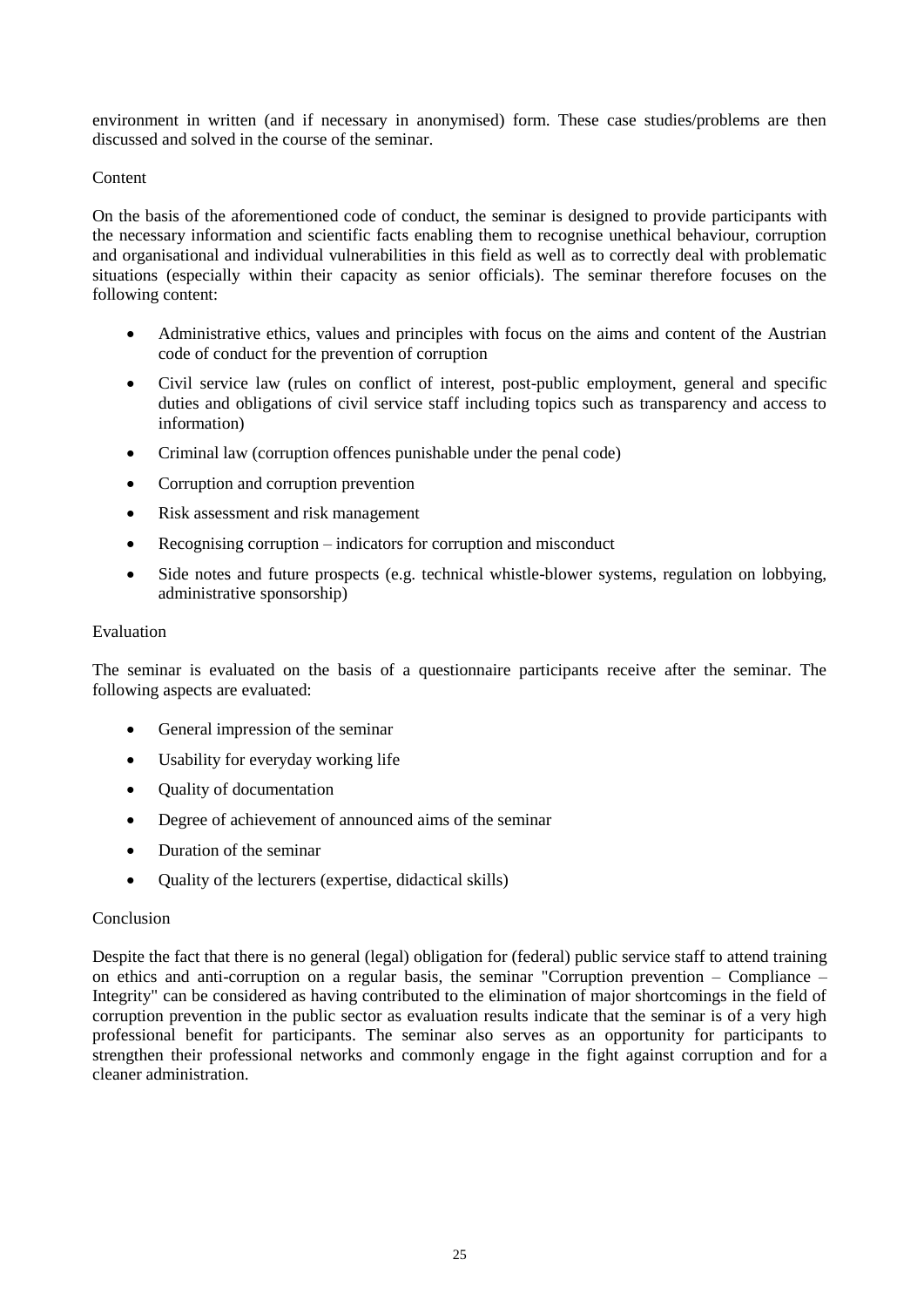environment in written (and if necessary in anonymised) form. These case studies/problems are then discussed and solved in the course of the seminar.

Content

On the basis of the aforementioned code of conduct, the seminar is designed to provide participants with the necessary information and scientific facts enabling them to recognise unethical behaviour, corruption and organisational and individual vulnerabilities in this field as well as to correctly deal with problematic situations (especially within their capacity as senior officials). The seminar therefore focuses on the following content:

- Administrative ethics, values and principles with focus on the aims and content of the Austrian code of conduct for the prevention of corruption
- Civil service law (rules on conflict of interest, post-public employment, general and specific duties and obligations of civil service staff including topics such as transparency and access to information)
- Criminal law (corruption offences punishable under the penal code)
- Corruption and corruption prevention
- Risk assessment and risk management
- Recognising corruption – indicators for corruption and misconduct
- Side notes and future prospects (e.g. technical whistle-blower systems, regulation on lobbying, administrative sponsorship)

Evaluation

The seminar is evaluated on the basis of a questionnaire participants receive after the seminar. The following aspects are evaluated:

- General impression of the seminar
- Usability for everyday working life
- Quality of documentation
- Degree of achievement of announced aims of the seminar
- Duration of the seminar
- Quality of the lecturers (expertise, didactical skills)

Conclusion

Despite the fact that there is no general (legal) obligation for (federal) public service staff to attend training on ethics and anti-corruption on a regular basis, the seminar "Corruption prevention – Compliance – Integrity" can be considered as having contributed to the elimination of major shortcomings in the field of corruption prevention in the public sector as evaluation results indicate that the seminar is of a very high professional benefit for participants. The seminar also serves as an opportunity for participants to strengthen their professional networks and commonly engage in the fight against corruption and for a cleaner administration.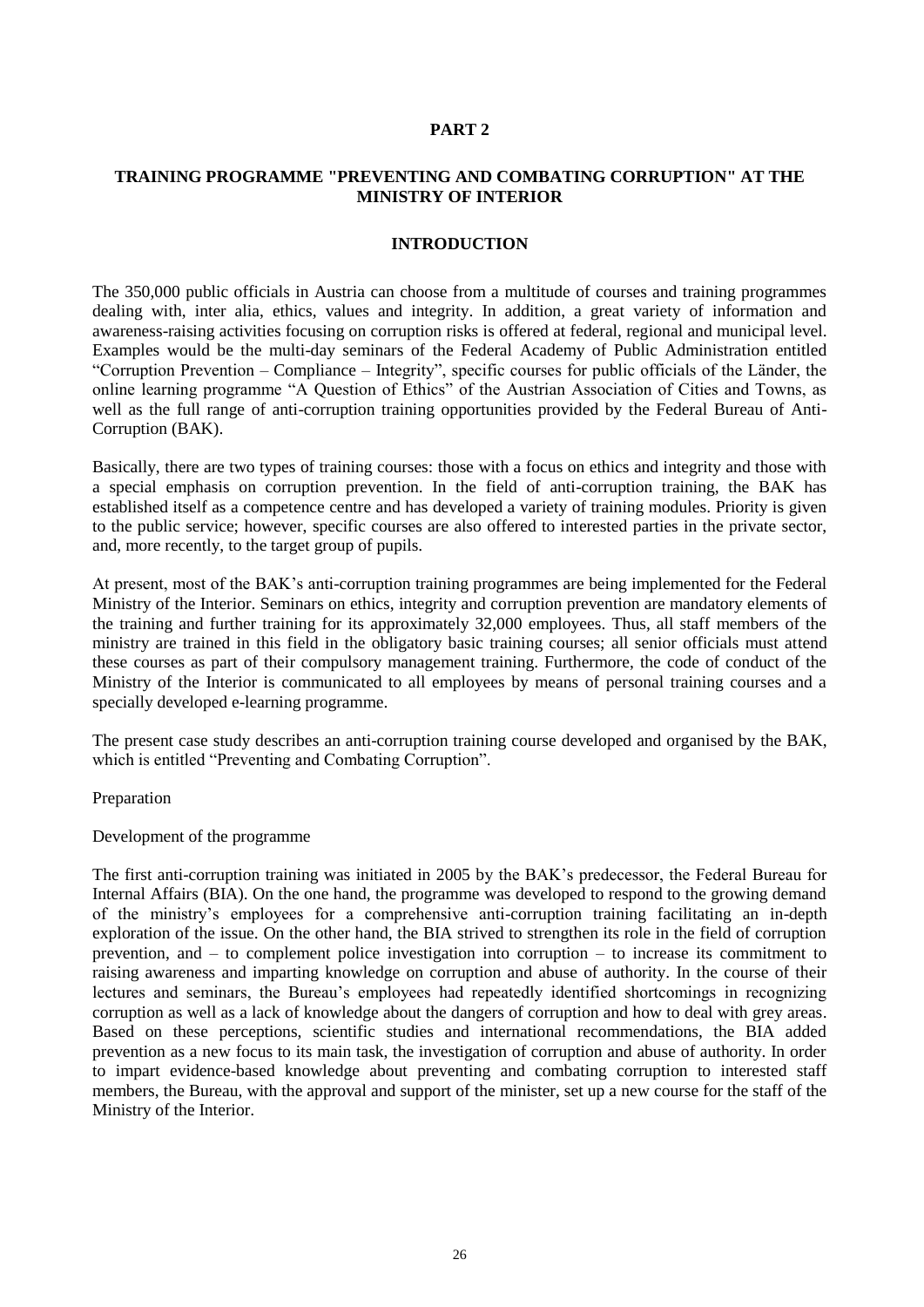# PART 2

## TRAINING PROGRAMME "PREVENTING AND COMBATING CORRUPTION" AT THE MINISTRY OF INTERIOR

### INTRODUCTION

The 350,000 public officials in Austria can choose from a multitude of courses and training programmes dealing with, inter alia, ethics, values and integrity. In addition, a great variety of information and awareness-raising activities focusing on corruption risks is offered at federal, regional and municipal level. Examples would be the multi-day seminars of the Federal Academy of Public Administration entitled "Corruption Prevention – Compliance – Integrity", specific courses for public officials of the Länder, the online learning programme "A Question of Ethics" of the Austrian Association of Cities and Towns, as well as the full range of anti-corruption training opportunities provided by the Federal Bureau of Anti-Corruption (BAK).

Basically, there are two types of training courses: those with a focus on ethics and integrity and those with a special emphasis on corruption prevention. In the field of anti-corruption training, the BAK has established itself as a competence centre and has developed a variety of training modules. Priority is given to the public service; however, specific courses are also offered to interested parties in the private sector, and, more recently, to the target group of pupils.

At present, most of the BAK's anti-corruption training programmes are being implemented for the Federal Ministry of the Interior. Seminars on ethics, integrity and corruption prevention are mandatory elements of the training and further training for its approximately 32,000 employees. Thus, all staff members of the ministry are trained in this field in the obligatory basic training courses; all senior officials must attend these courses as part of their compulsory management training. Furthermore, the code of conduct of the Ministry of the Interior is communicated to all employees by means of personal training courses and a specially developed e-learning programme.

The present case study describes an anti-corruption training course developed and organised by the BAK, which is entitled "Preventing and Combating Corruption".

Preparation

Development of the programme

The first anti-corruption training was initiated in 2005 by the BAK's predecessor, the Federal Bureau for Internal Affairs (BIA). On the one hand, the programme was developed to respond to the growing demand of the ministry's employees for a comprehensive anti-corruption training facilitating an in-depth exploration of the issue. On the other hand, the BIA strived to strengthen its role in the field of corruption prevention, and – to complement police investigation into corruption – to increase its commitment to raising awareness and imparting knowledge on corruption and abuse of authority. In the course of their lectures and seminars, the Bureau's employees had repeatedly identified shortcomings in recognizing corruption as well as a lack of knowledge about the dangers of corruption and how to deal with grey areas. Based on these perceptions, scientific studies and international recommendations, the BIA added prevention as a new focus to its main task, the investigation of corruption and abuse of authority. In order to impart evidence-based knowledge about preventing and combating corruption to interested staff members, the Bureau, with the approval and support of the minister, set up a new course for the staff of the Ministry of the Interior.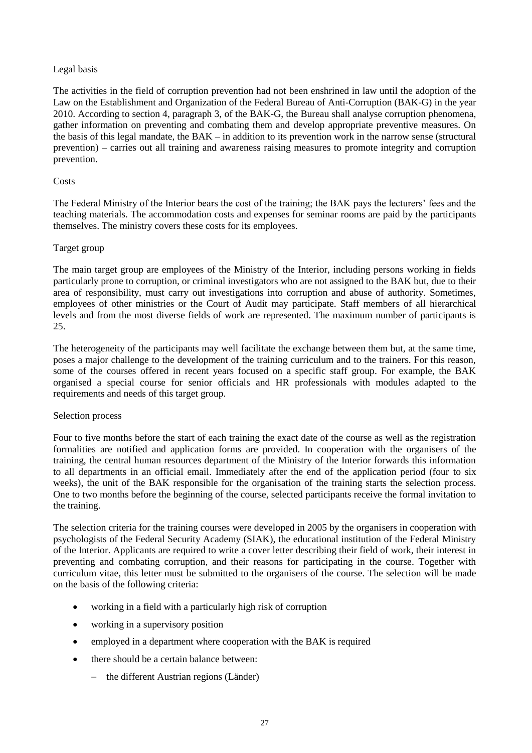Legal basis

The activities in the field of corruption prevention had not been enshrined in law until the adoption of the Law on the Establishment and Organization of the Federal Bureau of Anti-Corruption (BAK-G) in the year 2010. According to section 4, paragraph 3, of the BAK-G, the Bureau shall analyse corruption phenomena, gather information on preventing and combating them and develop appropriate preventive measures. On the basis of this legal mandate, the BAK – in addition to its prevention work in the narrow sense (structural prevention) – carries out all training and awareness raising measures to promote integrity and corruption prevention.

Costs

The Federal Ministry of the Interior bears the cost of the training; the BAK pays the lecturers' fees and the teaching materials. The accommodation costs and expenses for seminar rooms are paid by the participants themselves. The ministry covers these costs for its employees.

Target group

The main target group are employees of the Ministry of the Interior, including persons working in fields particularly prone to corruption, or criminal investigators who are not assigned to the BAK but, due to their area of responsibility, must carry out investigations into corruption and abuse of authority. Sometimes, employees of other ministries or the Court of Audit may participate. Staff members of all hierarchical levels and from the most diverse fields of work are represented. The maximum number of participants is 25.

The heterogeneity of the participants may well facilitate the exchange between them but, at the same time, poses a major challenge to the development of the training curriculum and to the trainers. For this reason, some of the courses offered in recent years focused on a specific staff group. For example, the BAK organised a special course for senior officials and HR professionals with modules adapted to the requirements and needs of this target group.

Selection process

Four to five months before the start of each training the exact date of the course as well as the registration formalities are notified and application forms are provided. In cooperation with the organisers of the training, the central human resources department of the Ministry of the Interior forwards this information to all departments in an official email. Immediately after the end of the application period (four to six weeks), the unit of the BAK responsible for the organisation of the training starts the selection process. One to two months before the beginning of the course, selected participants receive the formal invitation to the training.

The selection criteria for the training courses were developed in 2005 by the organisers in cooperation with psychologists of the Federal Security Academy (SIAK), the educational institution of the Federal Ministry of the Interior. Applicants are required to write a cover letter describing their field of work, their interest in preventing and combating corruption, and their reasons for participating in the course. Together with curriculum vitae, this letter must be submitted to the organisers of the course. The selection will be made on the basis of the following criteria:

- working in a field with a particularly high risk of corruption
- working in a supervisory position
- employed in a department where cooperation with the BAK is required
- there should be a certain balance between:
  - the different Austrian regions (Länder)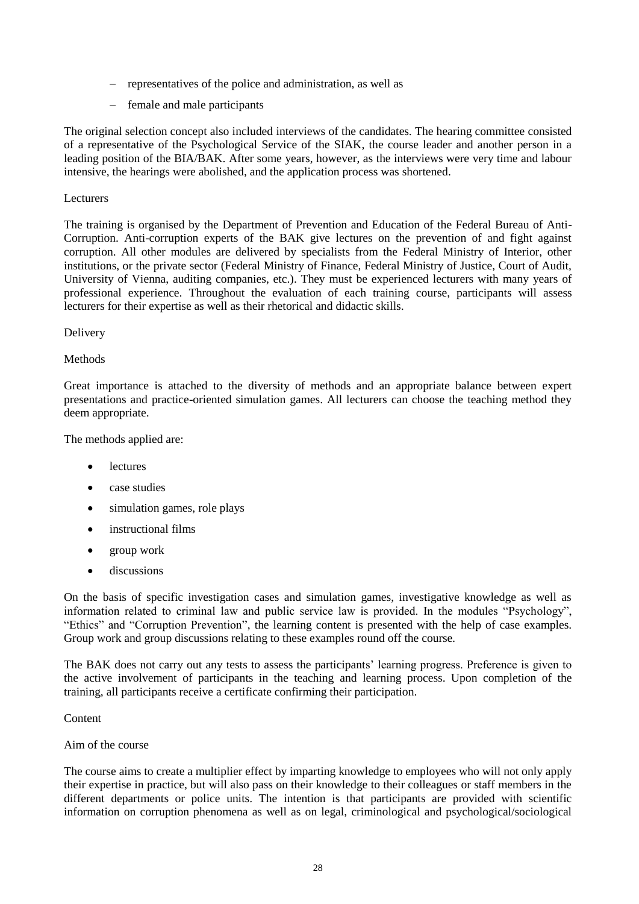- representatives of the police and administration, as well as
- female and male participants

The original selection concept also included interviews of the candidates. The hearing committee consisted of a representative of the Psychological Service of the SIAK, the course leader and another person in a leading position of the BIA/BAK. After some years, however, as the interviews were very time and labour intensive, the hearings were abolished, and the application process was shortened.

Lecturers

The training is organised by the Department of Prevention and Education of the Federal Bureau of Anti-Corruption. Anti-corruption experts of the BAK give lectures on the prevention of and fight against corruption. All other modules are delivered by specialists from the Federal Ministry of Interior, other institutions, or the private sector (Federal Ministry of Finance, Federal Ministry of Justice, Court of Audit, University of Vienna, auditing companies, etc.). They must be experienced lecturers with many years of professional experience. Throughout the evaluation of each training course, participants will assess lecturers for their expertise as well as their rhetorical and didactic skills.

Delivery

Methods

Great importance is attached to the diversity of methods and an appropriate balance between expert presentations and practice-oriented simulation games. All lecturers can choose the teaching method they deem appropriate.

The methods applied are:

- lectures
- case studies
- simulation games, role plays
- instructional films
- group work
- discussions

On the basis of specific investigation cases and simulation games, investigative knowledge as well as information related to criminal law and public service law is provided. In the modules "Psychology", "Ethics" and "Corruption Prevention", the learning content is presented with the help of case examples. Group work and group discussions relating to these examples round off the course.

The BAK does not carry out any tests to assess the participants' learning progress. Preference is given to the active involvement of participants in the teaching and learning process. Upon completion of the training, all participants receive a certificate confirming their participation.

Content

Aim of the course

The course aims to create a multiplier effect by imparting knowledge to employees who will not only apply their expertise in practice, but will also pass on their knowledge to their colleagues or staff members in the different departments or police units. The intention is that participants are provided with scientific information on corruption phenomena as well as on legal, criminological and psychological/sociological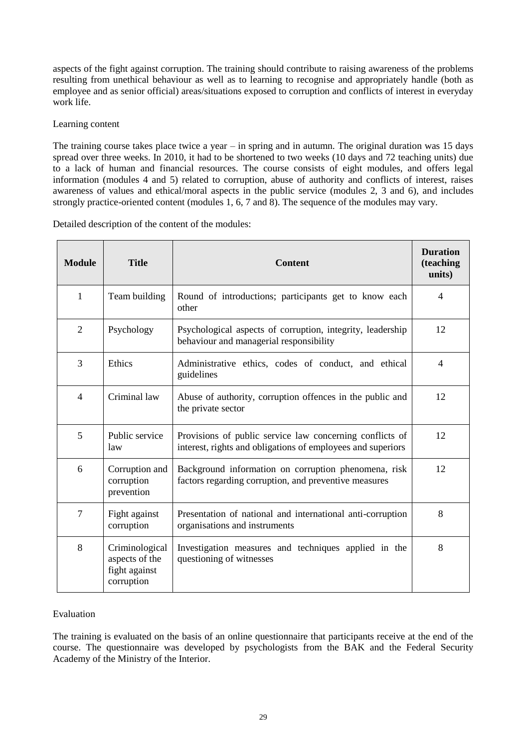aspects of the fight against corruption. The training should contribute to raising awareness of the problems resulting from unethical behaviour as well as to learning to recognise and appropriately handle (both as employee and as senior official) areas/situations exposed to corruption and conflicts of interest in everyday work life.

Learning content

The training course takes place twice a year – in spring and in autumn. The original duration was 15 days spread over three weeks. In 2010, it had to be shortened to two weeks (10 days and 72 teaching units) due to a lack of human and financial resources. The course consists of eight modules, and offers legal information (modules 4 and 5) related to corruption, abuse of authority and conflicts of interest, raises awareness of values and ethical/moral aspects in the public service (modules 2, 3 and 6), and includes strongly practice-oriented content (modules 1, 6, 7 and 8). The sequence of the modules may vary.

Detailed description of the content of the modules:

| Module | Title | Content | Duration (teaching units) |
|---|---|---|---|
| 1 | Team building | Round of introductions; participants get to know each other | 4 |
| 2 | Psychology | Psychological aspects of corruption, integrity, leadership behaviour and managerial responsibility | 12 |
| 3 | Ethics | Administrative ethics, codes of conduct, and ethical guidelines | 4 |
| 4 | Criminal law | Abuse of authority, corruption offences in the public and the private sector | 12 |
| 5 | Public service law | Provisions of public service law concerning conflicts of interest, rights and obligations of employees and superiors | 12 |
| 6 | Corruption and corruption prevention | Background information on corruption phenomena, risk factors regarding corruption, and preventive measures | 12 |
| 7 | Fight against corruption | Presentation of national and international anti-corruption organisations and instruments | 8 |
| 8 | Criminological aspects of the fight against corruption | Investigation measures and techniques applied in the questioning of witnesses | 8 |

Evaluation

The training is evaluated on the basis of an online questionnaire that participants receive at the end of the course. The questionnaire was developed by psychologists from the BAK and the Federal Security Academy of the Ministry of the Interior.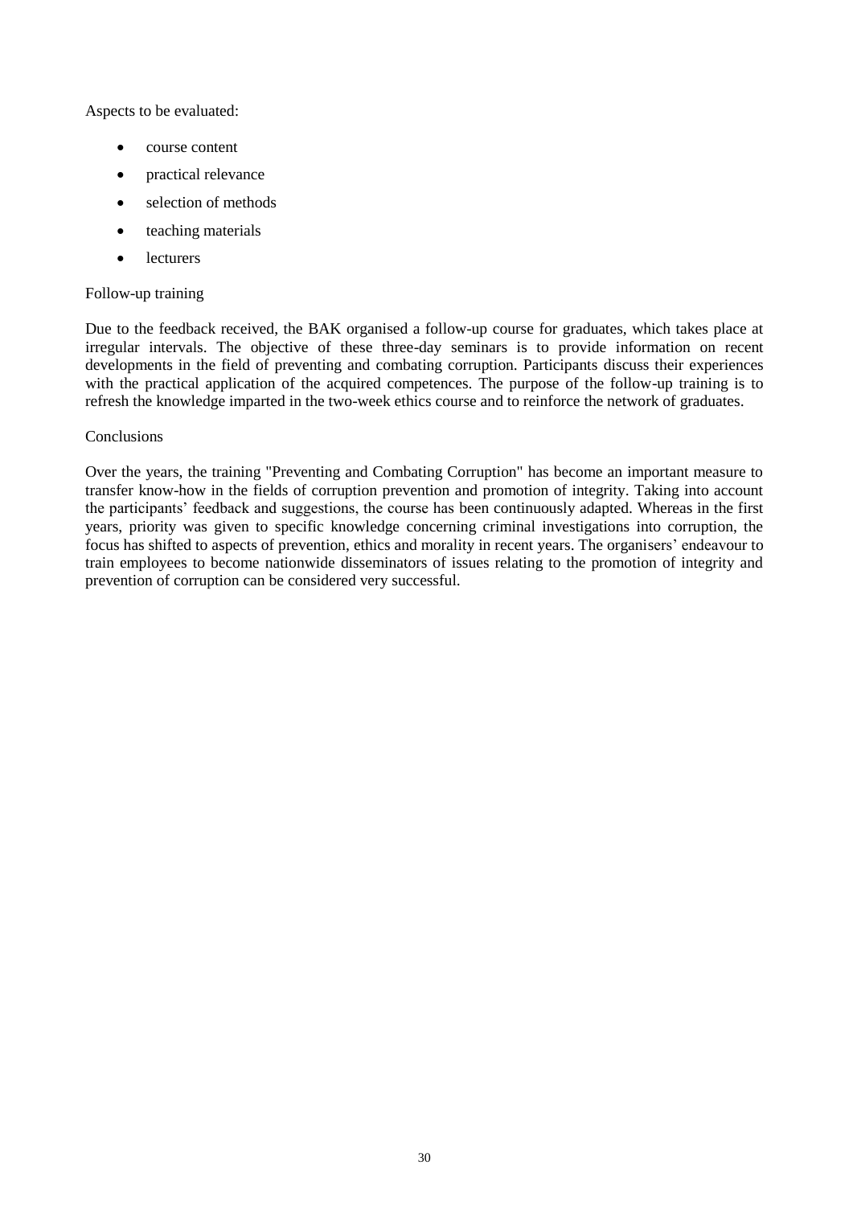Aspects to be evaluated:

- course content
- practical relevance
- selection of methods
- teaching materials
- lecturers

Follow-up training

Due to the feedback received, the BAK organised a follow-up course for graduates, which takes place at irregular intervals. The objective of these three-day seminars is to provide information on recent developments in the field of preventing and combating corruption. Participants discuss their experiences with the practical application of the acquired competences. The purpose of the follow-up training is to refresh the knowledge imparted in the two-week ethics course and to reinforce the network of graduates.

Conclusions

Over the years, the training "Preventing and Combating Corruption" has become an important measure to transfer know-how in the fields of corruption prevention and promotion of integrity. Taking into account the participants' feedback and suggestions, the course has been continuously adapted. Whereas in the first years, priority was given to specific knowledge concerning criminal investigations into corruption, the focus has shifted to aspects of prevention, ethics and morality in recent years. The organisers' endeavour to train employees to become nationwide disseminators of issues relating to the promotion of integrity and prevention of corruption can be considered very successful.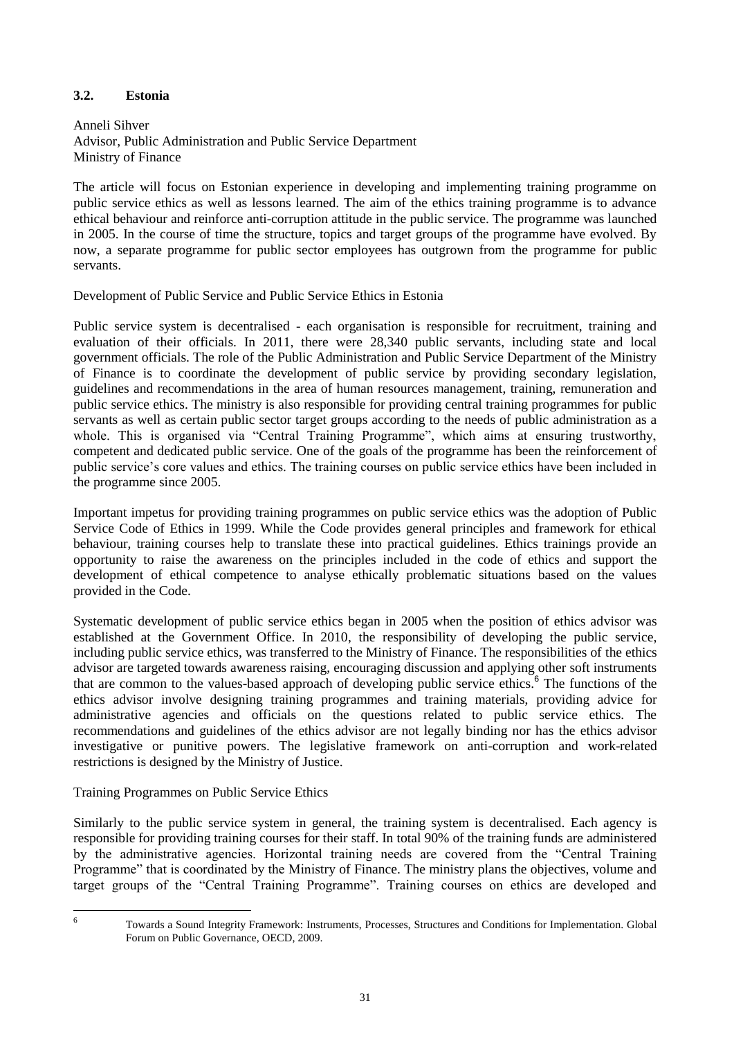### 3.2. Estonia

Anneli Sihver
Advisor, Public Administration and Public Service Department
Ministry of Finance

The article will focus on Estonian experience in developing and implementing training programme on public service ethics as well as lessons learned. The aim of the ethics training programme is to advance ethical behaviour and reinforce anti-corruption attitude in the public service. The programme was launched in 2005. In the course of time the structure, topics and target groups of the programme have evolved. By now, a separate programme for public sector employees has outgrown from the programme for public servants.

Development of Public Service and Public Service Ethics in Estonia

Public service system is decentralised - each organisation is responsible for recruitment, training and evaluation of their officials. In 2011, there were 28,340 public servants, including state and local government officials. The role of the Public Administration and Public Service Department of the Ministry of Finance is to coordinate the development of public service by providing secondary legislation, guidelines and recommendations in the area of human resources management, training, remuneration and public service ethics. The ministry is also responsible for providing central training programmes for public servants as well as certain public sector target groups according to the needs of public administration as a whole. This is organised via "Central Training Programme", which aims at ensuring trustworthy, competent and dedicated public service. One of the goals of the programme has been the reinforcement of public service's core values and ethics. The training courses on public service ethics have been included in the programme since 2005.

Important impetus for providing training programmes on public service ethics was the adoption of Public Service Code of Ethics in 1999. While the Code provides general principles and framework for ethical behaviour, training courses help to translate these into practical guidelines. Ethics trainings provide an opportunity to raise the awareness on the principles included in the code of ethics and support the development of ethical competence to analyse ethically problematic situations based on the values provided in the Code.

Systematic development of public service ethics began in 2005 when the position of ethics advisor was established at the Government Office. In 2010, the responsibility of developing the public service, including public service ethics, was transferred to the Ministry of Finance. The responsibilities of the ethics advisor are targeted towards awareness raising, encouraging discussion and applying other soft instruments that are common to the values-based approach of developing public service ethics.[6] The functions of the ethics advisor involve designing training programmes and training materials, providing advice for administrative agencies and officials on the questions related to public service ethics. The recommendations and guidelines of the ethics advisor are not legally binding nor has the ethics advisor investigative or punitive powers. The legislative framework on anti-corruption and work-related restrictions is designed by the Ministry of Justice.

Training Programmes on Public Service Ethics

Similarly to the public service system in general, the training system is decentralised. Each agency is responsible for providing training courses for their staff. In total 90% of the training funds are administered by the administrative agencies. Horizontal training needs are covered from the "Central Training Programme" that is coordinated by the Ministry of Finance. The ministry plans the objectives, volume and target groups of the "Central Training Programme". Training courses on ethics are developed and

[6] Towards a Sound Integrity Framework: Instruments, Processes, Structures and Conditions for Implementation. Global Forum on Public Governance, OECD, 2009.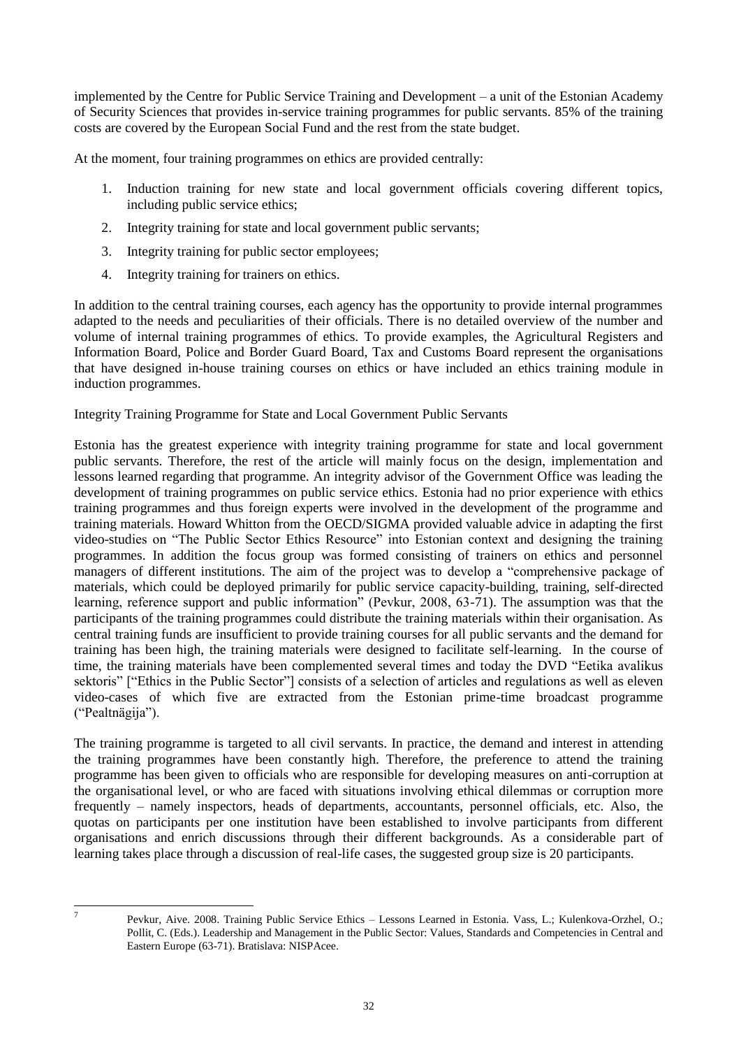implemented by the Centre for Public Service Training and Development – a unit of the Estonian Academy of Security Sciences that provides in-service training programmes for public servants. 85% of the training costs are covered by the European Social Fund and the rest from the state budget.

At the moment, four training programmes on ethics are provided centrally:

1. Induction training for new state and local government officials covering different topics, including public service ethics;
2. Integrity training for state and local government public servants;
3. Integrity training for public sector employees;
4. Integrity training for trainers on ethics.

In addition to the central training courses, each agency has the opportunity to provide internal programmes adapted to the needs and peculiarities of their officials. There is no detailed overview of the number and volume of internal training programmes of ethics. To provide examples, the Agricultural Registers and Information Board, Police and Border Guard Board, Tax and Customs Board represent the organisations that have designed in-house training courses on ethics or have included an ethics training module in induction programmes.

Integrity Training Programme for State and Local Government Public Servants

Estonia has the greatest experience with integrity training programme for state and local government public servants. Therefore, the rest of the article will mainly focus on the design, implementation and lessons learned regarding that programme. An integrity advisor of the Government Office was leading the development of training programmes on public service ethics. Estonia had no prior experience with ethics training programmes and thus foreign experts were involved in the development of the programme and training materials. Howard Whitton from the OECD/SIGMA provided valuable advice in adapting the first video-studies on "The Public Sector Ethics Resource" into Estonian context and designing the training programmes. In addition the focus group was formed consisting of trainers on ethics and personnel managers of different institutions. The aim of the project was to develop a "comprehensive package of materials, which could be deployed primarily for public service capacity-building, training, self-directed learning, reference support and public information" (Pevkur, 2008, 63-71). The assumption was that the participants of the training programmes could distribute the training materials within their organisation. As central training funds are insufficient to provide training courses for all public servants and the demand for training has been high, the training materials were designed to facilitate self-learning. In the course of time, the training materials have been complemented several times and today the DVD "Eetika avalikus sektoris" ["Ethics in the Public Sector"] consists of a selection of articles and regulations as well as eleven video-cases of which five are extracted from the Estonian prime-time broadcast programme ("Pealtnägija").

The training programme is targeted to all civil servants. In practice, the demand and interest in attending the training programmes have been constantly high. Therefore, the preference to attend the training programme has been given to officials who are responsible for developing measures on anti-corruption at the organisational level, or who are faced with situations involving ethical dilemmas or corruption more frequently – namely inspectors, heads of departments, accountants, personnel officials, etc. Also, the quotas on participants per one institution have been established to involve participants from different organisations and enrich discussions through their different backgrounds. As a considerable part of learning takes place through a discussion of real-life cases, the suggested group size is 20 participants.

---

[7] Pevkur, Aive. 2008. Training Public Service Ethics – Lessons Learned in Estonia. Vass, L.; Kulenkova-Orzhel, O.; Pollit, C. (Eds.). Leadership and Management in the Public Sector: Values, Standards and Competencies in Central and Eastern Europe (63-71). Bratislava: NISPAcee.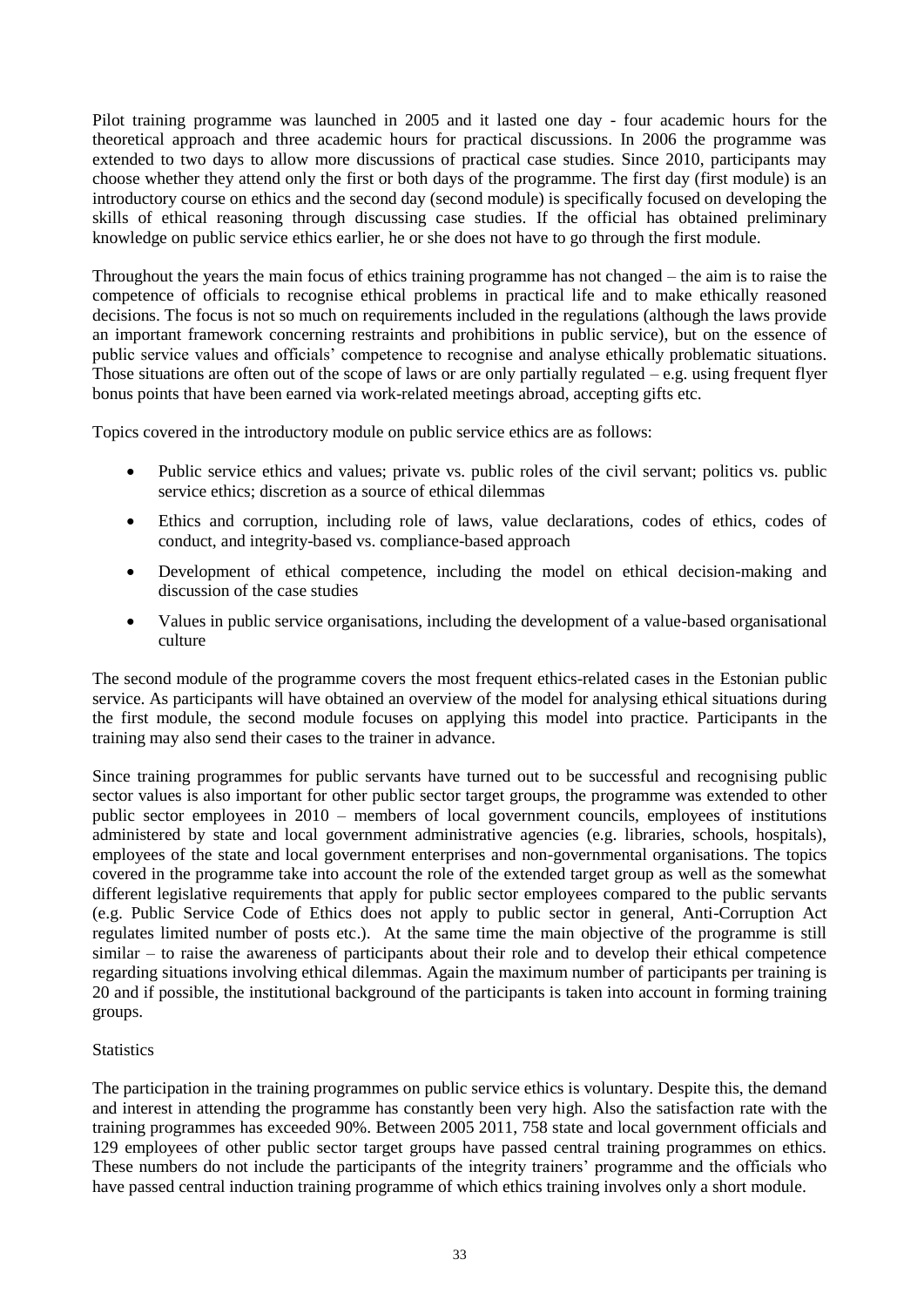Pilot training programme was launched in 2005 and it lasted one day - four academic hours for the theoretical approach and three academic hours for practical discussions. In 2006 the programme was extended to two days to allow more discussions of practical case studies. Since 2010, participants may choose whether they attend only the first or both days of the programme. The first day (first module) is an introductory course on ethics and the second day (second module) is specifically focused on developing the skills of ethical reasoning through discussing case studies. If the official has obtained preliminary knowledge on public service ethics earlier, he or she does not have to go through the first module.

Throughout the years the main focus of ethics training programme has not changed – the aim is to raise the competence of officials to recognise ethical problems in practical life and to make ethically reasoned decisions. The focus is not so much on requirements included in the regulations (although the laws provide an important framework concerning restraints and prohibitions in public service), but on the essence of public service values and officials' competence to recognise and analyse ethically problematic situations. Those situations are often out of the scope of laws or are only partially regulated – e.g. using frequent flyer bonus points that have been earned via work-related meetings abroad, accepting gifts etc.

Topics covered in the introductory module on public service ethics are as follows:

- Public service ethics and values; private vs. public roles of the civil servant; politics vs. public service ethics; discretion as a source of ethical dilemmas
- Ethics and corruption, including role of laws, value declarations, codes of ethics, codes of conduct, and integrity-based vs. compliance-based approach
- Development of ethical competence, including the model on ethical decision-making and discussion of the case studies
- Values in public service organisations, including the development of a value-based organisational culture

The second module of the programme covers the most frequent ethics-related cases in the Estonian public service. As participants will have obtained an overview of the model for analysing ethical situations during the first module, the second module focuses on applying this model into practice. Participants in the training may also send their cases to the trainer in advance.

Since training programmes for public servants have turned out to be successful and recognising public sector values is also important for other public sector target groups, the programme was extended to other public sector employees in 2010 – members of local government councils, employees of institutions administered by state and local government administrative agencies (e.g. libraries, schools, hospitals), employees of the state and local government enterprises and non-governmental organisations. The topics covered in the programme take into account the role of the extended target group as well as the somewhat different legislative requirements that apply for public sector employees compared to the public servants (e.g. Public Service Code of Ethics does not apply to public sector in general, Anti-Corruption Act regulates limited number of posts etc.). At the same time the main objective of the programme is still similar – to raise the awareness of participants about their role and to develop their ethical competence regarding situations involving ethical dilemmas. Again the maximum number of participants per training is 20 and if possible, the institutional background of the participants is taken into account in forming training groups.

Statistics

The participation in the training programmes on public service ethics is voluntary. Despite this, the demand and interest in attending the programme has constantly been very high. Also the satisfaction rate with the training programmes has exceeded 90%. Between 2005 2011, 758 state and local government officials and 129 employees of other public sector target groups have passed central training programmes on ethics. These numbers do not include the participants of the integrity trainers' programme and the officials who have passed central induction training programme of which ethics training involves only a short module.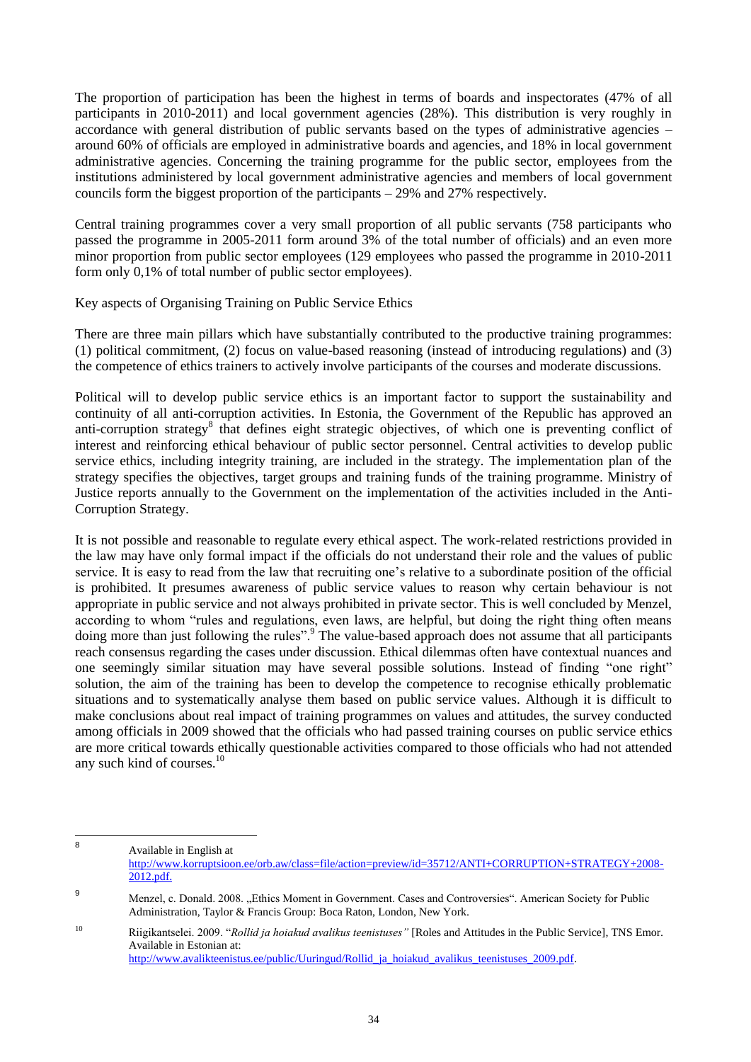The proportion of participation has been the highest in terms of boards and inspectorates (47% of all participants in 2010-2011) and local government agencies (28%). This distribution is very roughly in accordance with general distribution of public servants based on the types of administrative agencies – around 60% of officials are employed in administrative boards and agencies, and 18% in local government administrative agencies. Concerning the training programme for the public sector, employees from the institutions administered by local government administrative agencies and members of local government councils form the biggest proportion of the participants – 29% and 27% respectively.

Central training programmes cover a very small proportion of all public servants (758 participants who passed the programme in 2005-2011 form around 3% of the total number of officials) and an even more minor proportion from public sector employees (129 employees who passed the programme in 2010-2011 form only 0,1% of total number of public sector employees).

Key aspects of Organising Training on Public Service Ethics

There are three main pillars which have substantially contributed to the productive training programmes: (1) political commitment, (2) focus on value-based reasoning (instead of introducing regulations) and (3) the competence of ethics trainers to actively involve participants of the courses and moderate discussions.

Political will to develop public service ethics is an important factor to support the sustainability and continuity of all anti-corruption activities. In Estonia, the Government of the Republic has approved an anti-corruption strategy[8] that defines eight strategic objectives, of which one is preventing conflict of interest and reinforcing ethical behaviour of public sector personnel. Central activities to develop public service ethics, including integrity training, are included in the strategy. The implementation plan of the strategy specifies the objectives, target groups and training funds of the training programme. Ministry of Justice reports annually to the Government on the implementation of the activities included in the Anti-Corruption Strategy.

It is not possible and reasonable to regulate every ethical aspect. The work-related restrictions provided in the law may have only formal impact if the officials do not understand their role and the values of public service. It is easy to read from the law that recruiting one's relative to a subordinate position of the official is prohibited. It presumes awareness of public service values to reason why certain behaviour is not appropriate in public service and not always prohibited in private sector. This is well concluded by Menzel, according to whom "rules and regulations, even laws, are helpful, but doing the right thing often means doing more than just following the rules".[9] The value-based approach does not assume that all participants reach consensus regarding the cases under discussion. Ethical dilemmas often have contextual nuances and one seemingly similar situation may have several possible solutions. Instead of finding "one right" solution, the aim of the training has been to develop the competence to recognise ethically problematic situations and to systematically analyse them based on public service values. Although it is difficult to make conclusions about real impact of training programmes on values and attitudes, the survey conducted among officials in 2009 showed that the officials who had passed training courses on public service ethics are more critical towards ethically questionable activities compared to those officials who had not attended any such kind of courses.[10]

---

[8] Available in English at http://www.korruptsioon.ee/orb.aw/class=file/action=preview/id=35712/ANTI+CORRUPTION+STRATEGY+2008-2012.pdf.

[9] Menzel, c. Donald. 2008. „Ethics Moment in Government. Cases and Controversies". American Society for Public Administration, Taylor & Francis Group: Boca Raton, London, New York.

[10] Riigikantselei. 2009. "*Rollid ja hoiakud avalikus teenistuses"* [Roles and Attitudes in the Public Service], TNS Emor. Available in Estonian at: http://www.avalikteenistus.ee/public/Uuringud/Rollid_ja_hoiakud_avalikus_teenistuses_2009.pdf.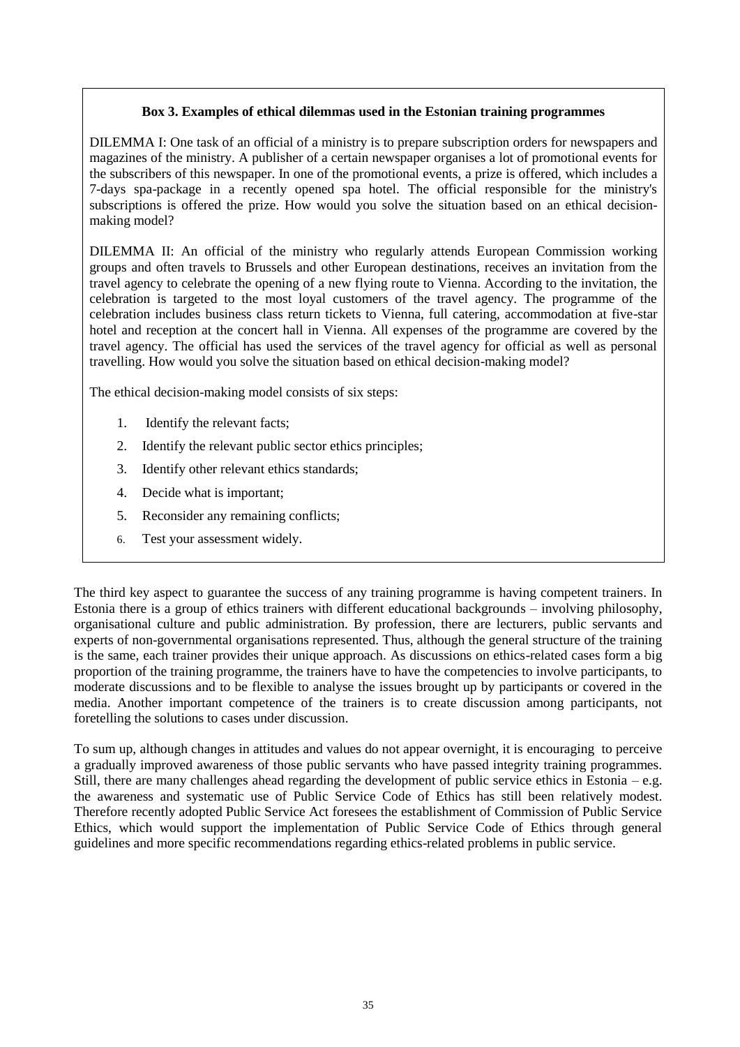**Box 3. Examples of ethical dilemmas used in the Estonian training programmes**

DILEMMA I: One task of an official of a ministry is to prepare subscription orders for newspapers and magazines of the ministry. A publisher of a certain newspaper organises a lot of promotional events for the subscribers of this newspaper. In one of the promotional events, a prize is offered, which includes a 7-days spa-package in a recently opened spa hotel. The official responsible for the ministry's subscriptions is offered the prize. How would you solve the situation based on an ethical decision-making model?

DILEMMA II: An official of the ministry who regularly attends European Commission working groups and often travels to Brussels and other European destinations, receives an invitation from the travel agency to celebrate the opening of a new flying route to Vienna. According to the invitation, the celebration is targeted to the most loyal customers of the travel agency. The programme of the celebration includes business class return tickets to Vienna, full catering, accommodation at five-star hotel and reception at the concert hall in Vienna. All expenses of the programme are covered by the travel agency. The official has used the services of the travel agency for official as well as personal travelling. How would you solve the situation based on ethical decision-making model?

The ethical decision-making model consists of six steps:

1. Identify the relevant facts;
2. Identify the relevant public sector ethics principles;
3. Identify other relevant ethics standards;
4. Decide what is important;
5. Reconsider any remaining conflicts;
6. Test your assessment widely.

The third key aspect to guarantee the success of any training programme is having competent trainers. In Estonia there is a group of ethics trainers with different educational backgrounds – involving philosophy, organisational culture and public administration. By profession, there are lecturers, public servants and experts of non-governmental organisations represented. Thus, although the general structure of the training is the same, each trainer provides their unique approach. As discussions on ethics-related cases form a big proportion of the training programme, the trainers have to have the competencies to involve participants, to moderate discussions and to be flexible to analyse the issues brought up by participants or covered in the media. Another important competence of the trainers is to create discussion among participants, not foretelling the solutions to cases under discussion.

To sum up, although changes in attitudes and values do not appear overnight, it is encouraging to perceive a gradually improved awareness of those public servants who have passed integrity training programmes. Still, there are many challenges ahead regarding the development of public service ethics in Estonia – e.g. the awareness and systematic use of Public Service Code of Ethics has still been relatively modest. Therefore recently adopted Public Service Act foresees the establishment of Commission of Public Service Ethics, which would support the implementation of Public Service Code of Ethics through general guidelines and more specific recommendations regarding ethics-related problems in public service.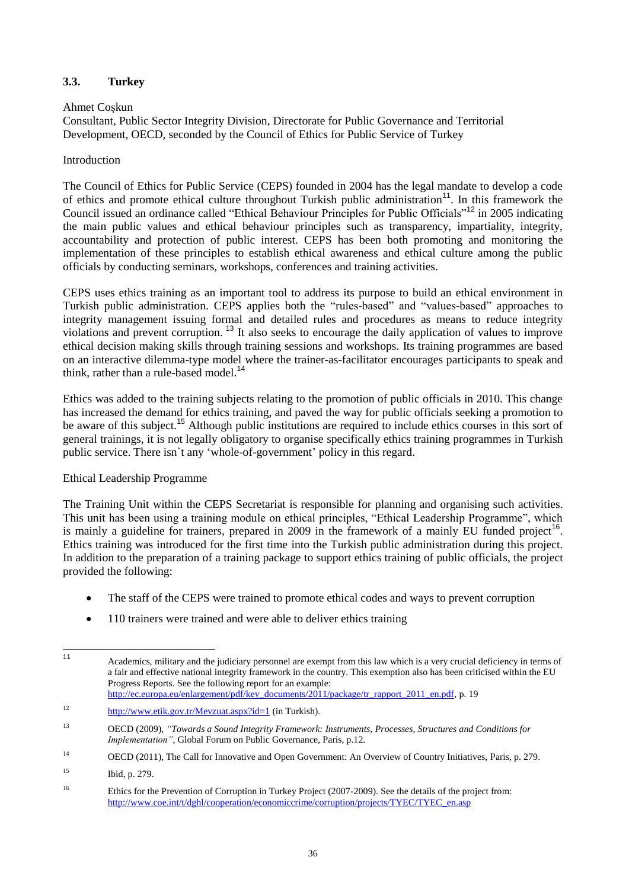### 3.3. Turkey

Ahmet Coşkun

Consultant, Public Sector Integrity Division, Directorate for Public Governance and Territorial Development, OECD, seconded by the Council of Ethics for Public Service of Turkey

Introduction

The Council of Ethics for Public Service (CEPS) founded in 2004 has the legal mandate to develop a code of ethics and promote ethical culture throughout Turkish public administration[11]. In this framework the Council issued an ordinance called "Ethical Behaviour Principles for Public Officials"[12] in 2005 indicating the main public values and ethical behaviour principles such as transparency, impartiality, integrity, accountability and protection of public interest. CEPS has been both promoting and monitoring the implementation of these principles to establish ethical awareness and ethical culture among the public officials by conducting seminars, workshops, conferences and training activities.

CEPS uses ethics training as an important tool to address its purpose to build an ethical environment in Turkish public administration. CEPS applies both the "rules-based" and "values-based" approaches to integrity management issuing formal and detailed rules and procedures as means to reduce integrity violations and prevent corruption. [13] It also seeks to encourage the daily application of values to improve ethical decision making skills through training sessions and workshops. Its training programmes are based on an interactive dilemma-type model where the trainer-as-facilitator encourages participants to speak and think, rather than a rule-based model.[14]

Ethics was added to the training subjects relating to the promotion of public officials in 2010. This change has increased the demand for ethics training, and paved the way for public officials seeking a promotion to be aware of this subject.[15] Although public institutions are required to include ethics courses in this sort of general trainings, it is not legally obligatory to organise specifically ethics training programmes in Turkish public service. There isn`t any 'whole-of-government' policy in this regard.

Ethical Leadership Programme

The Training Unit within the CEPS Secretariat is responsible for planning and organising such activities. This unit has been using a training module on ethical principles, "Ethical Leadership Programme", which is mainly a guideline for trainers, prepared in 2009 in the framework of a mainly EU funded project[16]. Ethics training was introduced for the first time into the Turkish public administration during this project. In addition to the preparation of a training package to support ethics training of public officials, the project provided the following:

- The staff of the CEPS were trained to promote ethical codes and ways to prevent corruption
- 110 trainers were trained and were able to deliver ethics training

---

[11] Academics, military and the judiciary personnel are exempt from this law which is a very crucial deficiency in terms of a fair and effective national integrity framework in the country. This exemption also has been criticised within the EU Progress Reports. See the following report for an example: http://ec.europa.eu/enlargement/pdf/key_documents/2011/package/tr_rapport_2011_en.pdf, p. 19

[12] http://www.etik.gov.tr/Mevzuat.aspx?id=1 (in Turkish).

[13] OECD (2009), *"Towards a Sound Integrity Framework: Instruments, Processes, Structures and Conditions for Implementation"*, Global Forum on Public Governance, Paris, p.12.

[14] OECD (2011), The Call for Innovative and Open Government: An Overview of Country Initiatives, Paris, p. 279.

[15] Ibid, p. 279.

[16] Ethics for the Prevention of Corruption in Turkey Project (2007-2009). See the details of the project from: http://www.coe.int/t/dghl/cooperation/economiccrime/corruption/projects/TYEC/TYEC_en.asp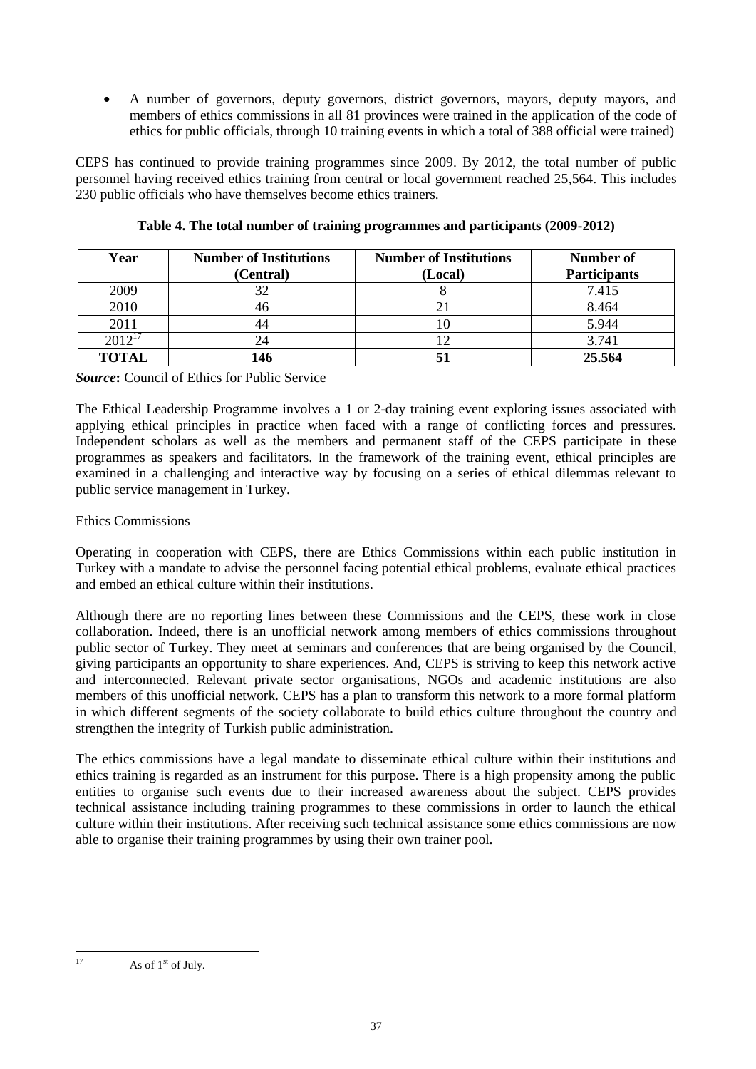- A number of governors, deputy governors, district governors, mayors, deputy mayors, and members of ethics commissions in all 81 provinces were trained in the application of the code of ethics for public officials, through 10 training events in which a total of 388 official were trained)

CEPS has continued to provide training programmes since 2009. By 2012, the total number of public personnel having received ethics training from central or local government reached 25,564. This includes 230 public officials who have themselves become ethics trainers.

**Table 4. The total number of training programmes and participants (2009-2012)**

| Year | Number of Institutions (Central) | Number of Institutions (Local) | Number of Participants |
|---|---|---|---|
| 2009 | 32 | 8 | 7.415 |
| 2010 | 46 | 21 | 8.464 |
| 2011 | 44 | 10 | 5.944 |
| 2012[17] | 24 | 12 | 3.741 |
| **TOTAL** | **146** | **51** | **25.564** |

***Source*:** Council of Ethics for Public Service

The Ethical Leadership Programme involves a 1 or 2-day training event exploring issues associated with applying ethical principles in practice when faced with a range of conflicting forces and pressures. Independent scholars as well as the members and permanent staff of the CEPS participate in these programmes as speakers and facilitators. In the framework of the training event, ethical principles are examined in a challenging and interactive way by focusing on a series of ethical dilemmas relevant to public service management in Turkey.

Ethics Commissions

Operating in cooperation with CEPS, there are Ethics Commissions within each public institution in Turkey with a mandate to advise the personnel facing potential ethical problems, evaluate ethical practices and embed an ethical culture within their institutions.

Although there are no reporting lines between these Commissions and the CEPS, these work in close collaboration. Indeed, there is an unofficial network among members of ethics commissions throughout public sector of Turkey. They meet at seminars and conferences that are being organised by the Council, giving participants an opportunity to share experiences. And, CEPS is striving to keep this network active and interconnected. Relevant private sector organisations, NGOs and academic institutions are also members of this unofficial network. CEPS has a plan to transform this network to a more formal platform in which different segments of the society collaborate to build ethics culture throughout the country and strengthen the integrity of Turkish public administration.

The ethics commissions have a legal mandate to disseminate ethical culture within their institutions and ethics training is regarded as an instrument for this purpose. There is a high propensity among the public entities to organise such events due to their increased awareness about the subject. CEPS provides technical assistance including training programmes to these commissions in order to launch the ethical culture within their institutions. After receiving such technical assistance some ethics commissions are now able to organise their training programmes by using their own trainer pool.

[17] As of 1st of July.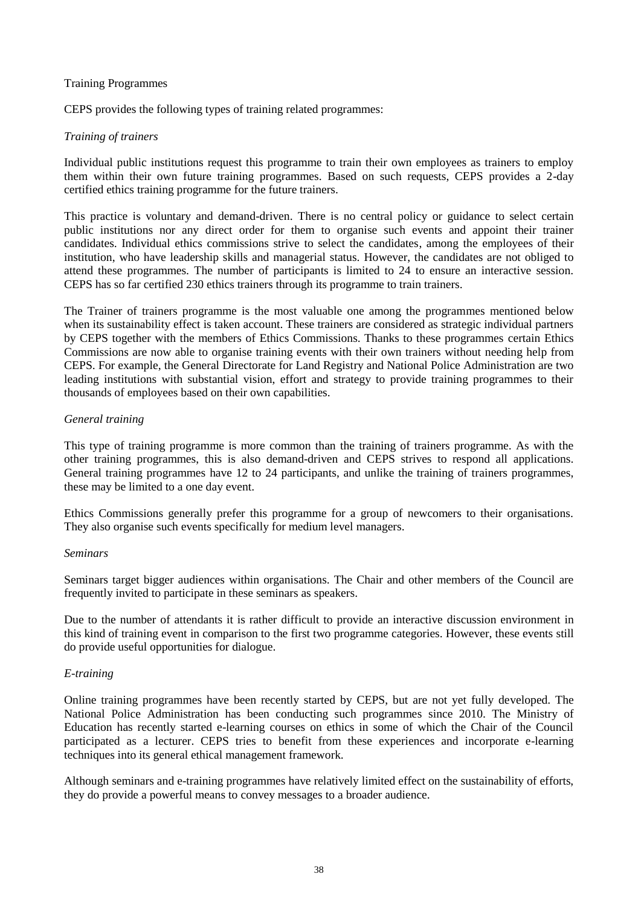Training Programmes

CEPS provides the following types of training related programmes:

*Training of trainers*

Individual public institutions request this programme to train their own employees as trainers to employ them within their own future training programmes. Based on such requests, CEPS provides a 2-day certified ethics training programme for the future trainers.

This practice is voluntary and demand-driven. There is no central policy or guidance to select certain public institutions nor any direct order for them to organise such events and appoint their trainer candidates. Individual ethics commissions strive to select the candidates, among the employees of their institution, who have leadership skills and managerial status. However, the candidates are not obliged to attend these programmes. The number of participants is limited to 24 to ensure an interactive session. CEPS has so far certified 230 ethics trainers through its programme to train trainers.

The Trainer of trainers programme is the most valuable one among the programmes mentioned below when its sustainability effect is taken account. These trainers are considered as strategic individual partners by CEPS together with the members of Ethics Commissions. Thanks to these programmes certain Ethics Commissions are now able to organise training events with their own trainers without needing help from CEPS. For example, the General Directorate for Land Registry and National Police Administration are two leading institutions with substantial vision, effort and strategy to provide training programmes to their thousands of employees based on their own capabilities.

*General training*

This type of training programme is more common than the training of trainers programme. As with the other training programmes, this is also demand-driven and CEPS strives to respond all applications. General training programmes have 12 to 24 participants, and unlike the training of trainers programmes, these may be limited to a one day event.

Ethics Commissions generally prefer this programme for a group of newcomers to their organisations. They also organise such events specifically for medium level managers.

*Seminars*

Seminars target bigger audiences within organisations. The Chair and other members of the Council are frequently invited to participate in these seminars as speakers.

Due to the number of attendants it is rather difficult to provide an interactive discussion environment in this kind of training event in comparison to the first two programme categories. However, these events still do provide useful opportunities for dialogue.

*E-training*

Online training programmes have been recently started by CEPS, but are not yet fully developed. The National Police Administration has been conducting such programmes since 2010. The Ministry of Education has recently started e-learning courses on ethics in some of which the Chair of the Council participated as a lecturer. CEPS tries to benefit from these experiences and incorporate e-learning techniques into its general ethical management framework.

Although seminars and e-training programmes have relatively limited effect on the sustainability of efforts, they do provide a powerful means to convey messages to a broader audience.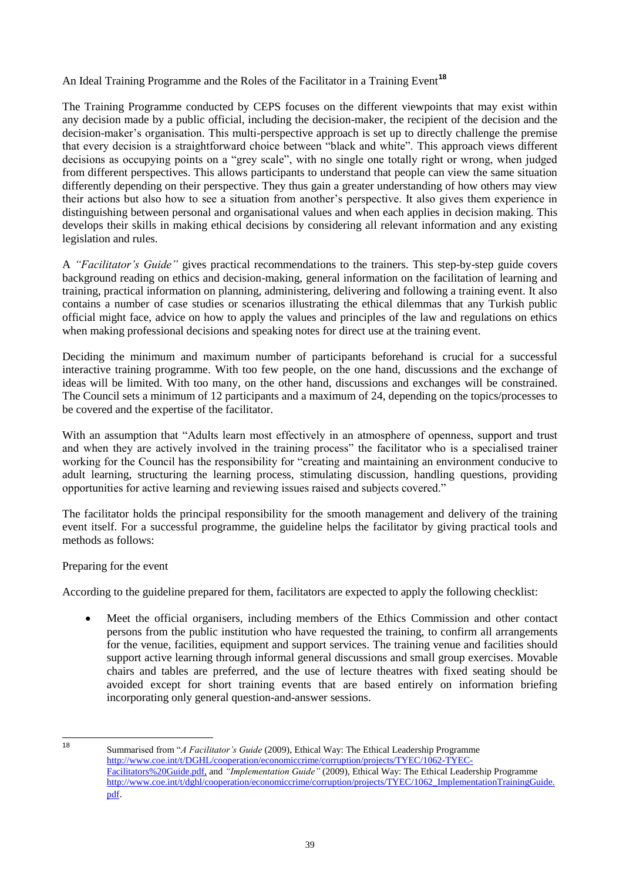An Ideal Training Programme and the Roles of the Facilitator in a Training Event[18]

The Training Programme conducted by CEPS focuses on the different viewpoints that may exist within any decision made by a public official, including the decision-maker, the recipient of the decision and the decision-maker's organisation. This multi-perspective approach is set up to directly challenge the premise that every decision is a straightforward choice between "black and white". This approach views different decisions as occupying points on a "grey scale", with no single one totally right or wrong, when judged from different perspectives. This allows participants to understand that people can view the same situation differently depending on their perspective. They thus gain a greater understanding of how others may view their actions but also how to see a situation from another's perspective. It also gives them experience in distinguishing between personal and organisational values and when each applies in decision making. This develops their skills in making ethical decisions by considering all relevant information and any existing legislation and rules.

A *"Facilitator's Guide"* gives practical recommendations to the trainers. This step-by-step guide covers background reading on ethics and decision-making, general information on the facilitation of learning and training, practical information on planning, administering, delivering and following a training event. It also contains a number of case studies or scenarios illustrating the ethical dilemmas that any Turkish public official might face, advice on how to apply the values and principles of the law and regulations on ethics when making professional decisions and speaking notes for direct use at the training event.

Deciding the minimum and maximum number of participants beforehand is crucial for a successful interactive training programme. With too few people, on the one hand, discussions and the exchange of ideas will be limited. With too many, on the other hand, discussions and exchanges will be constrained. The Council sets a minimum of 12 participants and a maximum of 24, depending on the topics/processes to be covered and the expertise of the facilitator.

With an assumption that "Adults learn most effectively in an atmosphere of openness, support and trust and when they are actively involved in the training process" the facilitator who is a specialised trainer working for the Council has the responsibility for "creating and maintaining an environment conducive to adult learning, structuring the learning process, stimulating discussion, handling questions, providing opportunities for active learning and reviewing issues raised and subjects covered."

The facilitator holds the principal responsibility for the smooth management and delivery of the training event itself. For a successful programme, the guideline helps the facilitator by giving practical tools and methods as follows:

Preparing for the event

According to the guideline prepared for them, facilitators are expected to apply the following checklist:

- Meet the official organisers, including members of the Ethics Commission and other contact persons from the public institution who have requested the training, to confirm all arrangements for the venue, facilities, equipment and support services. The training venue and facilities should support active learning through informal general discussions and small group exercises. Movable chairs and tables are preferred, and the use of lecture theatres with fixed seating should be avoided except for short training events that are based entirely on information briefing incorporating only general question-and-answer sessions.

---

[18] Summarised from "*A Facilitator's Guide* (2009), Ethical Way: The Ethical Leadership Programme http://www.coe.int/t/DGHL/cooperation/economiccrime/corruption/projects/TYEC/1062-TYEC-Facilitators%20Guide.pdf, and *"Implementation Guide"* (2009), Ethical Way: The Ethical Leadership Programme http://www.coe.int/t/dghl/cooperation/economiccrime/corruption/projects/TYEC/1062_ImplementationTrainingGuide.pdf.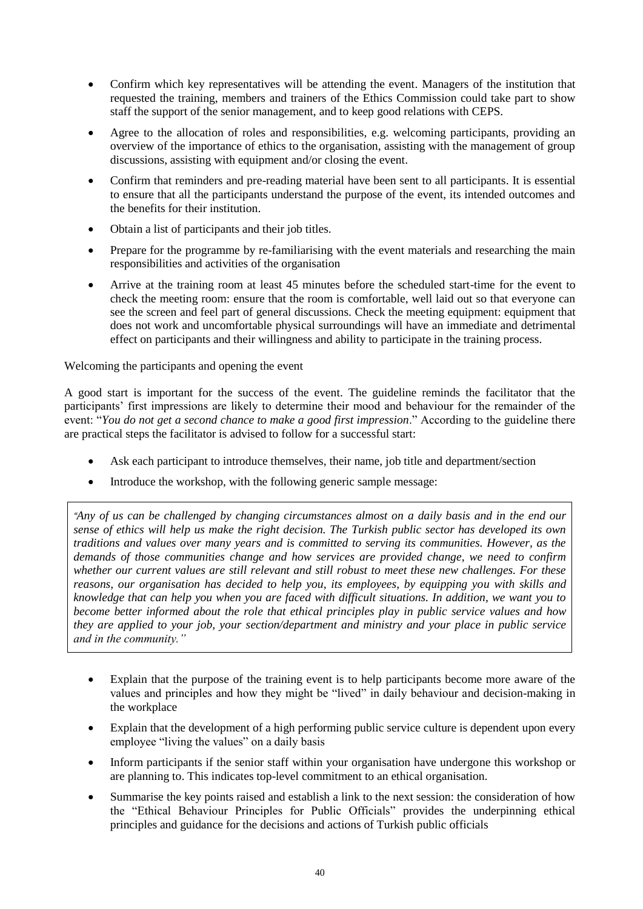- Confirm which key representatives will be attending the event. Managers of the institution that requested the training, members and trainers of the Ethics Commission could take part to show staff the support of the senior management, and to keep good relations with CEPS.
- Agree to the allocation of roles and responsibilities, e.g. welcoming participants, providing an overview of the importance of ethics to the organisation, assisting with the management of group discussions, assisting with equipment and/or closing the event.
- Confirm that reminders and pre-reading material have been sent to all participants. It is essential to ensure that all the participants understand the purpose of the event, its intended outcomes and the benefits for their institution.
- Obtain a list of participants and their job titles.
- Prepare for the programme by re-familiarising with the event materials and researching the main responsibilities and activities of the organisation
- Arrive at the training room at least 45 minutes before the scheduled start-time for the event to check the meeting room: ensure that the room is comfortable, well laid out so that everyone can see the screen and feel part of general discussions. Check the meeting equipment: equipment that does not work and uncomfortable physical surroundings will have an immediate and detrimental effect on participants and their willingness and ability to participate in the training process.

Welcoming the participants and opening the event

A good start is important for the success of the event. The guideline reminds the facilitator that the participants' first impressions are likely to determine their mood and behaviour for the remainder of the event: "*You do not get a second chance to make a good first impression*." According to the guideline there are practical steps the facilitator is advised to follow for a successful start:

- Ask each participant to introduce themselves, their name, job title and department/section
- Introduce the workshop, with the following generic sample message:

> *"Any of us can be challenged by changing circumstances almost on a daily basis and in the end our sense of ethics will help us make the right decision. The Turkish public sector has developed its own traditions and values over many years and is committed to serving its communities. However, as the demands of those communities change and how services are provided change, we need to confirm whether our current values are still relevant and still robust to meet these new challenges. For these reasons, our organisation has decided to help you, its employees, by equipping you with skills and knowledge that can help you when you are faced with difficult situations. In addition, we want you to become better informed about the role that ethical principles play in public service values and how they are applied to your job, your section/department and ministry and your place in public service and in the community."*

- Explain that the purpose of the training event is to help participants become more aware of the values and principles and how they might be "lived" in daily behaviour and decision-making in the workplace
- Explain that the development of a high performing public service culture is dependent upon every employee "living the values" on a daily basis
- Inform participants if the senior staff within your organisation have undergone this workshop or are planning to. This indicates top-level commitment to an ethical organisation.
- Summarise the key points raised and establish a link to the next session: the consideration of how the "Ethical Behaviour Principles for Public Officials" provides the underpinning ethical principles and guidance for the decisions and actions of Turkish public officials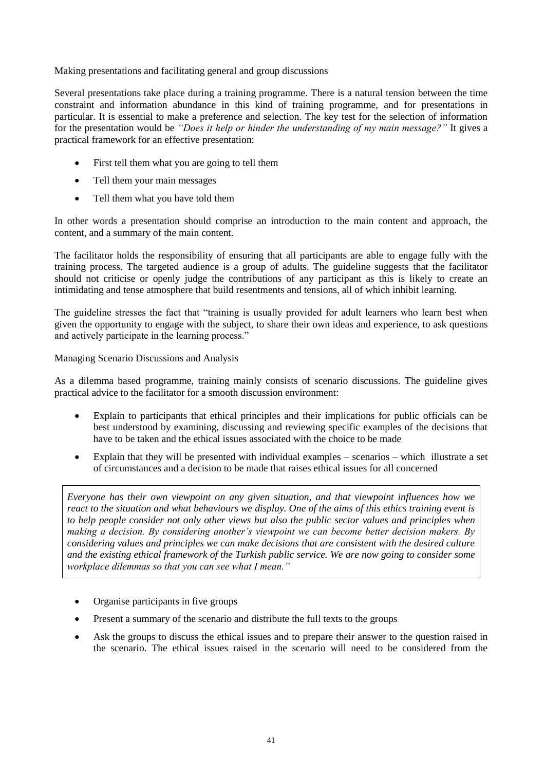Making presentations and facilitating general and group discussions

Several presentations take place during a training programme. There is a natural tension between the time constraint and information abundance in this kind of training programme, and for presentations in particular. It is essential to make a preference and selection. The key test for the selection of information for the presentation would be *"Does it help or hinder the understanding of my main message?"* It gives a practical framework for an effective presentation:

- First tell them what you are going to tell them
- Tell them your main messages
- Tell them what you have told them

In other words a presentation should comprise an introduction to the main content and approach, the content, and a summary of the main content.

The facilitator holds the responsibility of ensuring that all participants are able to engage fully with the training process. The targeted audience is a group of adults. The guideline suggests that the facilitator should not criticise or openly judge the contributions of any participant as this is likely to create an intimidating and tense atmosphere that build resentments and tensions, all of which inhibit learning.

The guideline stresses the fact that "training is usually provided for adult learners who learn best when given the opportunity to engage with the subject, to share their own ideas and experience, to ask questions and actively participate in the learning process."

Managing Scenario Discussions and Analysis

As a dilemma based programme, training mainly consists of scenario discussions. The guideline gives practical advice to the facilitator for a smooth discussion environment:

- Explain to participants that ethical principles and their implications for public officials can be best understood by examining, discussing and reviewing specific examples of the decisions that have to be taken and the ethical issues associated with the choice to be made
- Explain that they will be presented with individual examples – scenarios – which illustrate a set of circumstances and a decision to be made that raises ethical issues for all concerned

> *Everyone has their own viewpoint on any given situation, and that viewpoint influences how we react to the situation and what behaviours we display. One of the aims of this ethics training event is to help people consider not only other views but also the public sector values and principles when making a decision. By considering another's viewpoint we can become better decision makers. By considering values and principles we can make decisions that are consistent with the desired culture and the existing ethical framework of the Turkish public service. We are now going to consider some workplace dilemmas so that you can see what I mean."*

- Organise participants in five groups
- Present a summary of the scenario and distribute the full texts to the groups
- Ask the groups to discuss the ethical issues and to prepare their answer to the question raised in the scenario. The ethical issues raised in the scenario will need to be considered from the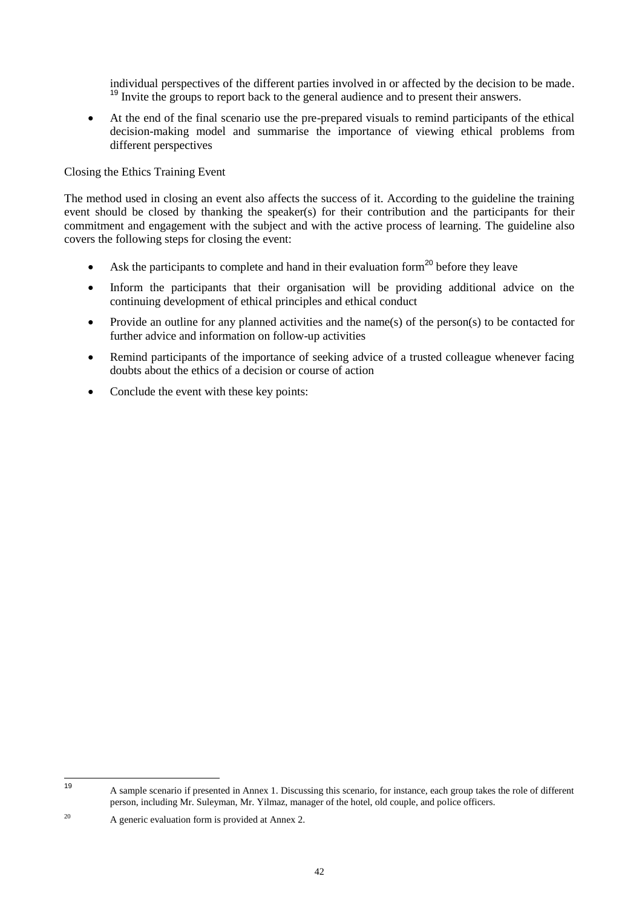individual perspectives of the different parties involved in or affected by the decision to be made.[19] Invite the groups to report back to the general audience and to present their answers.

- At the end of the final scenario use the pre-prepared visuals to remind participants of the ethical decision-making model and summarise the importance of viewing ethical problems from different perspectives

Closing the Ethics Training Event

The method used in closing an event also affects the success of it. According to the guideline the training event should be closed by thanking the speaker(s) for their contribution and the participants for their commitment and engagement with the subject and with the active process of learning. The guideline also covers the following steps for closing the event:

- Ask the participants to complete and hand in their evaluation form[20] before they leave
- Inform the participants that their organisation will be providing additional advice on the continuing development of ethical principles and ethical conduct
- Provide an outline for any planned activities and the name(s) of the person(s) to be contacted for further advice and information on follow-up activities
- Remind participants of the importance of seeking advice of a trusted colleague whenever facing doubts about the ethics of a decision or course of action
- Conclude the event with these key points:

---

[19] A sample scenario if presented in Annex 1. Discussing this scenario, for instance, each group takes the role of different person, including Mr. Suleyman, Mr. Yilmaz, manager of the hotel, old couple, and police officers.

[20] A generic evaluation form is provided at Annex 2.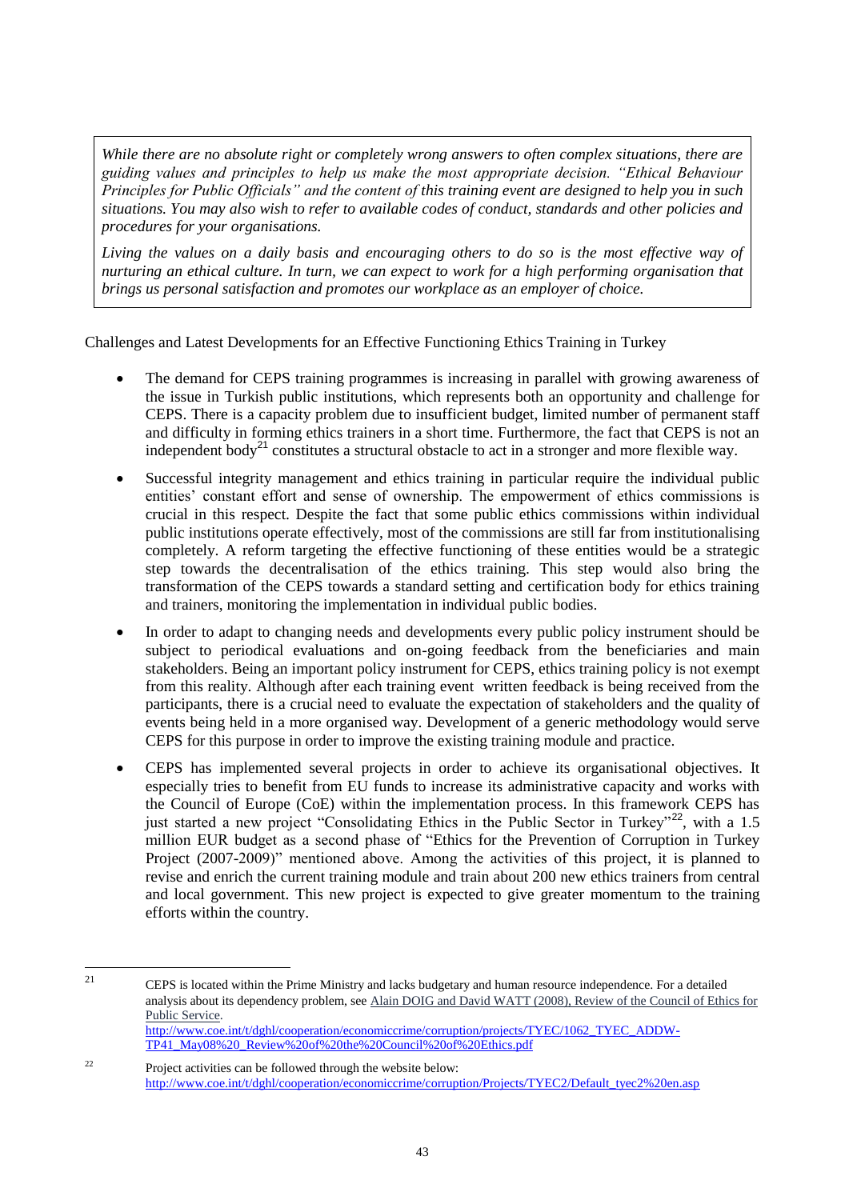> *While there are no absolute right or completely wrong answers to often complex situations, there are guiding values and principles to help us make the most appropriate decision. "Ethical Behaviour Principles for Public Officials" and the content of* this training event are designed to help you in such situations. You may also wish to refer to available codes of conduct, standards and other policies and procedures for your organisations.
>
> *Living the values on a daily basis and encouraging others to do so is the most effective way of nurturing an ethical culture. In turn, we can expect to work for a high performing organisation that brings us personal satisfaction and promotes our workplace as an employer of choice.*

Challenges and Latest Developments for an Effective Functioning Ethics Training in Turkey

- The demand for CEPS training programmes is increasing in parallel with growing awareness of the issue in Turkish public institutions, which represents both an opportunity and challenge for CEPS. There is a capacity problem due to insufficient budget, limited number of permanent staff and difficulty in forming ethics trainers in a short time. Furthermore, the fact that CEPS is not an independent body[21] constitutes a structural obstacle to act in a stronger and more flexible way.
- Successful integrity management and ethics training in particular require the individual public entities' constant effort and sense of ownership. The empowerment of ethics commissions is crucial in this respect. Despite the fact that some public ethics commissions within individual public institutions operate effectively, most of the commissions are still far from institutionalising completely. A reform targeting the effective functioning of these entities would be a strategic step towards the decentralisation of the ethics training. This step would also bring the transformation of the CEPS towards a standard setting and certification body for ethics training and trainers, monitoring the implementation in individual public bodies.
- In order to adapt to changing needs and developments every public policy instrument should be subject to periodical evaluations and on-going feedback from the beneficiaries and main stakeholders. Being an important policy instrument for CEPS, ethics training policy is not exempt from this reality. Although after each training event written feedback is being received from the participants, there is a crucial need to evaluate the expectation of stakeholders and the quality of events being held in a more organised way. Development of a generic methodology would serve CEPS for this purpose in order to improve the existing training module and practice.
- CEPS has implemented several projects in order to achieve its organisational objectives. It especially tries to benefit from EU funds to increase its administrative capacity and works with the Council of Europe (CoE) within the implementation process. In this framework CEPS has just started a new project "Consolidating Ethics in the Public Sector in Turkey"[22], with a 1.5 million EUR budget as a second phase of "Ethics for the Prevention of Corruption in Turkey Project (2007-2009)" mentioned above. Among the activities of this project, it is planned to revise and enrich the current training module and train about 200 new ethics trainers from central and local government. This new project is expected to give greater momentum to the training efforts within the country.

---

[21] CEPS is located within the Prime Ministry and lacks budgetary and human resource independence. For a detailed analysis about its dependency problem, see Alain DOIG and David WATT (2008), Review of the Council of Ethics for Public Service. http://www.coe.int/t/dghl/cooperation/economiccrime/corruption/projects/TYEC/1062_TYEC_ADDW-TP41_May08%20_Review%20of%20the%20Council%20of%20Ethics.pdf

[22] Project activities can be followed through the website below: http://www.coe.int/t/dghl/cooperation/economiccrime/corruption/Projects/TYEC2/Default_tyec2%20en.asp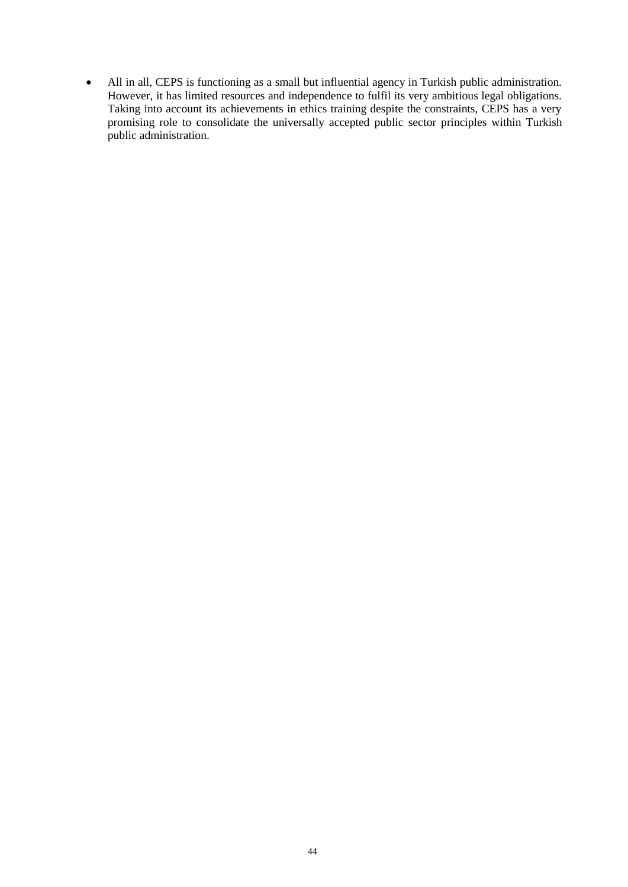- All in all, CEPS is functioning as a small but influential agency in Turkish public administration. However, it has limited resources and independence to fulfil its very ambitious legal obligations. Taking into account its achievements in ethics training despite the constraints, CEPS has a very promising role to consolidate the universally accepted public sector principles within Turkish public administration.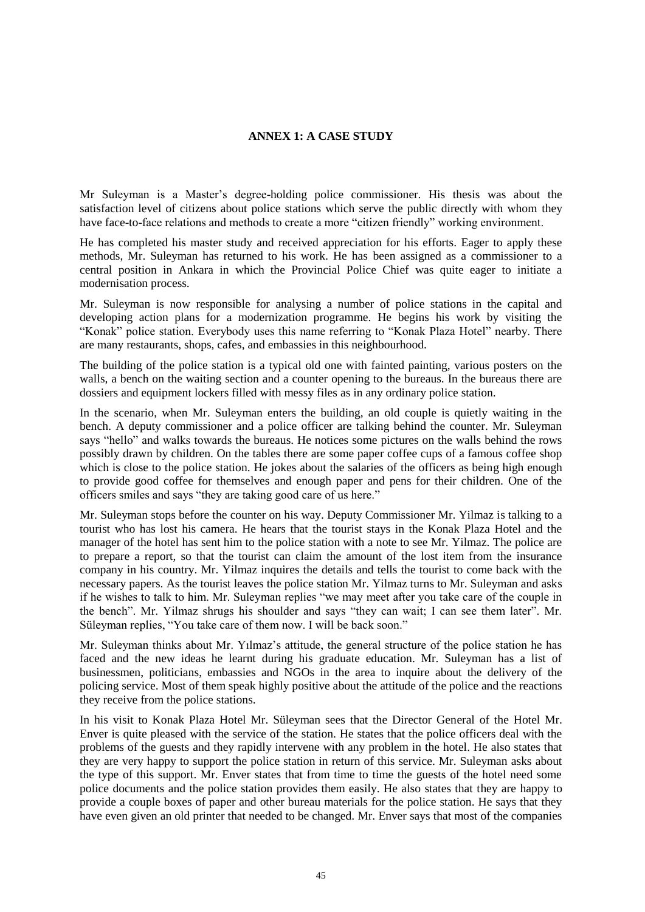## ANNEX 1: A CASE STUDY

Mr Suleyman is a Master's degree-holding police commissioner. His thesis was about the satisfaction level of citizens about police stations which serve the public directly with whom they have face-to-face relations and methods to create a more "citizen friendly" working environment.

He has completed his master study and received appreciation for his efforts. Eager to apply these methods, Mr. Suleyman has returned to his work. He has been assigned as a commissioner to a central position in Ankara in which the Provincial Police Chief was quite eager to initiate a modernisation process.

Mr. Suleyman is now responsible for analysing a number of police stations in the capital and developing action plans for a modernization programme. He begins his work by visiting the "Konak" police station. Everybody uses this name referring to "Konak Plaza Hotel" nearby. There are many restaurants, shops, cafes, and embassies in this neighbourhood.

The building of the police station is a typical old one with fainted painting, various posters on the walls, a bench on the waiting section and a counter opening to the bureaus. In the bureaus there are dossiers and equipment lockers filled with messy files as in any ordinary police station.

In the scenario, when Mr. Suleyman enters the building, an old couple is quietly waiting in the bench. A deputy commissioner and a police officer are talking behind the counter. Mr. Suleyman says "hello" and walks towards the bureaus. He notices some pictures on the walls behind the rows possibly drawn by children. On the tables there are some paper coffee cups of a famous coffee shop which is close to the police station. He jokes about the salaries of the officers as being high enough to provide good coffee for themselves and enough paper and pens for their children. One of the officers smiles and says "they are taking good care of us here."

Mr. Suleyman stops before the counter on his way. Deputy Commissioner Mr. Yilmaz is talking to a tourist who has lost his camera. He hears that the tourist stays in the Konak Plaza Hotel and the manager of the hotel has sent him to the police station with a note to see Mr. Yilmaz. The police are to prepare a report, so that the tourist can claim the amount of the lost item from the insurance company in his country. Mr. Yilmaz inquires the details and tells the tourist to come back with the necessary papers. As the tourist leaves the police station Mr. Yilmaz turns to Mr. Suleyman and asks if he wishes to talk to him. Mr. Suleyman replies "we may meet after you take care of the couple in the bench". Mr. Yilmaz shrugs his shoulder and says "they can wait; I can see them later". Mr. Süleyman replies, "You take care of them now. I will be back soon."

Mr. Suleyman thinks about Mr. Yılmaz's attitude, the general structure of the police station he has faced and the new ideas he learnt during his graduate education. Mr. Suleyman has a list of businessmen, politicians, embassies and NGOs in the area to inquire about the delivery of the policing service. Most of them speak highly positive about the attitude of the police and the reactions they receive from the police stations.

In his visit to Konak Plaza Hotel Mr. Süleyman sees that the Director General of the Hotel Mr. Enver is quite pleased with the service of the station. He states that the police officers deal with the problems of the guests and they rapidly intervene with any problem in the hotel. He also states that they are very happy to support the police station in return of this service. Mr. Suleyman asks about the type of this support. Mr. Enver states that from time to time the guests of the hotel need some police documents and the police station provides them easily. He also states that they are happy to provide a couple boxes of paper and other bureau materials for the police station. He says that they have even given an old printer that needed to be changed. Mr. Enver says that most of the companies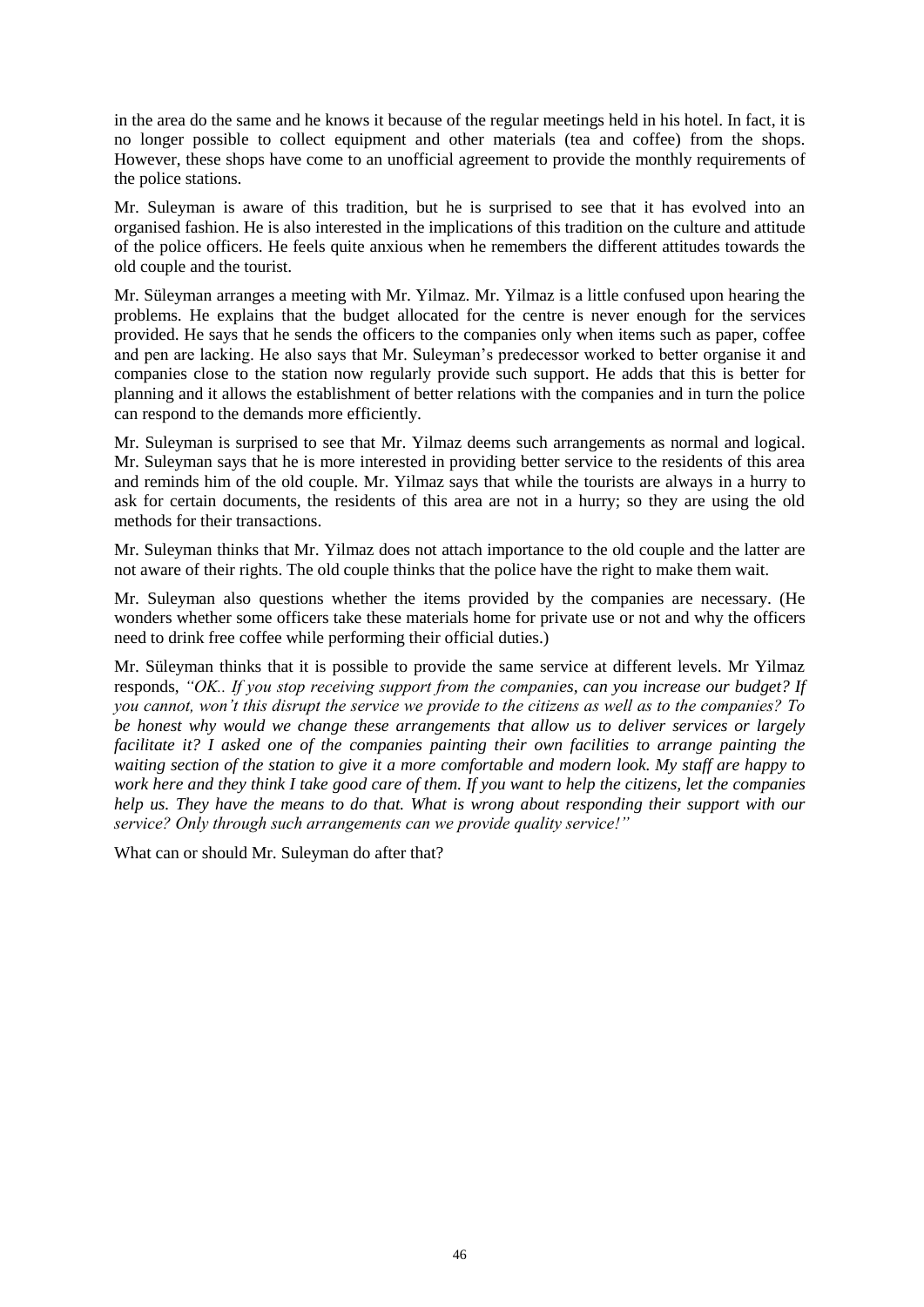in the area do the same and he knows it because of the regular meetings held in his hotel. In fact, it is no longer possible to collect equipment and other materials (tea and coffee) from the shops. However, these shops have come to an unofficial agreement to provide the monthly requirements of the police stations.

Mr. Suleyman is aware of this tradition, but he is surprised to see that it has evolved into an organised fashion. He is also interested in the implications of this tradition on the culture and attitude of the police officers. He feels quite anxious when he remembers the different attitudes towards the old couple and the tourist.

Mr. Süleyman arranges a meeting with Mr. Yilmaz. Mr. Yilmaz is a little confused upon hearing the problems. He explains that the budget allocated for the centre is never enough for the services provided. He says that he sends the officers to the companies only when items such as paper, coffee and pen are lacking. He also says that Mr. Suleyman's predecessor worked to better organise it and companies close to the station now regularly provide such support. He adds that this is better for planning and it allows the establishment of better relations with the companies and in turn the police can respond to the demands more efficiently.

Mr. Suleyman is surprised to see that Mr. Yilmaz deems such arrangements as normal and logical. Mr. Suleyman says that he is more interested in providing better service to the residents of this area and reminds him of the old couple. Mr. Yilmaz says that while the tourists are always in a hurry to ask for certain documents, the residents of this area are not in a hurry; so they are using the old methods for their transactions.

Mr. Suleyman thinks that Mr. Yilmaz does not attach importance to the old couple and the latter are not aware of their rights. The old couple thinks that the police have the right to make them wait.

Mr. Suleyman also questions whether the items provided by the companies are necessary. (He wonders whether some officers take these materials home for private use or not and why the officers need to drink free coffee while performing their official duties.)

Mr. Süleyman thinks that it is possible to provide the same service at different levels. Mr Yilmaz responds, *"OK.. If you stop receiving support from the companies, can you increase our budget? If you cannot, won't this disrupt the service we provide to the citizens as well as to the companies? To be honest why would we change these arrangements that allow us to deliver services or largely facilitate it? I asked one of the companies painting their own facilities to arrange painting the waiting section of the station to give it a more comfortable and modern look. My staff are happy to work here and they think I take good care of them. If you want to help the citizens, let the companies help us. They have the means to do that. What is wrong about responding their support with our service? Only through such arrangements can we provide quality service!"*

What can or should Mr. Suleyman do after that?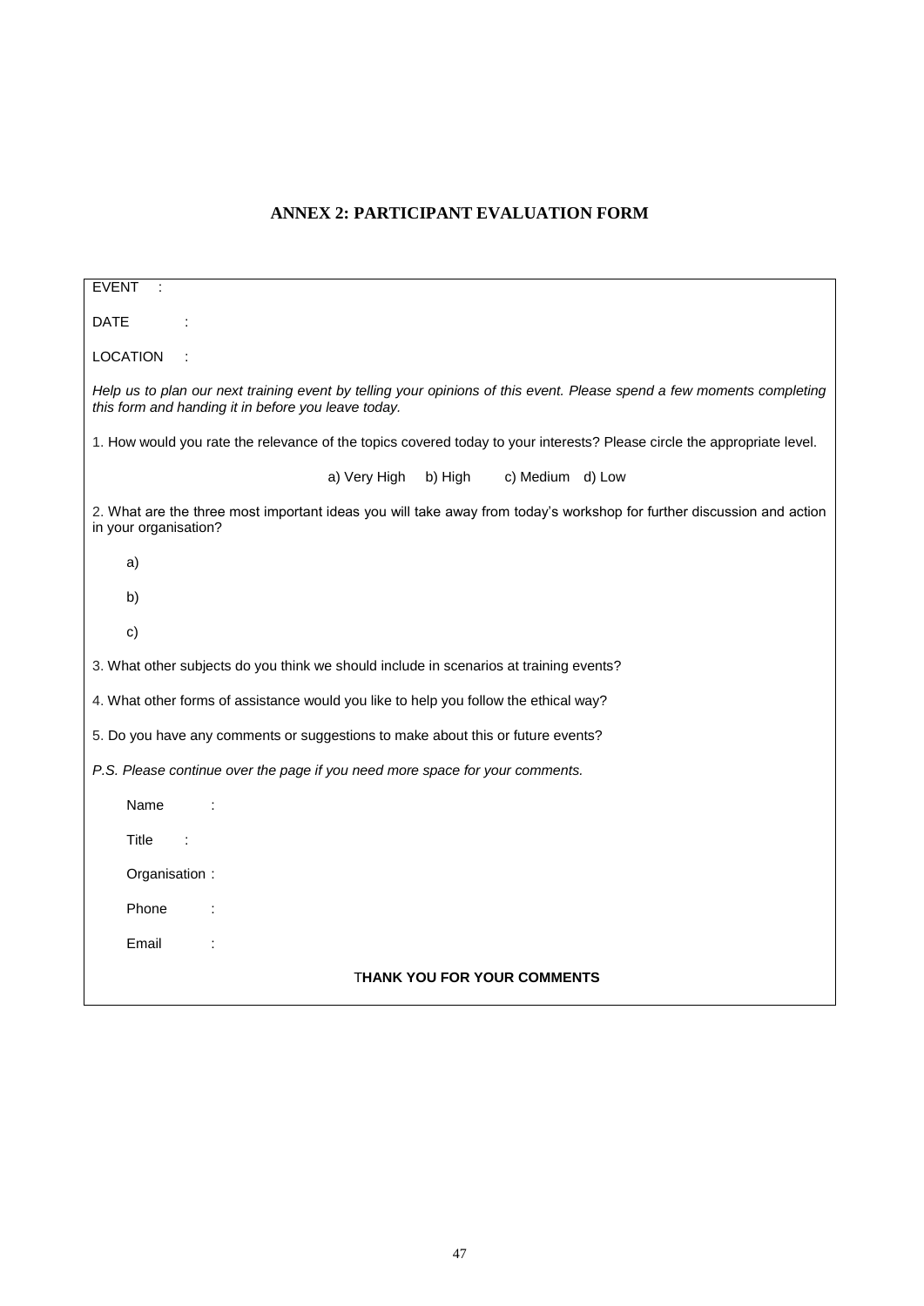## ANNEX 2: PARTICIPANT EVALUATION FORM

EVENT :

DATE :

LOCATION :

*Help us to plan our next training event by telling your opinions of this event. Please spend a few moments completing this form and handing it in before you leave today.*

1. How would you rate the relevance of the topics covered today to your interests? Please circle the appropriate level.

a) Very High  b) High  c) Medium  d) Low

2. What are the three most important ideas you will take away from today's workshop for further discussion and action in your organisation?

a)

b)

c)

3. What other subjects do you think we should include in scenarios at training events?

4. What other forms of assistance would you like to help you follow the ethical way?

5. Do you have any comments or suggestions to make about this or future events?

*P.S. Please continue over the page if you need more space for your comments.*

Name :

Title :

Organisation :

Phone :

Email :

**THANK YOU FOR YOUR COMMENTS**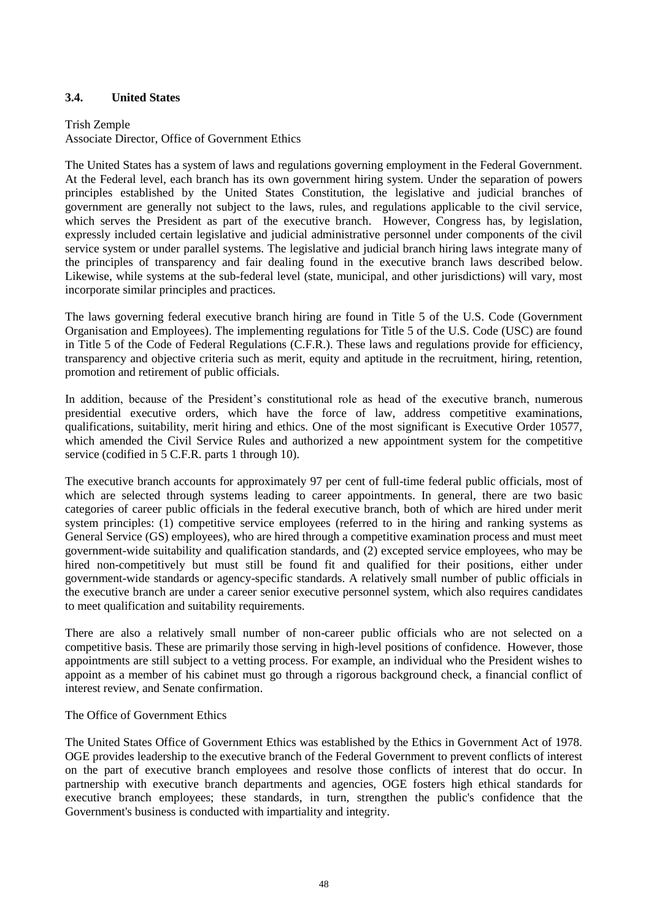### 3.4. United States

Trish Zemple
Associate Director, Office of Government Ethics

The United States has a system of laws and regulations governing employment in the Federal Government. At the Federal level, each branch has its own government hiring system. Under the separation of powers principles established by the United States Constitution, the legislative and judicial branches of government are generally not subject to the laws, rules, and regulations applicable to the civil service, which serves the President as part of the executive branch. However, Congress has, by legislation, expressly included certain legislative and judicial administrative personnel under components of the civil service system or under parallel systems. The legislative and judicial branch hiring laws integrate many of the principles of transparency and fair dealing found in the executive branch laws described below. Likewise, while systems at the sub-federal level (state, municipal, and other jurisdictions) will vary, most incorporate similar principles and practices.

The laws governing federal executive branch hiring are found in Title 5 of the U.S. Code (Government Organisation and Employees). The implementing regulations for Title 5 of the U.S. Code (USC) are found in Title 5 of the Code of Federal Regulations (C.F.R.). These laws and regulations provide for efficiency, transparency and objective criteria such as merit, equity and aptitude in the recruitment, hiring, retention, promotion and retirement of public officials.

In addition, because of the President's constitutional role as head of the executive branch, numerous presidential executive orders, which have the force of law, address competitive examinations, qualifications, suitability, merit hiring and ethics. One of the most significant is Executive Order 10577, which amended the Civil Service Rules and authorized a new appointment system for the competitive service (codified in 5 C.F.R. parts 1 through 10).

The executive branch accounts for approximately 97 per cent of full-time federal public officials, most of which are selected through systems leading to career appointments. In general, there are two basic categories of career public officials in the federal executive branch, both of which are hired under merit system principles: (1) competitive service employees (referred to in the hiring and ranking systems as General Service (GS) employees), who are hired through a competitive examination process and must meet government-wide suitability and qualification standards, and (2) excepted service employees, who may be hired non-competitively but must still be found fit and qualified for their positions, either under government-wide standards or agency-specific standards. A relatively small number of public officials in the executive branch are under a career senior executive personnel system, which also requires candidates to meet qualification and suitability requirements.

There are also a relatively small number of non-career public officials who are not selected on a competitive basis. These are primarily those serving in high-level positions of confidence. However, those appointments are still subject to a vetting process. For example, an individual who the President wishes to appoint as a member of his cabinet must go through a rigorous background check, a financial conflict of interest review, and Senate confirmation.

The Office of Government Ethics

The United States Office of Government Ethics was established by the Ethics in Government Act of 1978. OGE provides leadership to the executive branch of the Federal Government to prevent conflicts of interest on the part of executive branch employees and resolve those conflicts of interest that do occur. In partnership with executive branch departments and agencies, OGE fosters high ethical standards for executive branch employees; these standards, in turn, strengthen the public's confidence that the Government's business is conducted with impartiality and integrity.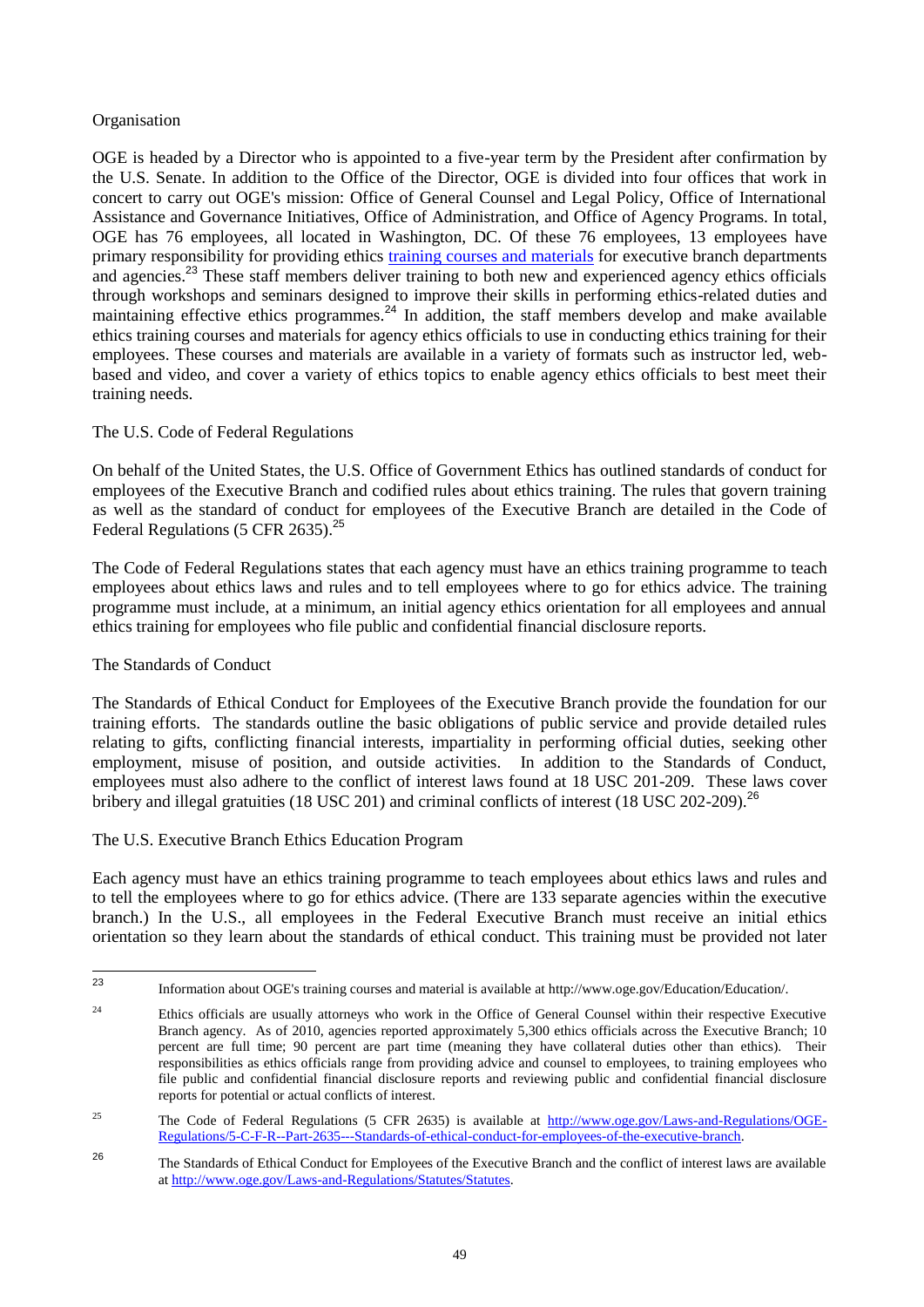Organisation

OGE is headed by a Director who is appointed to a five-year term by the President after confirmation by the U.S. Senate. In addition to the Office of the Director, OGE is divided into four offices that work in concert to carry out OGE's mission: Office of General Counsel and Legal Policy, Office of International Assistance and Governance Initiatives, Office of Administration, and Office of Agency Programs. In total, OGE has 76 employees, all located in Washington, DC. Of these 76 employees, 13 employees have primary responsibility for providing ethics training courses and materials for executive branch departments and agencies.[23] These staff members deliver training to both new and experienced agency ethics officials through workshops and seminars designed to improve their skills in performing ethics-related duties and maintaining effective ethics programmes.[24] In addition, the staff members develop and make available ethics training courses and materials for agency ethics officials to use in conducting ethics training for their employees. These courses and materials are available in a variety of formats such as instructor led, web-based and video, and cover a variety of ethics topics to enable agency ethics officials to best meet their training needs.

The U.S. Code of Federal Regulations

On behalf of the United States, the U.S. Office of Government Ethics has outlined standards of conduct for employees of the Executive Branch and codified rules about ethics training. The rules that govern training as well as the standard of conduct for employees of the Executive Branch are detailed in the Code of Federal Regulations (5 CFR 2635).[25]

The Code of Federal Regulations states that each agency must have an ethics training programme to teach employees about ethics laws and rules and to tell employees where to go for ethics advice. The training programme must include, at a minimum, an initial agency ethics orientation for all employees and annual ethics training for employees who file public and confidential financial disclosure reports.

The Standards of Conduct

The Standards of Ethical Conduct for Employees of the Executive Branch provide the foundation for our training efforts. The standards outline the basic obligations of public service and provide detailed rules relating to gifts, conflicting financial interests, impartiality in performing official duties, seeking other employment, misuse of position, and outside activities. In addition to the Standards of Conduct, employees must also adhere to the conflict of interest laws found at 18 USC 201-209. These laws cover bribery and illegal gratuities (18 USC 201) and criminal conflicts of interest (18 USC 202-209).[26]

The U.S. Executive Branch Ethics Education Program

Each agency must have an ethics training programme to teach employees about ethics laws and rules and to tell the employees where to go for ethics advice. (There are 133 separate agencies within the executive branch.) In the U.S., all employees in the Federal Executive Branch must receive an initial ethics orientation so they learn about the standards of ethical conduct. This training must be provided not later

---

[23] Information about OGE's training courses and material is available at http://www.oge.gov/Education/Education/.

[24] Ethics officials are usually attorneys who work in the Office of General Counsel within their respective Executive Branch agency. As of 2010, agencies reported approximately 5,300 ethics officials across the Executive Branch; 10 percent are full time; 90 percent are part time (meaning they have collateral duties other than ethics). Their responsibilities as ethics officials range from providing advice and counsel to employees, to training employees who file public and confidential financial disclosure reports and reviewing public and confidential financial disclosure reports for potential or actual conflicts of interest.

[25] The Code of Federal Regulations (5 CFR 2635) is available at http://www.oge.gov/Laws-and-Regulations/OGE-Regulations/5-C-F-R--Part-2635---Standards-of-ethical-conduct-for-employees-of-the-executive-branch.

[26] The Standards of Ethical Conduct for Employees of the Executive Branch and the conflict of interest laws are available at http://www.oge.gov/Laws-and-Regulations/Statutes/Statutes.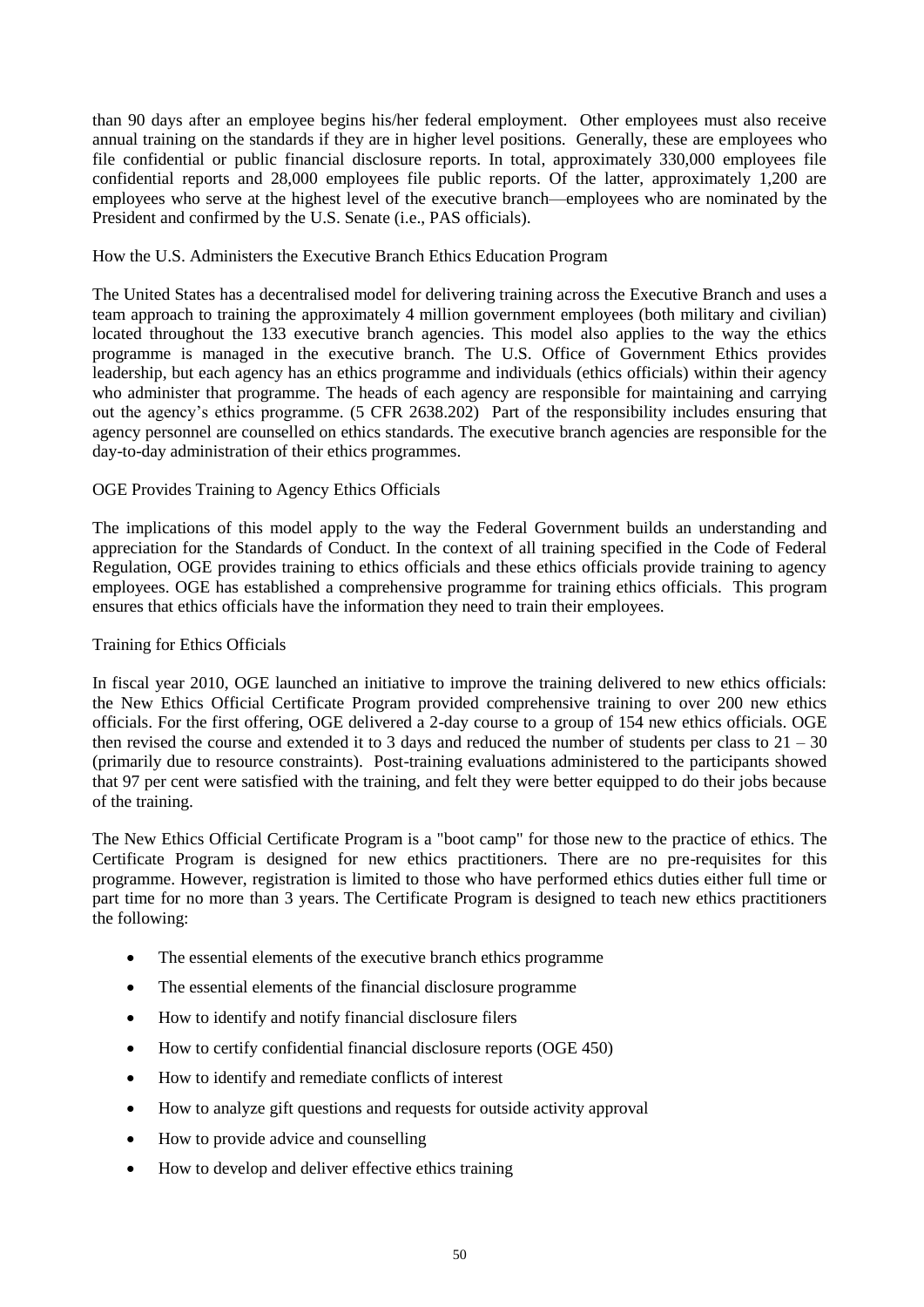than 90 days after an employee begins his/her federal employment. Other employees must also receive annual training on the standards if they are in higher level positions. Generally, these are employees who file confidential or public financial disclosure reports. In total, approximately 330,000 employees file confidential reports and 28,000 employees file public reports. Of the latter, approximately 1,200 are employees who serve at the highest level of the executive branch—employees who are nominated by the President and confirmed by the U.S. Senate (i.e., PAS officials).

How the U.S. Administers the Executive Branch Ethics Education Program

The United States has a decentralised model for delivering training across the Executive Branch and uses a team approach to training the approximately 4 million government employees (both military and civilian) located throughout the 133 executive branch agencies. This model also applies to the way the ethics programme is managed in the executive branch. The U.S. Office of Government Ethics provides leadership, but each agency has an ethics programme and individuals (ethics officials) within their agency who administer that programme. The heads of each agency are responsible for maintaining and carrying out the agency's ethics programme. (5 CFR 2638.202) Part of the responsibility includes ensuring that agency personnel are counselled on ethics standards. The executive branch agencies are responsible for the day-to-day administration of their ethics programmes.

OGE Provides Training to Agency Ethics Officials

The implications of this model apply to the way the Federal Government builds an understanding and appreciation for the Standards of Conduct. In the context of all training specified in the Code of Federal Regulation, OGE provides training to ethics officials and these ethics officials provide training to agency employees. OGE has established a comprehensive programme for training ethics officials. This program ensures that ethics officials have the information they need to train their employees.

Training for Ethics Officials

In fiscal year 2010, OGE launched an initiative to improve the training delivered to new ethics officials: the New Ethics Official Certificate Program provided comprehensive training to over 200 new ethics officials. For the first offering, OGE delivered a 2-day course to a group of 154 new ethics officials. OGE then revised the course and extended it to 3 days and reduced the number of students per class to 21 – 30 (primarily due to resource constraints). Post-training evaluations administered to the participants showed that 97 per cent were satisfied with the training, and felt they were better equipped to do their jobs because of the training.

The New Ethics Official Certificate Program is a "boot camp" for those new to the practice of ethics. The Certificate Program is designed for new ethics practitioners. There are no pre-requisites for this programme. However, registration is limited to those who have performed ethics duties either full time or part time for no more than 3 years. The Certificate Program is designed to teach new ethics practitioners the following:

- The essential elements of the executive branch ethics programme
- The essential elements of the financial disclosure programme
- How to identify and notify financial disclosure filers
- How to certify confidential financial disclosure reports (OGE 450)
- How to identify and remediate conflicts of interest
- How to analyze gift questions and requests for outside activity approval
- How to provide advice and counselling
- How to develop and deliver effective ethics training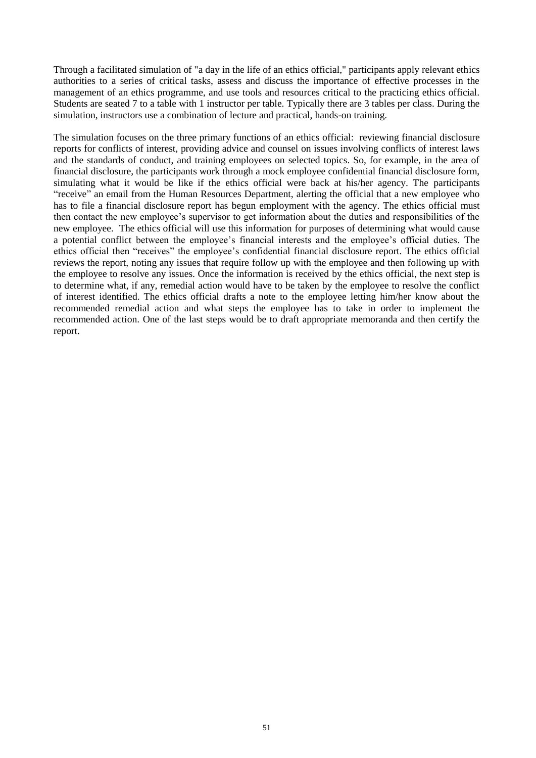Through a facilitated simulation of "a day in the life of an ethics official," participants apply relevant ethics authorities to a series of critical tasks, assess and discuss the importance of effective processes in the management of an ethics programme, and use tools and resources critical to the practicing ethics official. Students are seated 7 to a table with 1 instructor per table. Typically there are 3 tables per class. During the simulation, instructors use a combination of lecture and practical, hands-on training.

The simulation focuses on the three primary functions of an ethics official: reviewing financial disclosure reports for conflicts of interest, providing advice and counsel on issues involving conflicts of interest laws and the standards of conduct, and training employees on selected topics. So, for example, in the area of financial disclosure, the participants work through a mock employee confidential financial disclosure form, simulating what it would be like if the ethics official were back at his/her agency. The participants "receive" an email from the Human Resources Department, alerting the official that a new employee who has to file a financial disclosure report has begun employment with the agency. The ethics official must then contact the new employee's supervisor to get information about the duties and responsibilities of the new employee. The ethics official will use this information for purposes of determining what would cause a potential conflict between the employee's financial interests and the employee's official duties. The ethics official then "receives" the employee's confidential financial disclosure report. The ethics official reviews the report, noting any issues that require follow up with the employee and then following up with the employee to resolve any issues. Once the information is received by the ethics official, the next step is to determine what, if any, remedial action would have to be taken by the employee to resolve the conflict of interest identified. The ethics official drafts a note to the employee letting him/her know about the recommended remedial action and what steps the employee has to take in order to implement the recommended action. One of the last steps would be to draft appropriate memoranda and then certify the report.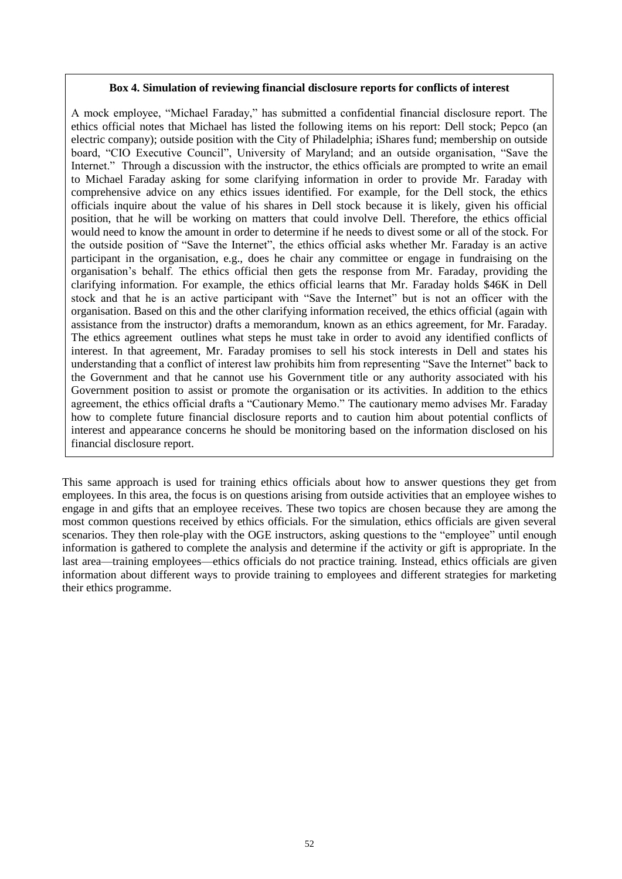**Box 4. Simulation of reviewing financial disclosure reports for conflicts of interest**

A mock employee, "Michael Faraday," has submitted a confidential financial disclosure report. The ethics official notes that Michael has listed the following items on his report: Dell stock; Pepco (an electric company); outside position with the City of Philadelphia; iShares fund; membership on outside board, "CIO Executive Council", University of Maryland; and an outside organisation, "Save the Internet." Through a discussion with the instructor, the ethics officials are prompted to write an email to Michael Faraday asking for some clarifying information in order to provide Mr. Faraday with comprehensive advice on any ethics issues identified. For example, for the Dell stock, the ethics officials inquire about the value of his shares in Dell stock because it is likely, given his official position, that he will be working on matters that could involve Dell. Therefore, the ethics official would need to know the amount in order to determine if he needs to divest some or all of the stock. For the outside position of "Save the Internet", the ethics official asks whether Mr. Faraday is an active participant in the organisation, e.g., does he chair any committee or engage in fundraising on the organisation's behalf. The ethics official then gets the response from Mr. Faraday, providing the clarifying information. For example, the ethics official learns that Mr. Faraday holds $46K in Dell stock and that he is an active participant with "Save the Internet" but is not an officer with the organisation. Based on this and the other clarifying information received, the ethics official (again with assistance from the instructor) drafts a memorandum, known as an ethics agreement, for Mr. Faraday. The ethics agreement outlines what steps he must take in order to avoid any identified conflicts of interest. In that agreement, Mr. Faraday promises to sell his stock interests in Dell and states his understanding that a conflict of interest law prohibits him from representing "Save the Internet" back to the Government and that he cannot use his Government title or any authority associated with his Government position to assist or promote the organisation or its activities. In addition to the ethics agreement, the ethics official drafts a "Cautionary Memo." The cautionary memo advises Mr. Faraday how to complete future financial disclosure reports and to caution him about potential conflicts of interest and appearance concerns he should be monitoring based on the information disclosed on his financial disclosure report.

This same approach is used for training ethics officials about how to answer questions they get from employees. In this area, the focus is on questions arising from outside activities that an employee wishes to engage in and gifts that an employee receives. These two topics are chosen because they are among the most common questions received by ethics officials. For the simulation, ethics officials are given several scenarios. They then role-play with the OGE instructors, asking questions to the "employee" until enough information is gathered to complete the analysis and determine if the activity or gift is appropriate. In the last area—training employees—ethics officials do not practice training. Instead, ethics officials are given information about different ways to provide training to employees and different strategies for marketing their ethics programme.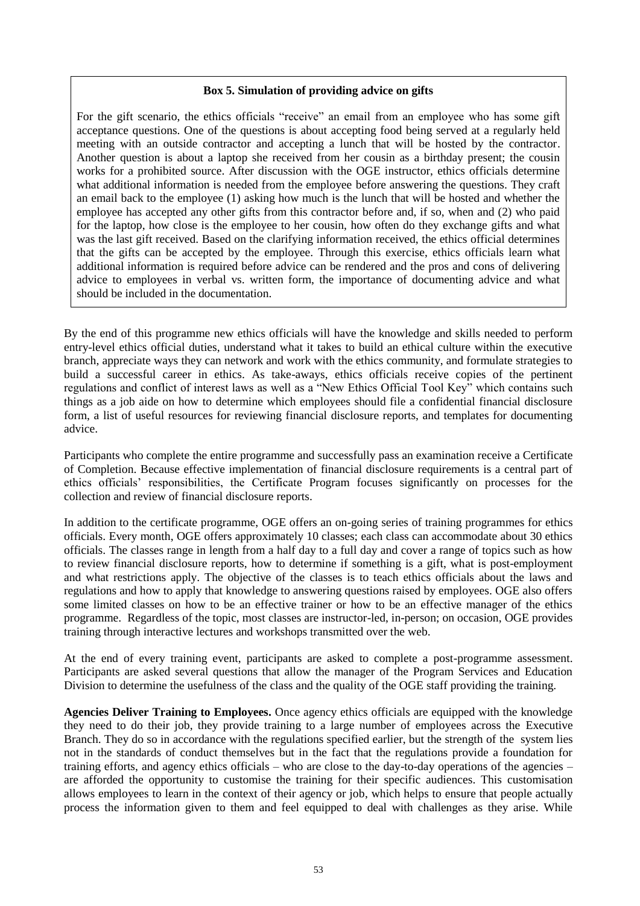> **Box 5. Simulation of providing advice on gifts**
>
> For the gift scenario, the ethics officials "receive" an email from an employee who has some gift acceptance questions. One of the questions is about accepting food being served at a regularly held meeting with an outside contractor and accepting a lunch that will be hosted by the contractor. Another question is about a laptop she received from her cousin as a birthday present; the cousin works for a prohibited source. After discussion with the OGE instructor, ethics officials determine what additional information is needed from the employee before answering the questions. They craft an email back to the employee (1) asking how much is the lunch that will be hosted and whether the employee has accepted any other gifts from this contractor before and, if so, when and (2) who paid for the laptop, how close is the employee to her cousin, how often do they exchange gifts and what was the last gift received. Based on the clarifying information received, the ethics official determines that the gifts can be accepted by the employee. Through this exercise, ethics officials learn what additional information is required before advice can be rendered and the pros and cons of delivering advice to employees in verbal vs. written form, the importance of documenting advice and what should be included in the documentation.

By the end of this programme new ethics officials will have the knowledge and skills needed to perform entry-level ethics official duties, understand what it takes to build an ethical culture within the executive branch, appreciate ways they can network and work with the ethics community, and formulate strategies to build a successful career in ethics. As take-aways, ethics officials receive copies of the pertinent regulations and conflict of interest laws as well as a "New Ethics Official Tool Key" which contains such things as a job aide on how to determine which employees should file a confidential financial disclosure form, a list of useful resources for reviewing financial disclosure reports, and templates for documenting advice.

Participants who complete the entire programme and successfully pass an examination receive a Certificate of Completion. Because effective implementation of financial disclosure requirements is a central part of ethics officials' responsibilities, the Certificate Program focuses significantly on processes for the collection and review of financial disclosure reports.

In addition to the certificate programme, OGE offers an on-going series of training programmes for ethics officials. Every month, OGE offers approximately 10 classes; each class can accommodate about 30 ethics officials. The classes range in length from a half day to a full day and cover a range of topics such as how to review financial disclosure reports, how to determine if something is a gift, what is post-employment and what restrictions apply. The objective of the classes is to teach ethics officials about the laws and regulations and how to apply that knowledge to answering questions raised by employees. OGE also offers some limited classes on how to be an effective trainer or how to be an effective manager of the ethics programme. Regardless of the topic, most classes are instructor-led, in-person; on occasion, OGE provides training through interactive lectures and workshops transmitted over the web.

At the end of every training event, participants are asked to complete a post-programme assessment. Participants are asked several questions that allow the manager of the Program Services and Education Division to determine the usefulness of the class and the quality of the OGE staff providing the training.

**Agencies Deliver Training to Employees.** Once agency ethics officials are equipped with the knowledge they need to do their job, they provide training to a large number of employees across the Executive Branch. They do so in accordance with the regulations specified earlier, but the strength of the system lies not in the standards of conduct themselves but in the fact that the regulations provide a foundation for training efforts, and agency ethics officials – who are close to the day-to-day operations of the agencies – are afforded the opportunity to customise the training for their specific audiences. This customisation allows employees to learn in the context of their agency or job, which helps to ensure that people actually process the information given to them and feel equipped to deal with challenges as they arise. While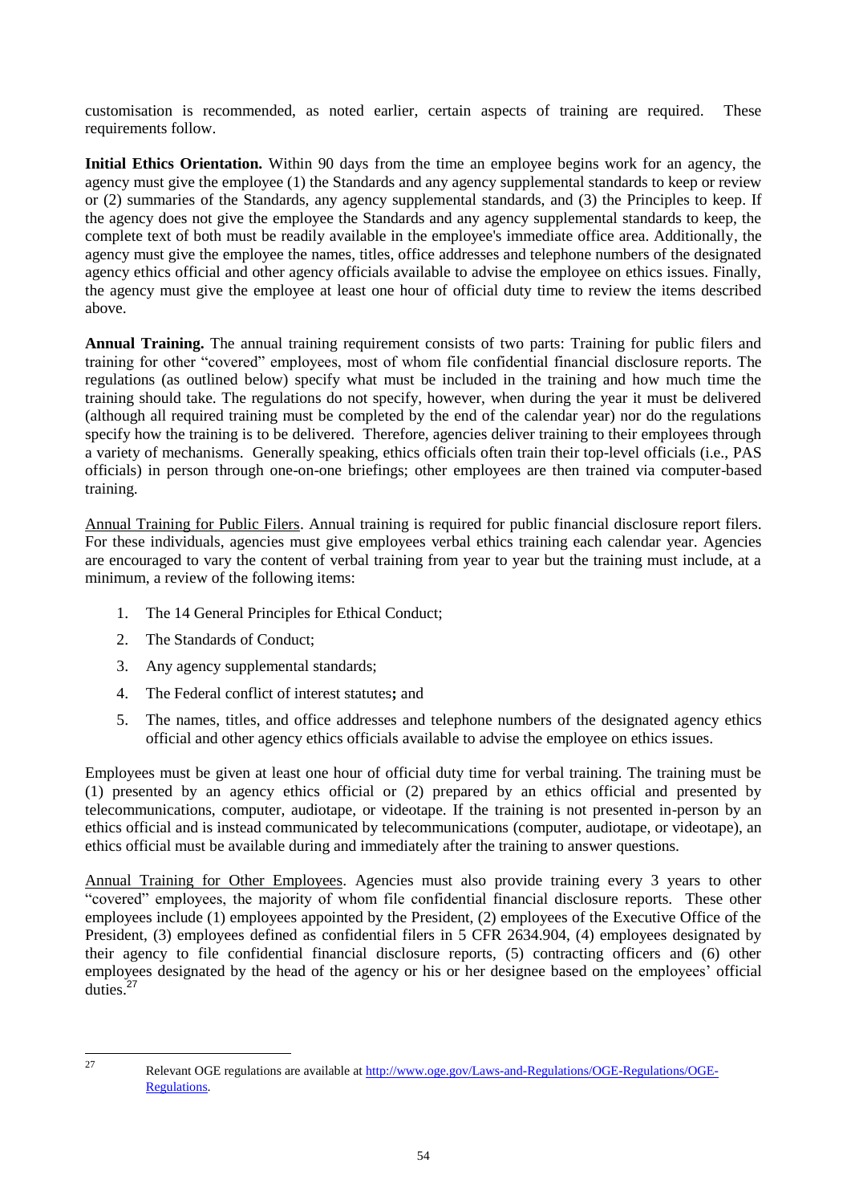customisation is recommended, as noted earlier, certain aspects of training are required. These requirements follow.

**Initial Ethics Orientation.** Within 90 days from the time an employee begins work for an agency, the agency must give the employee (1) the Standards and any agency supplemental standards to keep or review or (2) summaries of the Standards, any agency supplemental standards, and (3) the Principles to keep. If the agency does not give the employee the Standards and any agency supplemental standards to keep, the complete text of both must be readily available in the employee's immediate office area. Additionally, the agency must give the employee the names, titles, office addresses and telephone numbers of the designated agency ethics official and other agency officials available to advise the employee on ethics issues. Finally, the agency must give the employee at least one hour of official duty time to review the items described above.

**Annual Training.** The annual training requirement consists of two parts: Training for public filers and training for other "covered" employees, most of whom file confidential financial disclosure reports. The regulations (as outlined below) specify what must be included in the training and how much time the training should take. The regulations do not specify, however, when during the year it must be delivered (although all required training must be completed by the end of the calendar year) nor do the regulations specify how the training is to be delivered. Therefore, agencies deliver training to their employees through a variety of mechanisms. Generally speaking, ethics officials often train their top-level officials (i.e., PAS officials) in person through one-on-one briefings; other employees are then trained via computer-based training.

Annual Training for Public Filers. Annual training is required for public financial disclosure report filers. For these individuals, agencies must give employees verbal ethics training each calendar year. Agencies are encouraged to vary the content of verbal training from year to year but the training must include, at a minimum, a review of the following items:

1. The 14 General Principles for Ethical Conduct;
2. The Standards of Conduct;
3. Any agency supplemental standards;
4. The Federal conflict of interest statutes**;** and
5. The names, titles, and office addresses and telephone numbers of the designated agency ethics official and other agency ethics officials available to advise the employee on ethics issues.

Employees must be given at least one hour of official duty time for verbal training. The training must be (1) presented by an agency ethics official or (2) prepared by an ethics official and presented by telecommunications, computer, audiotape, or videotape. If the training is not presented in-person by an ethics official and is instead communicated by telecommunications (computer, audiotape, or videotape), an ethics official must be available during and immediately after the training to answer questions.

Annual Training for Other Employees. Agencies must also provide training every 3 years to other "covered" employees, the majority of whom file confidential financial disclosure reports. These other employees include (1) employees appointed by the President, (2) employees of the Executive Office of the President, (3) employees defined as confidential filers in 5 CFR 2634.904, (4) employees designated by their agency to file confidential financial disclosure reports, (5) contracting officers and (6) other employees designated by the head of the agency or his or her designee based on the employees' official duties.[27]

---

[27] Relevant OGE regulations are available at http://www.oge.gov/Laws-and-Regulations/OGE-Regulations/OGE-Regulations.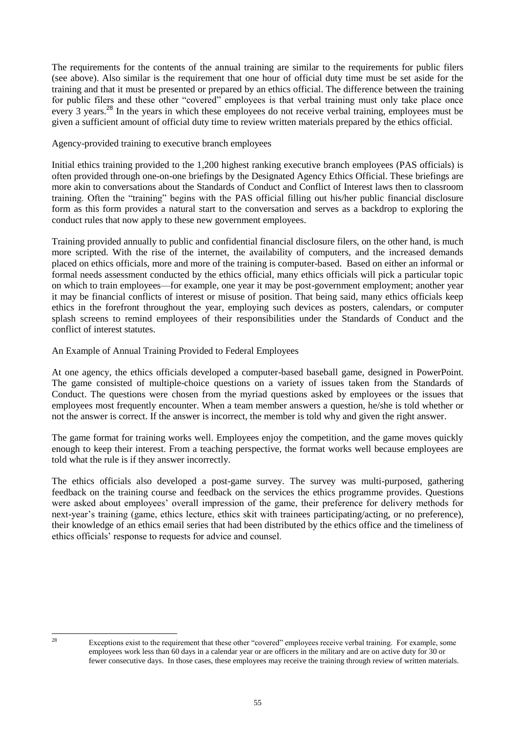The requirements for the contents of the annual training are similar to the requirements for public filers (see above). Also similar is the requirement that one hour of official duty time must be set aside for the training and that it must be presented or prepared by an ethics official. The difference between the training for public filers and these other "covered" employees is that verbal training must only take place once every 3 years.[28] In the years in which these employees do not receive verbal training, employees must be given a sufficient amount of official duty time to review written materials prepared by the ethics official.

Agency-provided training to executive branch employees

Initial ethics training provided to the 1,200 highest ranking executive branch employees (PAS officials) is often provided through one-on-one briefings by the Designated Agency Ethics Official. These briefings are more akin to conversations about the Standards of Conduct and Conflict of Interest laws then to classroom training. Often the "training" begins with the PAS official filling out his/her public financial disclosure form as this form provides a natural start to the conversation and serves as a backdrop to exploring the conduct rules that now apply to these new government employees.

Training provided annually to public and confidential financial disclosure filers, on the other hand, is much more scripted. With the rise of the internet, the availability of computers, and the increased demands placed on ethics officials, more and more of the training is computer-based. Based on either an informal or formal needs assessment conducted by the ethics official, many ethics officials will pick a particular topic on which to train employees—for example, one year it may be post-government employment; another year it may be financial conflicts of interest or misuse of position. That being said, many ethics officials keep ethics in the forefront throughout the year, employing such devices as posters, calendars, or computer splash screens to remind employees of their responsibilities under the Standards of Conduct and the conflict of interest statutes.

An Example of Annual Training Provided to Federal Employees

At one agency, the ethics officials developed a computer-based baseball game, designed in PowerPoint. The game consisted of multiple-choice questions on a variety of issues taken from the Standards of Conduct. The questions were chosen from the myriad questions asked by employees or the issues that employees most frequently encounter. When a team member answers a question, he/she is told whether or not the answer is correct. If the answer is incorrect, the member is told why and given the right answer.

The game format for training works well. Employees enjoy the competition, and the game moves quickly enough to keep their interest. From a teaching perspective, the format works well because employees are told what the rule is if they answer incorrectly.

The ethics officials also developed a post-game survey. The survey was multi-purposed, gathering feedback on the training course and feedback on the services the ethics programme provides. Questions were asked about employees' overall impression of the game, their preference for delivery methods for next-year's training (game, ethics lecture, ethics skit with trainees participating/acting, or no preference), their knowledge of an ethics email series that had been distributed by the ethics office and the timeliness of ethics officials' response to requests for advice and counsel.

---

[28] Exceptions exist to the requirement that these other "covered" employees receive verbal training. For example, some employees work less than 60 days in a calendar year or are officers in the military and are on active duty for 30 or fewer consecutive days. In those cases, these employees may receive the training through review of written materials.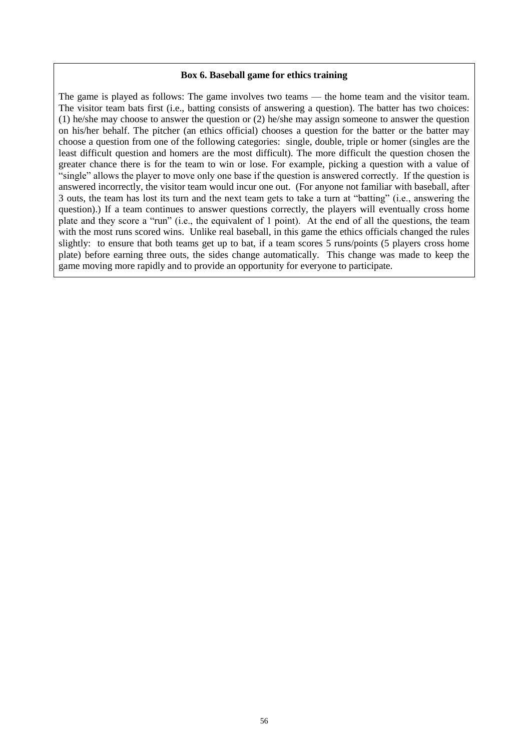**Box 6. Baseball game for ethics training**

The game is played as follows: The game involves two teams — the home team and the visitor team. The visitor team bats first (i.e., batting consists of answering a question). The batter has two choices: (1) he/she may choose to answer the question or (2) he/she may assign someone to answer the question on his/her behalf. The pitcher (an ethics official) chooses a question for the batter or the batter may choose a question from one of the following categories: single, double, triple or homer (singles are the least difficult question and homers are the most difficult). The more difficult the question chosen the greater chance there is for the team to win or lose. For example, picking a question with a value of "single" allows the player to move only one base if the question is answered correctly. If the question is answered incorrectly, the visitor team would incur one out. (For anyone not familiar with baseball, after 3 outs, the team has lost its turn and the next team gets to take a turn at "batting" (i.e., answering the question).) If a team continues to answer questions correctly, the players will eventually cross home plate and they score a "run" (i.e., the equivalent of 1 point). At the end of all the questions, the team with the most runs scored wins. Unlike real baseball, in this game the ethics officials changed the rules slightly: to ensure that both teams get up to bat, if a team scores 5 runs/points (5 players cross home plate) before earning three outs, the sides change automatically. This change was made to keep the game moving more rapidly and to provide an opportunity for everyone to participate.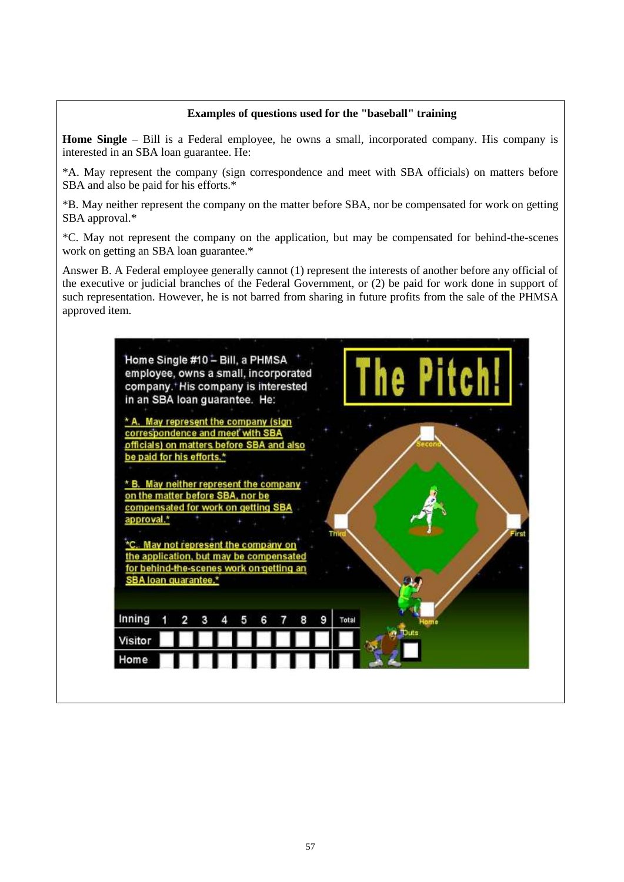**Examples of questions used for the "baseball" training**

**Home Single** – Bill is a Federal employee, he owns a small, incorporated company. His company is interested in an SBA loan guarantee. He:

*A. May represent the company (sign correspondence and meet with SBA officials) on matters before SBA and also be paid for his efforts.*

*B. May neither represent the company on the matter before SBA, nor be compensated for work on getting SBA approval.*

*C. May not represent the company on the application, but may be compensated for behind-the-scenes work on getting an SBA loan guarantee.*

Answer B. A Federal employee generally cannot (1) represent the interests of another before any official of the executive or judicial branches of the Federal Government, or (2) be paid for work done in support of such representation. However, he is not barred from sharing in future profits from the sale of the PHMSA approved item.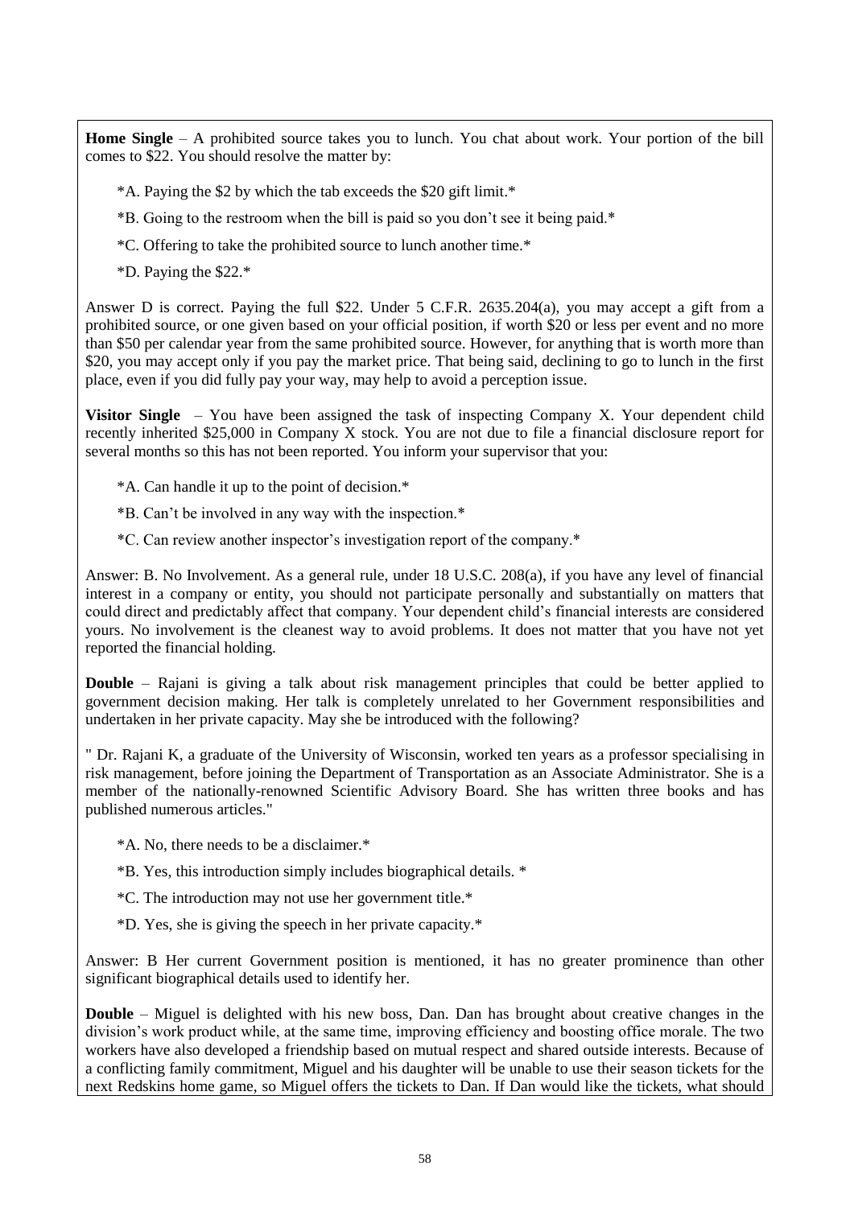**Home Single** – A prohibited source takes you to lunch. You chat about work. Your portion of the bill comes to $22. You should resolve the matter by:

*A. Paying the $2 by which the tab exceeds the $20 gift limit.*

*B. Going to the restroom when the bill is paid so you don't see it being paid.*

*C. Offering to take the prohibited source to lunch another time.*

*D. Paying the $22.*

Answer D is correct. Paying the full $22. Under 5 C.F.R. 2635.204(a), you may accept a gift from a prohibited source, or one given based on your official position, if worth $20 or less per event and no more than $50 per calendar year from the same prohibited source. However, for anything that is worth more than $20, you may accept only if you pay the market price. That being said, declining to go to lunch in the first place, even if you did fully pay your way, may help to avoid a perception issue.

**Visitor Single** – You have been assigned the task of inspecting Company X. Your dependent child recently inherited $25,000 in Company X stock. You are not due to file a financial disclosure report for several months so this has not been reported. You inform your supervisor that you:

*A. Can handle it up to the point of decision.*

*B. Can't be involved in any way with the inspection.*

*C. Can review another inspector's investigation report of the company.*

Answer: B. No Involvement. As a general rule, under 18 U.S.C. 208(a), if you have any level of financial interest in a company or entity, you should not participate personally and substantially on matters that could direct and predictably affect that company. Your dependent child's financial interests are considered yours. No involvement is the cleanest way to avoid problems. It does not matter that you have not yet reported the financial holding.

**Double** – Rajani is giving a talk about risk management principles that could be better applied to government decision making. Her talk is completely unrelated to her Government responsibilities and undertaken in her private capacity. May she be introduced with the following?

" Dr. Rajani K, a graduate of the University of Wisconsin, worked ten years as a professor specialising in risk management, before joining the Department of Transportation as an Associate Administrator. She is a member of the nationally-renowned Scientific Advisory Board. She has written three books and has published numerous articles."

*A. No, there needs to be a disclaimer.*

*B. Yes, this introduction simply includes biographical details. *

*C. The introduction may not use her government title.*

*D. Yes, she is giving the speech in her private capacity.*

Answer: B Her current Government position is mentioned, it has no greater prominence than other significant biographical details used to identify her.

**Double** – Miguel is delighted with his new boss, Dan. Dan has brought about creative changes in the division's work product while, at the same time, improving efficiency and boosting office morale. The two workers have also developed a friendship based on mutual respect and shared outside interests. Because of a conflicting family commitment, Miguel and his daughter will be unable to use their season tickets for the next Redskins home game, so Miguel offers the tickets to Dan. If Dan would like the tickets, what should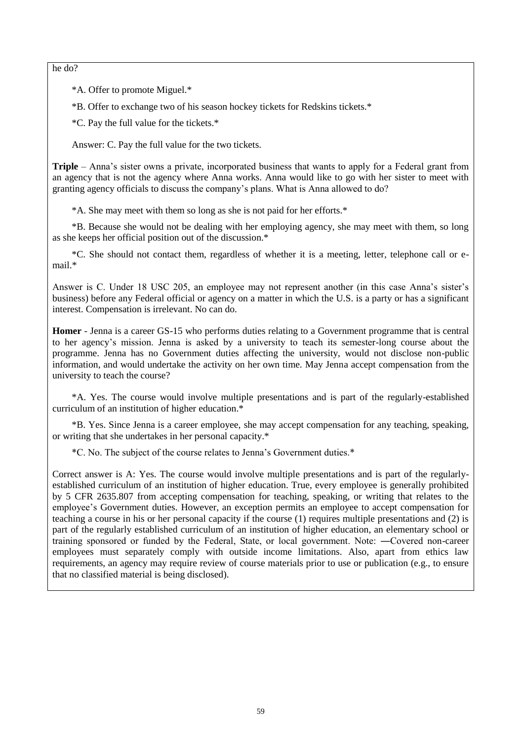he do?

*A. Offer to promote Miguel.*

*B. Offer to exchange two of his season hockey tickets for Redskins tickets.*

*C. Pay the full value for the tickets.*

Answer: C. Pay the full value for the two tickets.

**Triple** – Anna's sister owns a private, incorporated business that wants to apply for a Federal grant from an agency that is not the agency where Anna works. Anna would like to go with her sister to meet with granting agency officials to discuss the company's plans. What is Anna allowed to do?

*A. She may meet with them so long as she is not paid for her efforts.*

*B. Because she would not be dealing with her employing agency, she may meet with them, so long as she keeps her official position out of the discussion.*

*C. She should not contact them, regardless of whether it is a meeting, letter, telephone call or e-mail.*

Answer is C. Under 18 USC 205, an employee may not represent another (in this case Anna's sister's business) before any Federal official or agency on a matter in which the U.S. is a party or has a significant interest. Compensation is irrelevant. No can do.

**Homer** - Jenna is a career GS-15 who performs duties relating to a Government programme that is central to her agency's mission. Jenna is asked by a university to teach its semester-long course about the programme. Jenna has no Government duties affecting the university, would not disclose non-public information, and would undertake the activity on her own time. May Jenna accept compensation from the university to teach the course?

*A. Yes. The course would involve multiple presentations and is part of the regularly-established curriculum of an institution of higher education.*

*B. Yes. Since Jenna is a career employee, she may accept compensation for any teaching, speaking, or writing that she undertakes in her personal capacity.*

*C. No. The subject of the course relates to Jenna's Government duties.*

Correct answer is A: Yes. The course would involve multiple presentations and is part of the regularly-established curriculum of an institution of higher education. True, every employee is generally prohibited by 5 CFR 2635.807 from accepting compensation for teaching, speaking, or writing that relates to the employee's Government duties. However, an exception permits an employee to accept compensation for teaching a course in his or her personal capacity if the course (1) requires multiple presentations and (2) is part of the regularly established curriculum of an institution of higher education, an elementary school or training sponsored or funded by the Federal, State, or local government. Note: ―Covered non-career employees must separately comply with outside income limitations. Also, apart from ethics law requirements, an agency may require review of course materials prior to use or publication (e.g., to ensure that no classified material is being disclosed).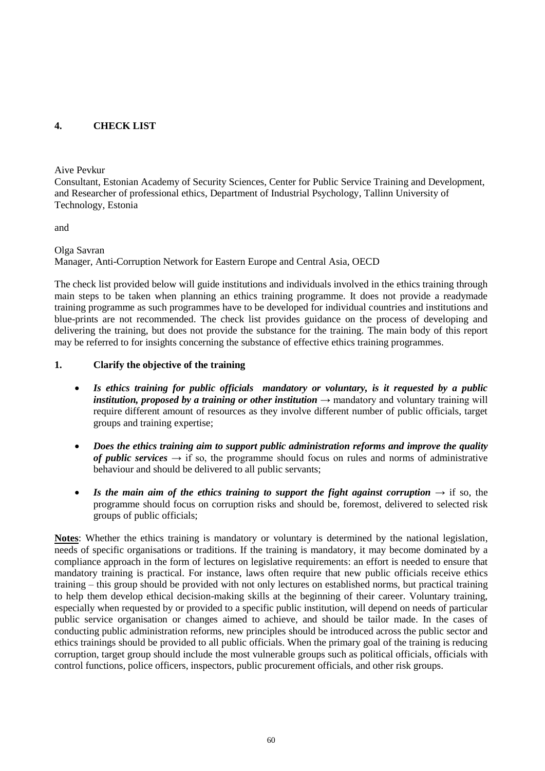## 4. CHECK LIST

Aive Pevkur
Consultant, Estonian Academy of Security Sciences, Center for Public Service Training and Development, and Researcher of professional ethics, Department of Industrial Psychology, Tallinn University of Technology, Estonia

and

Olga Savran
Manager, Anti-Corruption Network for Eastern Europe and Central Asia, OECD

The check list provided below will guide institutions and individuals involved in the ethics training through main steps to be taken when planning an ethics training programme. It does not provide a readymade training programme as such programmes have to be developed for individual countries and institutions and blue-prints are not recommended. The check list provides guidance on the process of developing and delivering the training, but does not provide the substance for the training. The main body of this report may be referred to for insights concerning the substance of effective ethics training programmes.

### 1. Clarify the objective of the training

- ***Is ethics training for public officials mandatory or voluntary, is it requested by a public institution, proposed by a training or other institution*** → mandatory and voluntary training will require different amount of resources as they involve different number of public officials, target groups and training expertise;
- ***Does the ethics training aim to support public administration reforms and improve the quality of public services*** → if so, the programme should focus on rules and norms of administrative behaviour and should be delivered to all public servants;
- ***Is the main aim of the ethics training to support the fight against corruption*** → if so, the programme should focus on corruption risks and should be, foremost, delivered to selected risk groups of public officials;

**Notes**: Whether the ethics training is mandatory or voluntary is determined by the national legislation, needs of specific organisations or traditions. If the training is mandatory, it may become dominated by a compliance approach in the form of lectures on legislative requirements: an effort is needed to ensure that mandatory training is practical. For instance, laws often require that new public officials receive ethics training – this group should be provided with not only lectures on established norms, but practical training to help them develop ethical decision-making skills at the beginning of their career. Voluntary training, especially when requested by or provided to a specific public institution, will depend on needs of particular public service organisation or changes aimed to achieve, and should be tailor made. In the cases of conducting public administration reforms, new principles should be introduced across the public sector and ethics trainings should be provided to all public officials. When the primary goal of the training is reducing corruption, target group should include the most vulnerable groups such as political officials, officials with control functions, police officers, inspectors, public procurement officials, and other risk groups.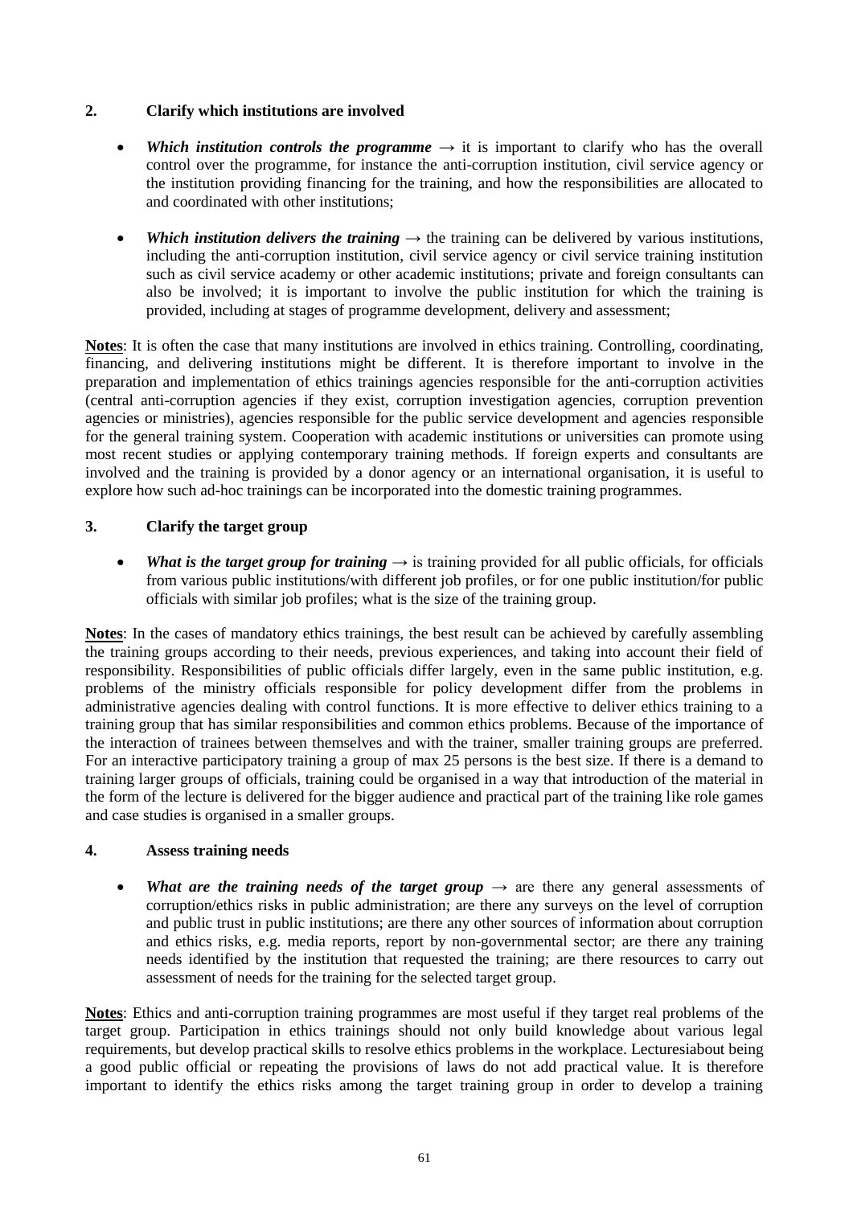## 2. Clarify which institutions are involved

- ***Which institution controls the programme*** → it is important to clarify who has the overall control over the programme, for instance the anti-corruption institution, civil service agency or the institution providing financing for the training, and how the responsibilities are allocated to and coordinated with other institutions;

- ***Which institution delivers the training*** → the training can be delivered by various institutions, including the anti-corruption institution, civil service agency or civil service training institution such as civil service academy or other academic institutions; private and foreign consultants can also be involved; it is important to involve the public institution for which the training is provided, including at stages of programme development, delivery and assessment;

**Notes**: It is often the case that many institutions are involved in ethics training. Controlling, coordinating, financing, and delivering institutions might be different. It is therefore important to involve in the preparation and implementation of ethics trainings agencies responsible for the anti-corruption activities (central anti-corruption agencies if they exist, corruption investigation agencies, corruption prevention agencies or ministries), agencies responsible for the public service development and agencies responsible for the general training system. Cooperation with academic institutions or universities can promote using most recent studies or applying contemporary training methods. If foreign experts and consultants are involved and the training is provided by a donor agency or an international organisation, it is useful to explore how such ad-hoc trainings can be incorporated into the domestic training programmes.

## 3. Clarify the target group

- ***What is the target group for training*** → is training provided for all public officials, for officials from various public institutions/with different job profiles, or for one public institution/for public officials with similar job profiles; what is the size of the training group.

**Notes**: In the cases of mandatory ethics trainings, the best result can be achieved by carefully assembling the training groups according to their needs, previous experiences, and taking into account their field of responsibility. Responsibilities of public officials differ largely, even in the same public institution, e.g. problems of the ministry officials responsible for policy development differ from the problems in administrative agencies dealing with control functions. It is more effective to deliver ethics training to a training group that has similar responsibilities and common ethics problems. Because of the importance of the interaction of trainees between themselves and with the trainer, smaller training groups are preferred. For an interactive participatory training a group of max 25 persons is the best size. If there is a demand to training larger groups of officials, training could be organised in a way that introduction of the material in the form of the lecture is delivered for the bigger audience and practical part of the training like role games and case studies is organised in a smaller groups.

## 4. Assess training needs

- ***What are the training needs of the target group*** → are there any general assessments of corruption/ethics risks in public administration; are there any surveys on the level of corruption and public trust in public institutions; are there any other sources of information about corruption and ethics risks, e.g. media reports, report by non-governmental sector; are there any training needs identified by the institution that requested the training; are there resources to carry out assessment of needs for the training for the selected target group.

**Notes**: Ethics and anti-corruption training programmes are most useful if they target real problems of the target group. Participation in ethics trainings should not only build knowledge about various legal requirements, but develop practical skills to resolve ethics problems in the workplace. Lecturesiabout being a good public official or repeating the provisions of laws do not add practical value. It is therefore important to identify the ethics risks among the target training group in order to develop a training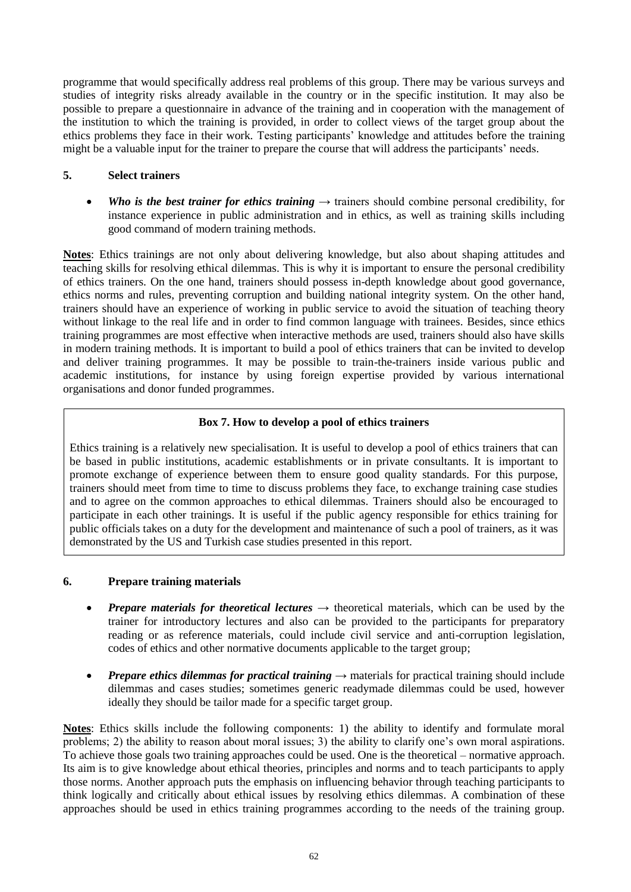programme that would specifically address real problems of this group. There may be various surveys and studies of integrity risks already available in the country or in the specific institution. It may also be possible to prepare a questionnaire in advance of the training and in cooperation with the management of the institution to which the training is provided, in order to collect views of the target group about the ethics problems they face in their work. Testing participants' knowledge and attitudes before the training might be a valuable input for the trainer to prepare the course that will address the participants' needs.

### 5. Select trainers

- ***Who is the best trainer for ethics training*** → trainers should combine personal credibility, for instance experience in public administration and in ethics, as well as training skills including good command of modern training methods.

**Notes**: Ethics trainings are not only about delivering knowledge, but also about shaping attitudes and teaching skills for resolving ethical dilemmas. This is why it is important to ensure the personal credibility of ethics trainers. On the one hand, trainers should possess in-depth knowledge about good governance, ethics norms and rules, preventing corruption and building national integrity system. On the other hand, trainers should have an experience of working in public service to avoid the situation of teaching theory without linkage to the real life and in order to find common language with trainees. Besides, since ethics training programmes are most effective when interactive methods are used, trainers should also have skills in modern training methods. It is important to build a pool of ethics trainers that can be invited to develop and deliver training programmes. It may be possible to train-the-trainers inside various public and academic institutions, for instance by using foreign expertise provided by various international organisations and donor funded programmes.

> **Box 7. How to develop a pool of ethics trainers**
>
> Ethics training is a relatively new specialisation. It is useful to develop a pool of ethics trainers that can be based in public institutions, academic establishments or in private consultants. It is important to promote exchange of experience between them to ensure good quality standards. For this purpose, trainers should meet from time to time to discuss problems they face, to exchange training case studies and to agree on the common approaches to ethical dilemmas. Trainers should also be encouraged to participate in each other trainings. It is useful if the public agency responsible for ethics training for public officials takes on a duty for the development and maintenance of such a pool of trainers, as it was demonstrated by the US and Turkish case studies presented in this report.

### 6. Prepare training materials

- ***Prepare materials for theoretical lectures*** → theoretical materials, which can be used by the trainer for introductory lectures and also can be provided to the participants for preparatory reading or as reference materials, could include civil service and anti-corruption legislation, codes of ethics and other normative documents applicable to the target group;

- ***Prepare ethics dilemmas for practical training*** → materials for practical training should include dilemmas and cases studies; sometimes generic readymade dilemmas could be used, however ideally they should be tailor made for a specific target group.

**Notes**: Ethics skills include the following components: 1) the ability to identify and formulate moral problems; 2) the ability to reason about moral issues; 3) the ability to clarify one's own moral aspirations. To achieve those goals two training approaches could be used. One is the theoretical – normative approach. Its aim is to give knowledge about ethical theories, principles and norms and to teach participants to apply those norms. Another approach puts the emphasis on influencing behavior through teaching participants to think logically and critically about ethical issues by resolving ethics dilemmas. A combination of these approaches should be used in ethics training programmes according to the needs of the training group.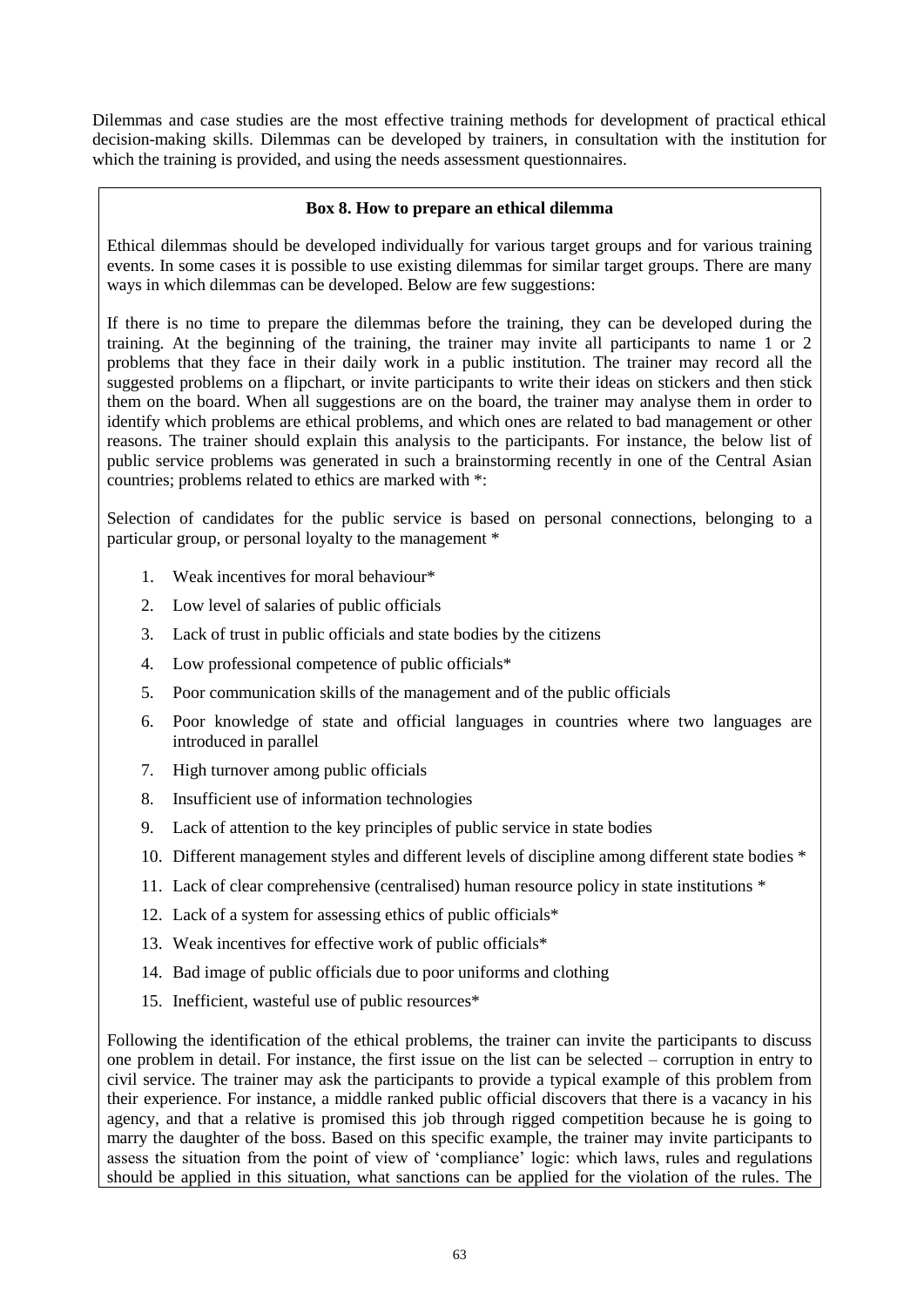Dilemmas and case studies are the most effective training methods for development of practical ethical decision-making skills. Dilemmas can be developed by trainers, in consultation with the institution for which the training is provided, and using the needs assessment questionnaires.

**Box 8. How to prepare an ethical dilemma**

Ethical dilemmas should be developed individually for various target groups and for various training events. In some cases it is possible to use existing dilemmas for similar target groups. There are many ways in which dilemmas can be developed. Below are few suggestions:

If there is no time to prepare the dilemmas before the training, they can be developed during the training. At the beginning of the training, the trainer may invite all participants to name 1 or 2 problems that they face in their daily work in a public institution. The trainer may record all the suggested problems on a flipchart, or invite participants to write their ideas on stickers and then stick them on the board. When all suggestions are on the board, the trainer may analyse them in order to identify which problems are ethical problems, and which ones are related to bad management or other reasons. The trainer should explain this analysis to the participants. For instance, the below list of public service problems was generated in such a brainstorming recently in one of the Central Asian countries; problems related to ethics are marked with *:

Selection of candidates for the public service is based on personal connections, belonging to a particular group, or personal loyalty to the management *

1. Weak incentives for moral behaviour*
2. Low level of salaries of public officials
3. Lack of trust in public officials and state bodies by the citizens
4. Low professional competence of public officials*
5. Poor communication skills of the management and of the public officials
6. Poor knowledge of state and official languages in countries where two languages are introduced in parallel
7. High turnover among public officials
8. Insufficient use of information technologies
9. Lack of attention to the key principles of public service in state bodies
10. Different management styles and different levels of discipline among different state bodies *
11. Lack of clear comprehensive (centralised) human resource policy in state institutions *
12. Lack of a system for assessing ethics of public officials*
13. Weak incentives for effective work of public officials*
14. Bad image of public officials due to poor uniforms and clothing
15. Inefficient, wasteful use of public resources*

Following the identification of the ethical problems, the trainer can invite the participants to discuss one problem in detail. For instance, the first issue on the list can be selected – corruption in entry to civil service. The trainer may ask the participants to provide a typical example of this problem from their experience. For instance, a middle ranked public official discovers that there is a vacancy in his agency, and that a relative is promised this job through rigged competition because he is going to marry the daughter of the boss. Based on this specific example, the trainer may invite participants to assess the situation from the point of view of 'compliance' logic: which laws, rules and regulations should be applied in this situation, what sanctions can be applied for the violation of the rules. The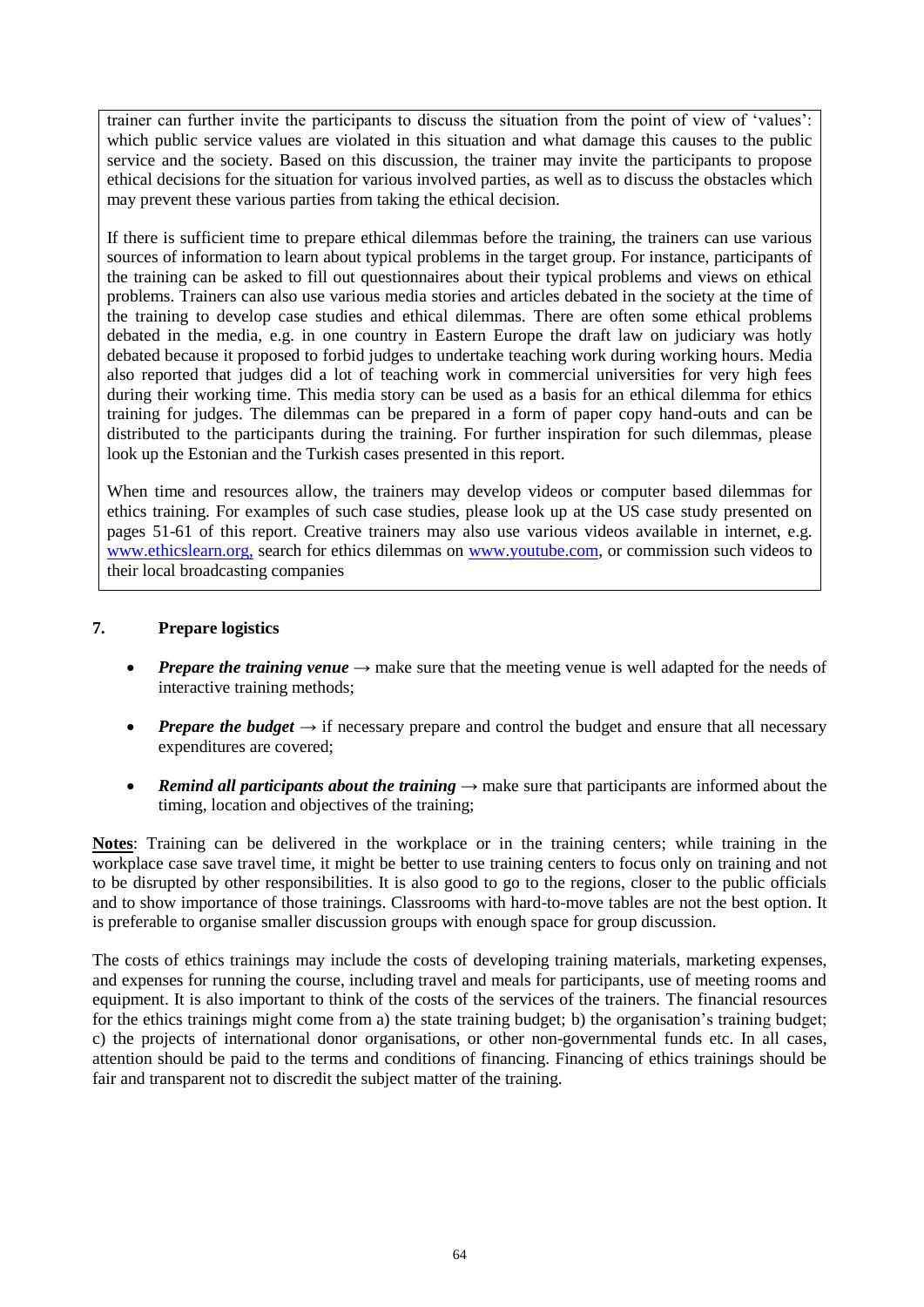trainer can further invite the participants to discuss the situation from the point of view of 'values': which public service values are violated in this situation and what damage this causes to the public service and the society. Based on this discussion, the trainer may invite the participants to propose ethical decisions for the situation for various involved parties, as well as to discuss the obstacles which may prevent these various parties from taking the ethical decision.

If there is sufficient time to prepare ethical dilemmas before the training, the trainers can use various sources of information to learn about typical problems in the target group. For instance, participants of the training can be asked to fill out questionnaires about their typical problems and views on ethical problems. Trainers can also use various media stories and articles debated in the society at the time of the training to develop case studies and ethical dilemmas. There are often some ethical problems debated in the media, e.g. in one country in Eastern Europe the draft law on judiciary was hotly debated because it proposed to forbid judges to undertake teaching work during working hours. Media also reported that judges did a lot of teaching work in commercial universities for very high fees during their working time. This media story can be used as a basis for an ethical dilemma for ethics training for judges. The dilemmas can be prepared in a form of paper copy hand-outs and can be distributed to the participants during the training. For further inspiration for such dilemmas, please look up the Estonian and the Turkish cases presented in this report.

When time and resources allow, the trainers may develop videos or computer based dilemmas for ethics training. For examples of such case studies, please look up at the US case study presented on pages 51-61 of this report. Creative trainers may also use various videos available in internet, e.g. www.ethicslearn.org, search for ethics dilemmas on www.youtube.com, or commission such videos to their local broadcasting companies

## 7. Prepare logistics

- ***Prepare the training venue*** → make sure that the meeting venue is well adapted for the needs of interactive training methods;
- ***Prepare the budget*** → if necessary prepare and control the budget and ensure that all necessary expenditures are covered;
- ***Remind all participants about the training*** → make sure that participants are informed about the timing, location and objectives of the training;

**Notes**: Training can be delivered in the workplace or in the training centers; while training in the workplace case save travel time, it might be better to use training centers to focus only on training and not to be disrupted by other responsibilities. It is also good to go to the regions, closer to the public officials and to show importance of those trainings. Classrooms with hard-to-move tables are not the best option. It is preferable to organise smaller discussion groups with enough space for group discussion.

The costs of ethics trainings may include the costs of developing training materials, marketing expenses, and expenses for running the course, including travel and meals for participants, use of meeting rooms and equipment. It is also important to think of the costs of the services of the trainers. The financial resources for the ethics trainings might come from a) the state training budget; b) the organisation's training budget; c) the projects of international donor organisations, or other non-governmental funds etc. In all cases, attention should be paid to the terms and conditions of financing. Financing of ethics trainings should be fair and transparent not to discredit the subject matter of the training.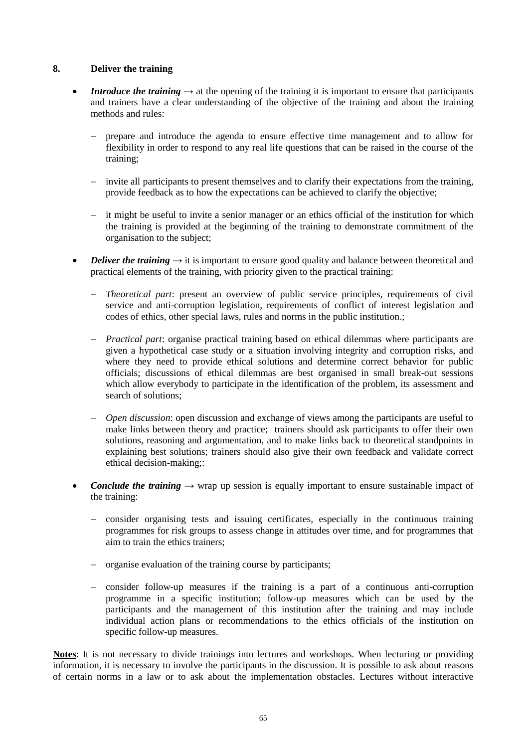## 8. Deliver the training

- ***Introduce the training*** → at the opening of the training it is important to ensure that participants and trainers have a clear understanding of the objective of the training and about the training methods and rules:

  - prepare and introduce the agenda to ensure effective time management and to allow for flexibility in order to respond to any real life questions that can be raised in the course of the training;

  - invite all participants to present themselves and to clarify their expectations from the training, provide feedback as to how the expectations can be achieved to clarify the objective;

  - it might be useful to invite a senior manager or an ethics official of the institution for which the training is provided at the beginning of the training to demonstrate commitment of the organisation to the subject;

- ***Deliver the training*** → it is important to ensure good quality and balance between theoretical and practical elements of the training, with priority given to the practical training:

  - *Theoretical part*: present an overview of public service principles, requirements of civil service and anti-corruption legislation, requirements of conflict of interest legislation and codes of ethics, other special laws, rules and norms in the public institution.;

  - *Practical part*: organise practical training based on ethical dilemmas where participants are given a hypothetical case study or a situation involving integrity and corruption risks, and where they need to provide ethical solutions and determine correct behavior for public officials; discussions of ethical dilemmas are best organised in small break-out sessions which allow everybody to participate in the identification of the problem, its assessment and search of solutions;

  - *Open discussion*: open discussion and exchange of views among the participants are useful to make links between theory and practice; trainers should ask participants to offer their own solutions, reasoning and argumentation, and to make links back to theoretical standpoints in explaining best solutions; trainers should also give their own feedback and validate correct ethical decision-making;:

- ***Conclude the training*** → wrap up session is equally important to ensure sustainable impact of the training:

  - consider organising tests and issuing certificates, especially in the continuous training programmes for risk groups to assess change in attitudes over time, and for programmes that aim to train the ethics trainers;

  - organise evaluation of the training course by participants;

  - consider follow-up measures if the training is a part of a continuous anti-corruption programme in a specific institution; follow-up measures which can be used by the participants and the management of this institution after the training and may include individual action plans or recommendations to the ethics officials of the institution on specific follow-up measures.

**Notes**: It is not necessary to divide trainings into lectures and workshops. When lecturing or providing information, it is necessary to involve the participants in the discussion. It is possible to ask about reasons of certain norms in a law or to ask about the implementation obstacles. Lectures without interactive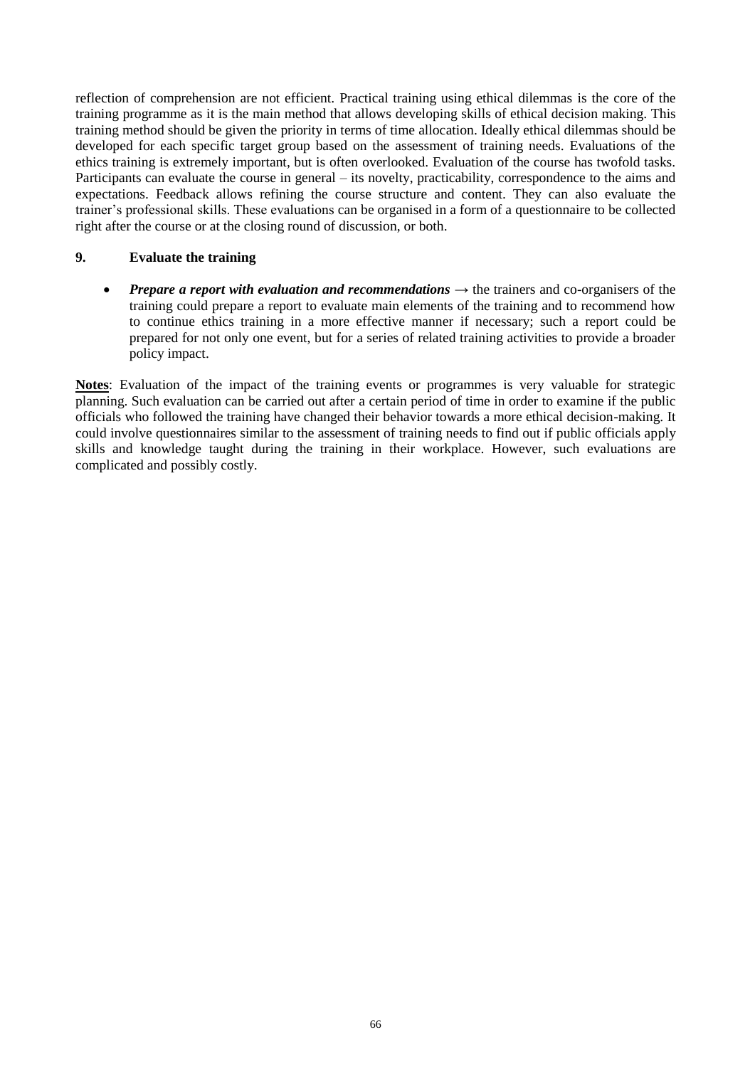reflection of comprehension are not efficient. Practical training using ethical dilemmas is the core of the training programme as it is the main method that allows developing skills of ethical decision making. This training method should be given the priority in terms of time allocation. Ideally ethical dilemmas should be developed for each specific target group based on the assessment of training needs. Evaluations of the ethics training is extremely important, but is often overlooked. Evaluation of the course has twofold tasks. Participants can evaluate the course in general – its novelty, practicability, correspondence to the aims and expectations. Feedback allows refining the course structure and content. They can also evaluate the trainer's professional skills. These evaluations can be organised in a form of a questionnaire to be collected right after the course or at the closing round of discussion, or both.

## 9. Evaluate the training

- ***Prepare a report with evaluation and recommendations*** → the trainers and co-organisers of the training could prepare a report to evaluate main elements of the training and to recommend how to continue ethics training in a more effective manner if necessary; such a report could be prepared for not only one event, but for a series of related training activities to provide a broader policy impact.

**Notes**: Evaluation of the impact of the training events or programmes is very valuable for strategic planning. Such evaluation can be carried out after a certain period of time in order to examine if the public officials who followed the training have changed their behavior towards a more ethical decision-making. It could involve questionnaires similar to the assessment of training needs to find out if public officials apply skills and knowledge taught during the training in their workplace. However, such evaluations are complicated and possibly costly.